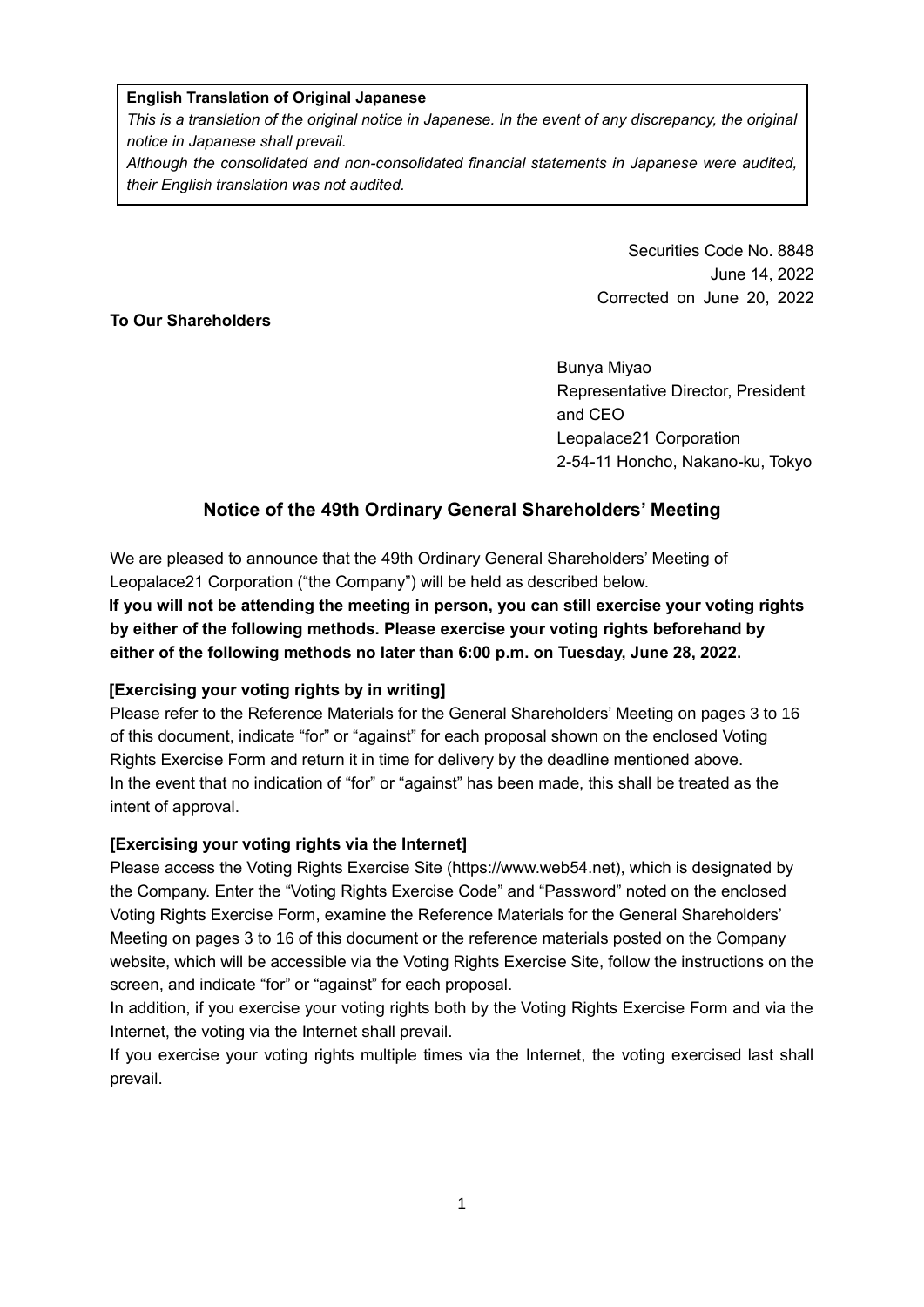**English Translation of Original Japanese**

*This is a translation of the original notice in Japanese. In the event of any discrepancy, the original notice in Japanese shall prevail.*

*Although the consolidated and non-consolidated financial statements in Japanese were audited, their English translation was not audited.*

Securities Code No. 8848
June 14, 2022
Corrected on June 20, 2022

**To Our Shareholders**

Bunya Miyao
Representative Director, President and CEO
Leopalace21 Corporation
2-54-11 Honcho, Nakano-ku, Tokyo

# Notice of the 49th Ordinary General Shareholders' Meeting

We are pleased to announce that the 49th Ordinary General Shareholders' Meeting of Leopalace21 Corporation ("the Company") will be held as described below.

**If you will not be attending the meeting in person, you can still exercise your voting rights by either of the following methods. Please exercise your voting rights beforehand by either of the following methods no later than 6:00 p.m. on Tuesday, June 28, 2022.**

**[Exercising your voting rights by in writing]**

Please refer to the Reference Materials for the General Shareholders' Meeting on pages 3 to 16 of this document, indicate "for" or "against" for each proposal shown on the enclosed Voting Rights Exercise Form and return it in time for delivery by the deadline mentioned above.
In the event that no indication of "for" or "against" has been made, this shall be treated as the intent of approval.

**[Exercising your voting rights via the Internet]**

Please access the Voting Rights Exercise Site (https://www.web54.net), which is designated by the Company. Enter the "Voting Rights Exercise Code" and "Password" noted on the enclosed Voting Rights Exercise Form, examine the Reference Materials for the General Shareholders' Meeting on pages 3 to 16 of this document or the reference materials posted on the Company website, which will be accessible via the Voting Rights Exercise Site, follow the instructions on the screen, and indicate "for" or "against" for each proposal.

In addition, if you exercise your voting rights both by the Voting Rights Exercise Form and via the Internet, the voting via the Internet shall prevail.

If you exercise your voting rights multiple times via the Internet, the voting exercised last shall prevail.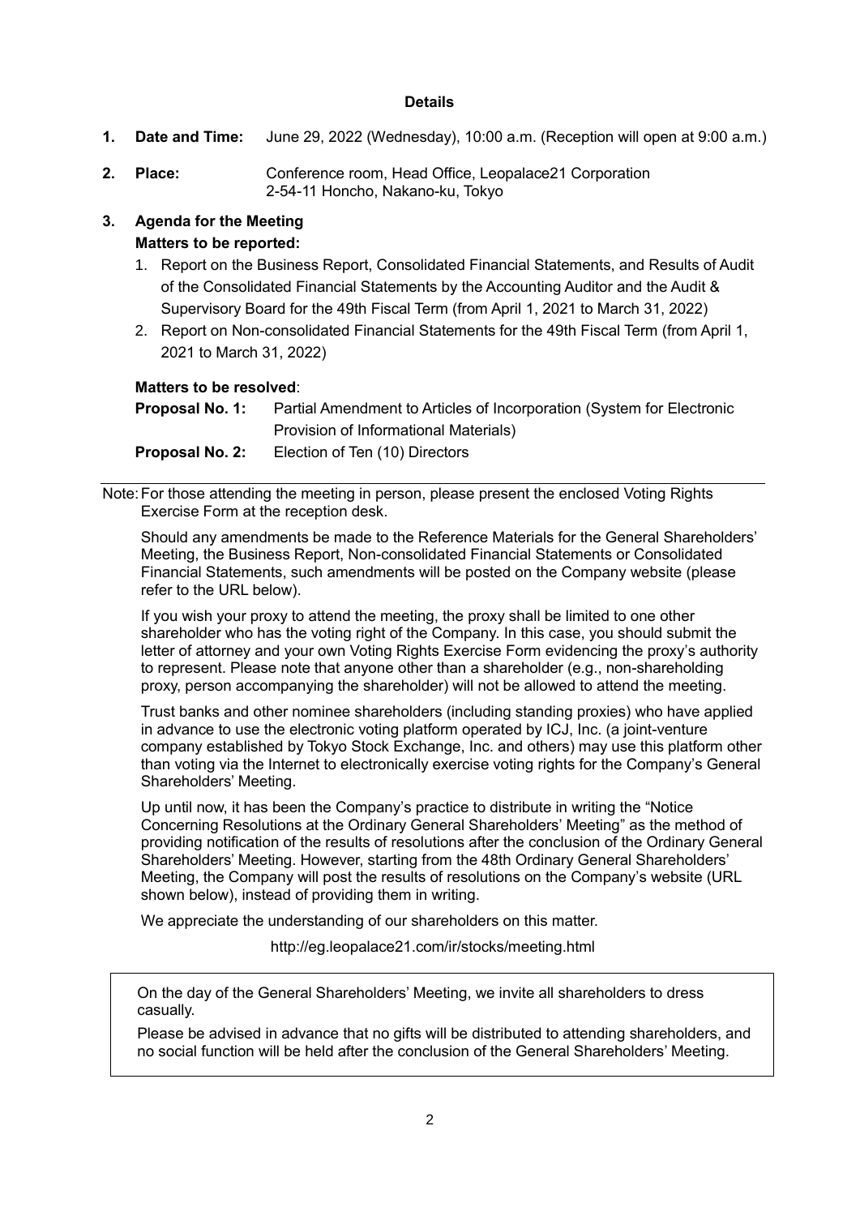## Details

1. **Date and Time:** June 29, 2022 (Wednesday), 10:00 a.m. (Reception will open at 9:00 a.m.)

2. **Place:** Conference room, Head Office, Leopalace21 Corporation
   2-54-11 Honcho, Nakano-ku, Tokyo

3. **Agenda for the Meeting**

   **Matters to be reported:**

   1. Report on the Business Report, Consolidated Financial Statements, and Results of Audit of the Consolidated Financial Statements by the Accounting Auditor and the Audit & Supervisory Board for the 49th Fiscal Term (from April 1, 2021 to March 31, 2022)
   2. Report on Non-consolidated Financial Statements for the 49th Fiscal Term (from April 1, 2021 to March 31, 2022)

   **Matters to be resolved**:

   **Proposal No. 1:** Partial Amendment to Articles of Incorporation (System for Electronic Provision of Informational Materials)

   **Proposal No. 2:** Election of Ten (10) Directors

---

Note: For those attending the meeting in person, please present the enclosed Voting Rights Exercise Form at the reception desk.

Should any amendments be made to the Reference Materials for the General Shareholders' Meeting, the Business Report, Non-consolidated Financial Statements or Consolidated Financial Statements, such amendments will be posted on the Company website (please refer to the URL below).

If you wish your proxy to attend the meeting, the proxy shall be limited to one other shareholder who has the voting right of the Company. In this case, you should submit the letter of attorney and your own Voting Rights Exercise Form evidencing the proxy's authority to represent. Please note that anyone other than a shareholder (e.g., non-shareholding proxy, person accompanying the shareholder) will not be allowed to attend the meeting.

Trust banks and other nominee shareholders (including standing proxies) who have applied in advance to use the electronic voting platform operated by ICJ, Inc. (a joint-venture company established by Tokyo Stock Exchange, Inc. and others) may use this platform other than voting via the Internet to electronically exercise voting rights for the Company's General Shareholders' Meeting.

Up until now, it has been the Company's practice to distribute in writing the "Notice Concerning Resolutions at the Ordinary General Shareholders' Meeting" as the method of providing notification of the results of resolutions after the conclusion of the Ordinary General Shareholders' Meeting. However, starting from the 48th Ordinary General Shareholders' Meeting, the Company will post the results of resolutions on the Company's website (URL shown below), instead of providing them in writing.

We appreciate the understanding of our shareholders on this matter.

http://eg.leopalace21.com/ir/stocks/meeting.html

---

On the day of the General Shareholders' Meeting, we invite all shareholders to dress casually.

Please be advised in advance that no gifts will be distributed to attending shareholders, and no social function will be held after the conclusion of the General Shareholders' Meeting.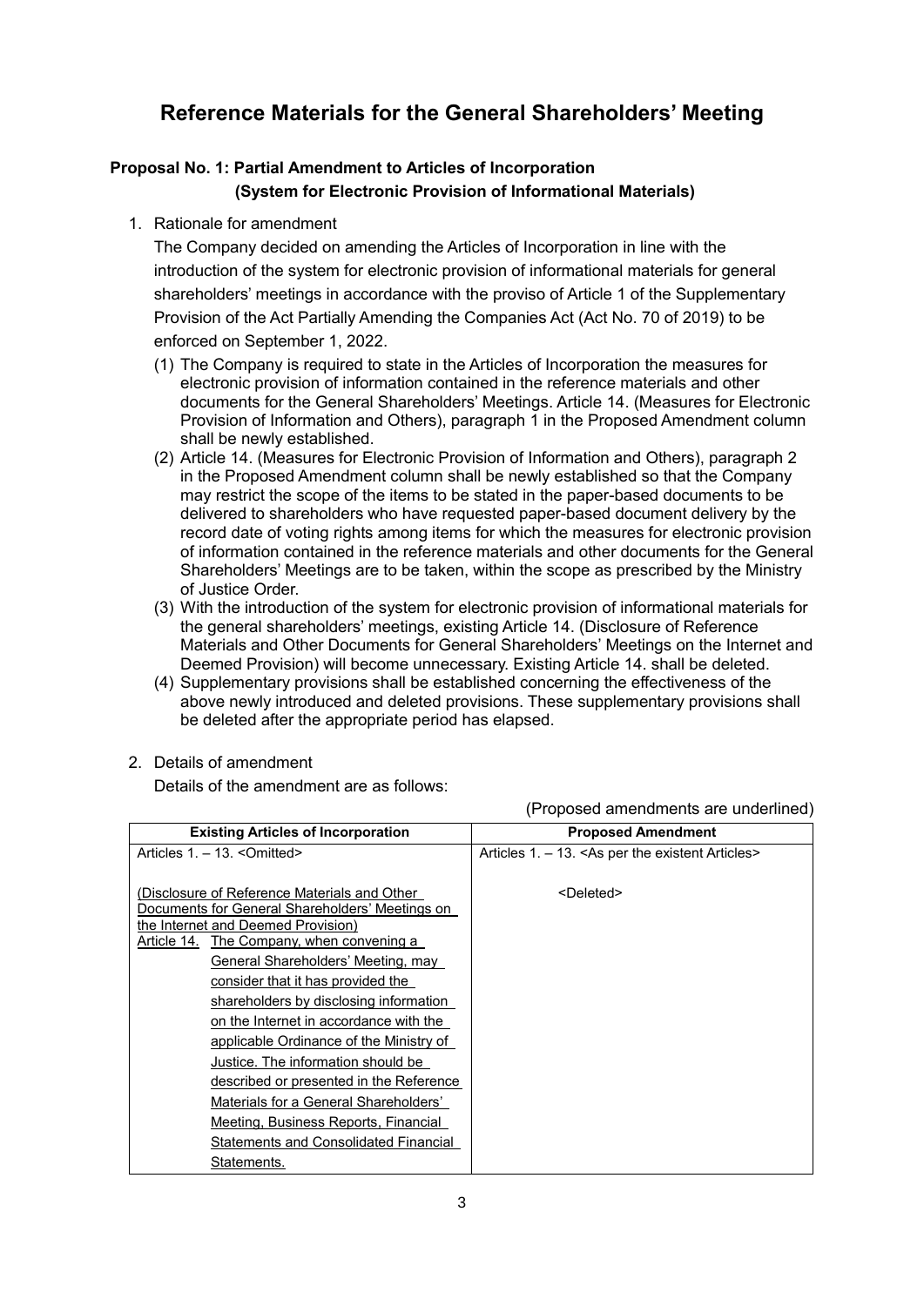# Reference Materials for the General Shareholders' Meeting

## Proposal No. 1: Partial Amendment to Articles of Incorporation (System for Electronic Provision of Informational Materials)

1. Rationale for amendment

   The Company decided on amending the Articles of Incorporation in line with the introduction of the system for electronic provision of informational materials for general shareholders' meetings in accordance with the proviso of Article 1 of the Supplementary Provision of the Act Partially Amending the Companies Act (Act No. 70 of 2019) to be enforced on September 1, 2022.

   (1) The Company is required to state in the Articles of Incorporation the measures for electronic provision of information contained in the reference materials and other documents for the General Shareholders' Meetings. Article 14. (Measures for Electronic Provision of Information and Others), paragraph 1 in the Proposed Amendment column shall be newly established.

   (2) Article 14. (Measures for Electronic Provision of Information and Others), paragraph 2 in the Proposed Amendment column shall be newly established so that the Company may restrict the scope of the items to be stated in the paper-based documents to be delivered to shareholders who have requested paper-based document delivery by the record date of voting rights among items for which the measures for electronic provision of information contained in the reference materials and other documents for the General Shareholders' Meetings are to be taken, within the scope as prescribed by the Ministry of Justice Order.

   (3) With the introduction of the system for electronic provision of informational materials for the general shareholders' meetings, existing Article 14. (Disclosure of Reference Materials and Other Documents for General Shareholders' Meetings on the Internet and Deemed Provision) will become unnecessary. Existing Article 14. shall be deleted.

   (4) Supplementary provisions shall be established concerning the effectiveness of the above newly introduced and deleted provisions. These supplementary provisions shall be deleted after the appropriate period has elapsed.

2. Details of amendment

   Details of the amendment are as follows:

(Proposed amendments are underlined)

| Existing Articles of Incorporation | Proposed Amendment |
|---|---|
| Articles 1. – 13. <Omitted> | Articles 1. – 13. <As per the existent Articles> |
| (Disclosure of Reference Materials and Other Documents for General Shareholders' Meetings on the Internet and Deemed Provision)<br>Article 14. The Company, when convening a General Shareholders' Meeting, may consider that it has provided the shareholders by disclosing information on the Internet in accordance with the applicable Ordinance of the Ministry of Justice. The information should be described or presented in the Reference Materials for a General Shareholders' Meeting, Business Reports, Financial Statements and Consolidated Financial Statements. | <Deleted> |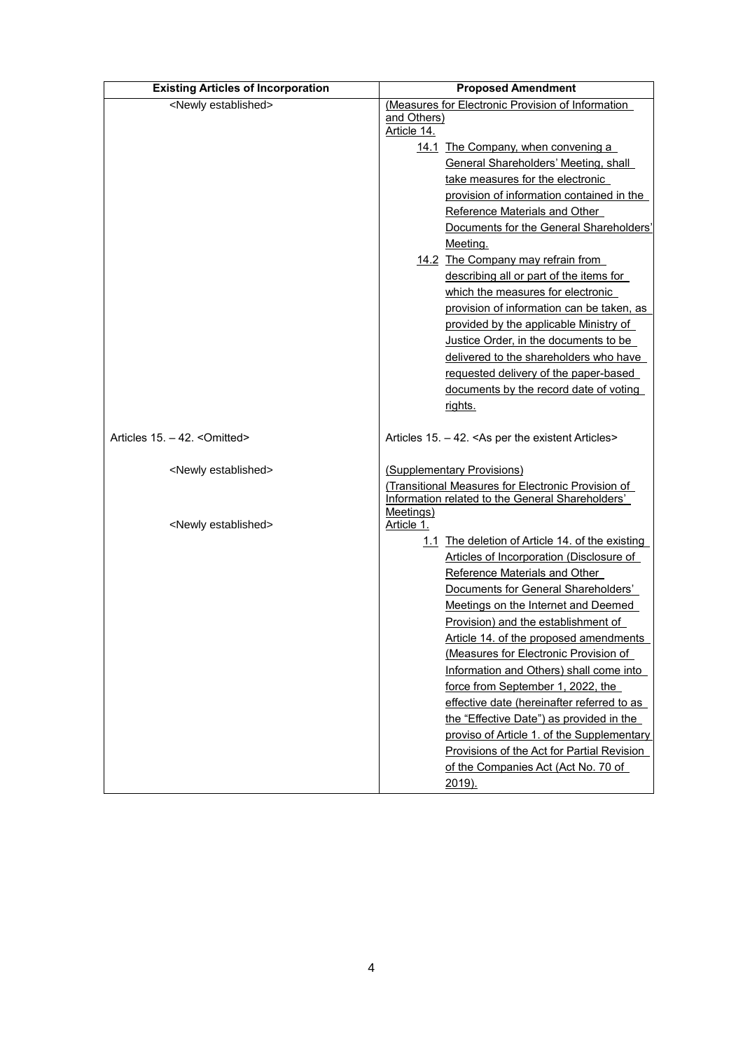| Existing Articles of Incorporation | Proposed Amendment |
|---|---|
| <Newly established> | (Measures for Electronic Provision of Information and Others)<br>Article 14.<br>14.1 The Company, when convening a General Shareholders' Meeting, shall take measures for the electronic provision of information contained in the Reference Materials and Other Documents for the General Shareholders' Meeting.<br>14.2 The Company may refrain from describing all or part of the items for which the measures for electronic provision of information can be taken, as provided by the applicable Ministry of Justice Order, in the documents to be delivered to the shareholders who have requested delivery of the paper-based documents by the record date of voting rights. |
| Articles 15. – 42. <Omitted> | Articles 15. – 42. <As per the existent Articles> |
| <Newly established> | (Supplementary Provisions)<br>(Transitional Measures for Electronic Provision of Information related to the General Shareholders' Meetings) |
| <Newly established> | Article 1.<br>1.1 The deletion of Article 14. of the existing Articles of Incorporation (Disclosure of Reference Materials and Other Documents for General Shareholders' Meetings on the Internet and Deemed Provision) and the establishment of Article 14. of the proposed amendments (Measures for Electronic Provision of Information and Others) shall come into force from September 1, 2022, the effective date (hereinafter referred to as the "Effective Date") as provided in the proviso of Article 1. of the Supplementary Provisions of the Act for Partial Revision of the Companies Act (Act No. 70 of 2019). |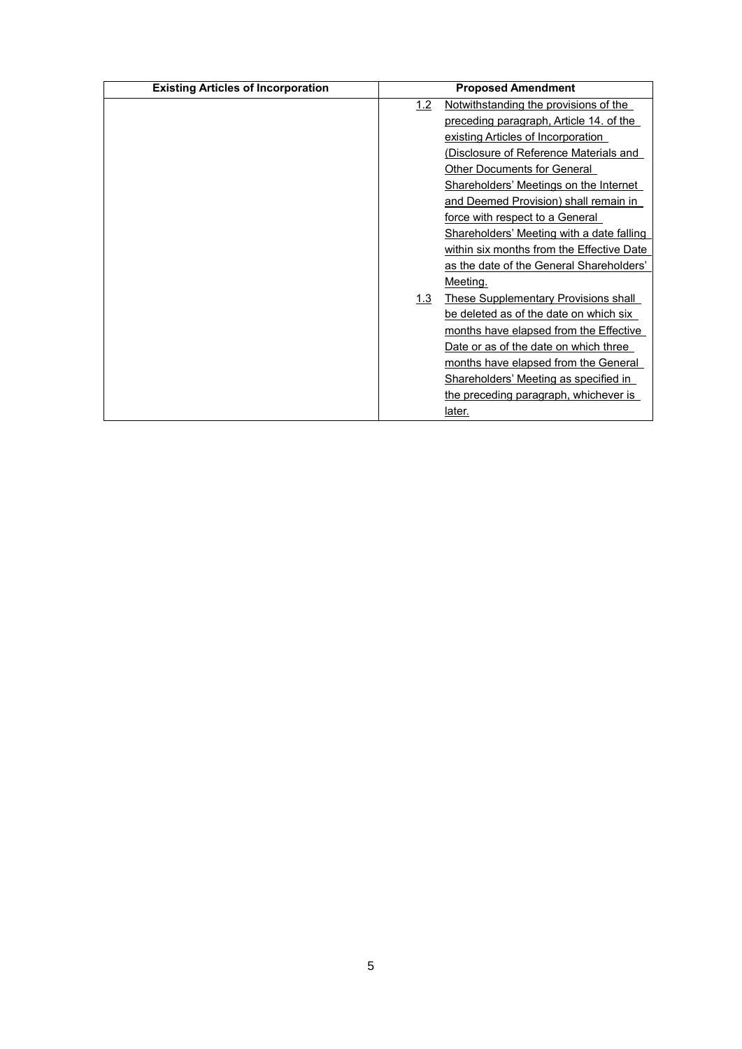| Existing Articles of Incorporation | Proposed Amendment |
| --- | --- |
| | 1.2 Notwithstanding the provisions of the preceding paragraph, Article 14. of the existing Articles of Incorporation (Disclosure of Reference Materials and Other Documents for General Shareholders' Meetings on the Internet and Deemed Provision) shall remain in force with respect to a General Shareholders' Meeting with a date falling within six months from the Effective Date as the date of the General Shareholders' Meeting.<br>1.3 These Supplementary Provisions shall be deleted as of the date on which six months have elapsed from the Effective Date or as of the date on which three months have elapsed from the General Shareholders' Meeting as specified in the preceding paragraph, whichever is later. |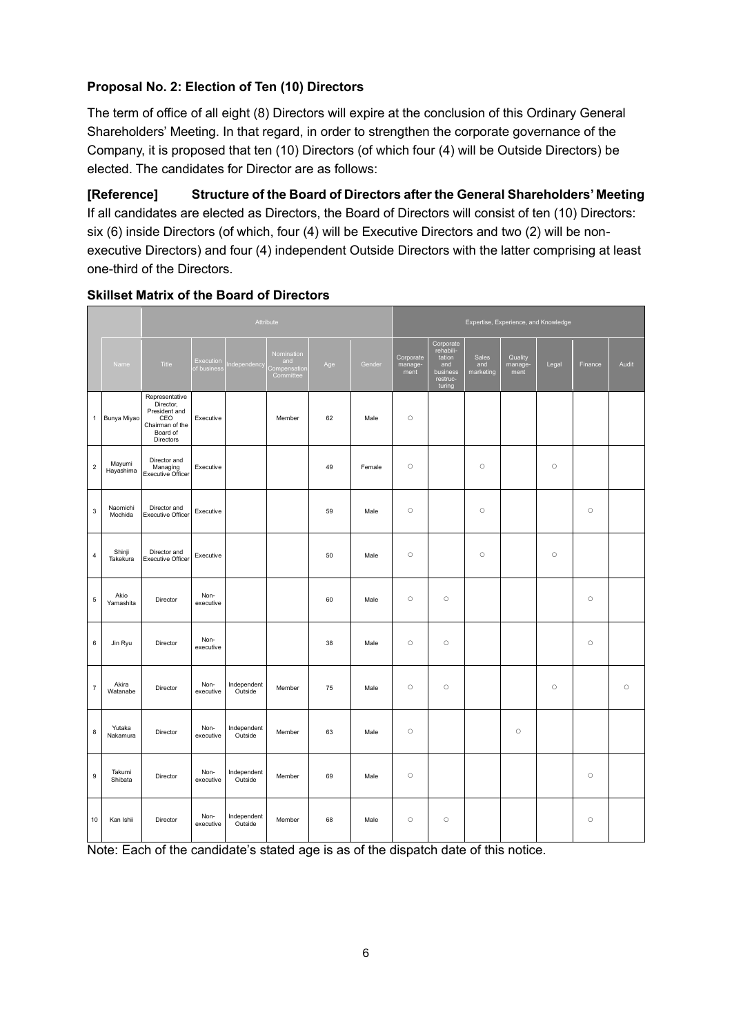**Proposal No. 2: Election of Ten (10) Directors**

The term of office of all eight (8) Directors will expire at the conclusion of this Ordinary General Shareholders' Meeting. In that regard, in order to strengthen the corporate governance of the Company, it is proposed that ten (10) Directors (of which four (4) will be Outside Directors) be elected. The candidates for Director are as follows:

**[Reference] Structure of the Board of Directors after the General Shareholders' Meeting**

If all candidates are elected as Directors, the Board of Directors will consist of ten (10) Directors: six (6) inside Directors (of which, four (4) will be Executive Directors and two (2) will be non-executive Directors) and four (4) independent Outside Directors with the latter comprising at least one-third of the Directors.

**Skillset Matrix of the Board of Directors**

| | Attribute | | | | | | | Expertise, Experience, and Knowledge | | | | | | |
|---|---|---|---|---|---|---|---|---|---|---|---|---|---|---|
| | Name | Title | Execution of business | Independency | Nomination and Compensation Committee | Age | Gender | Corporate management | Corporate rehabilitation and business restructuring | Sales and marketing | Quality management | Legal | Finance | Audit |
| 1 | Bunya Miyao | Representative Director, President and CEO Chairman of the Board of Directors | Executive | | Member | 62 | Male | ○ | | | | | | |
| 2 | Mayumi Hayashima | Director and Managing Executive Officer | Executive | | | 49 | Female | ○ | | ○ | | ○ | | |
| 3 | Naomichi Mochida | Director and Executive Officer | Executive | | | 59 | Male | ○ | | ○ | | | ○ | |
| 4 | Shinji Takekura | Director and Executive Officer | Executive | | | 50 | Male | ○ | | ○ | | ○ | | |
| 5 | Akio Yamashita | Director | Non-executive | | | 60 | Male | ○ | ○ | | | | ○ | |
| 6 | Jin Ryu | Director | Non-executive | | | 38 | Male | ○ | ○ | | | | ○ | |
| 7 | Akira Watanabe | Director | Non-executive | Independent Outside | Member | 75 | Male | ○ | ○ | | | ○ | | ○ |
| 8 | Yutaka Nakamura | Director | Non-executive | Independent Outside | Member | 63 | Male | ○ | | | ○ | | | |
| 9 | Takumi Shibata | Director | Non-executive | Independent Outside | Member | 69 | Male | ○ | | | | | ○ | |
| 10 | Kan Ishii | Director | Non-executive | Independent Outside | Member | 68 | Male | ○ | ○ | | | | ○ | |

Note: Each of the candidate's stated age is as of the dispatch date of this notice.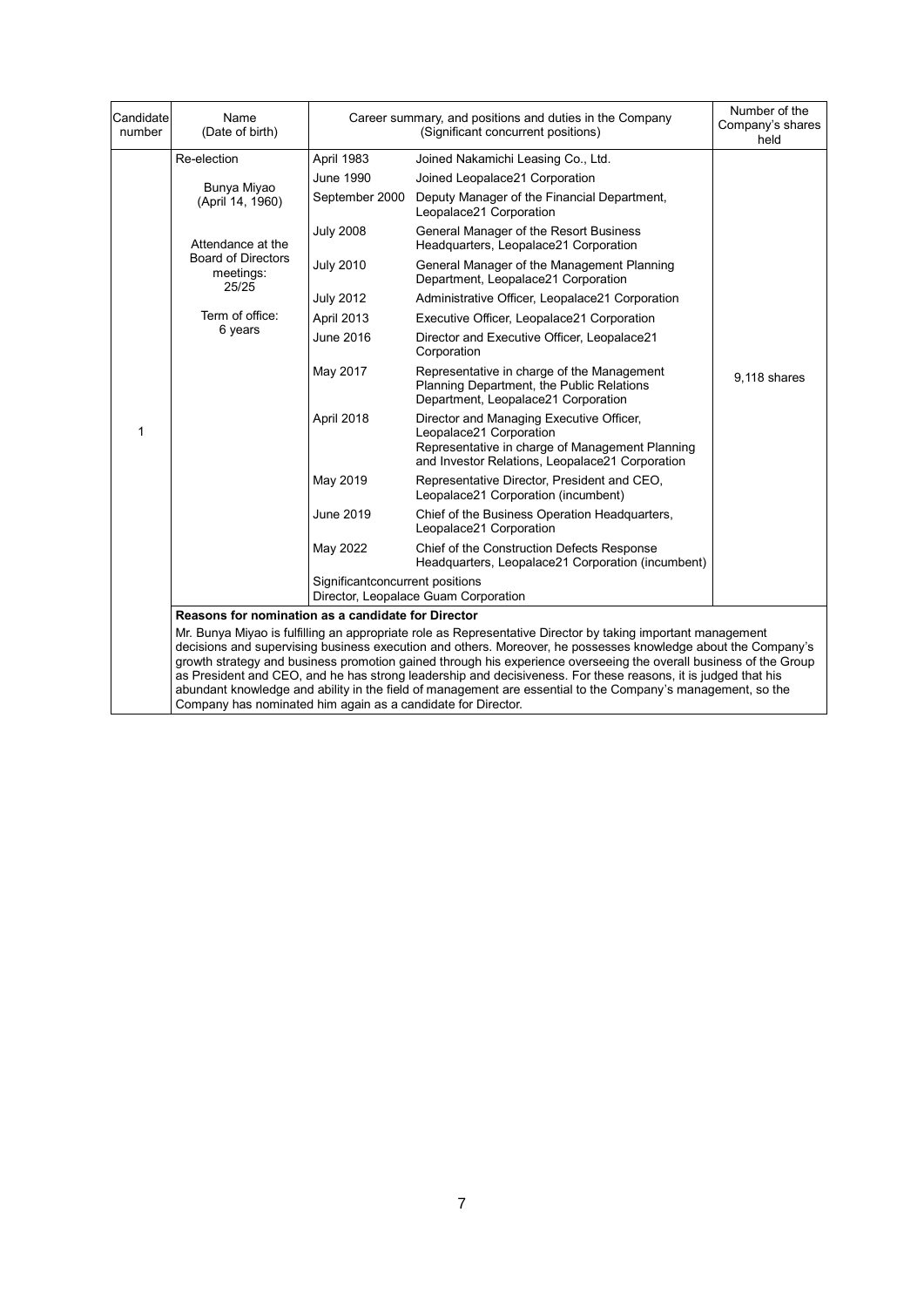| Candidate number | Name (Date of birth) | Career summary, and positions and duties in the Company (Significant concurrent positions) | | Number of the Company's shares held |
|---|---|---|---|---|
| 1 | Re-election<br><br>Bunya Miyao<br>(April 14, 1960)<br><br>Attendance at the Board of Directors meetings:<br>25/25<br><br>Term of office:<br>6 years | April 1983 | Joined Nakamichi Leasing Co., Ltd. | 9,118 shares |
| | | June 1990 | Joined Leopalace21 Corporation | |
| | | September 2000 | Deputy Manager of the Financial Department, Leopalace21 Corporation | |
| | | July 2008 | General Manager of the Resort Business Headquarters, Leopalace21 Corporation | |
| | | July 2010 | General Manager of the Management Planning Department, Leopalace21 Corporation | |
| | | July 2012 | Administrative Officer, Leopalace21 Corporation | |
| | | April 2013 | Executive Officer, Leopalace21 Corporation | |
| | | June 2016 | Director and Executive Officer, Leopalace21 Corporation | |
| | | May 2017 | Representative in charge of the Management Planning Department, the Public Relations Department, Leopalace21 Corporation | |
| | | April 2018 | Director and Managing Executive Officer, Leopalace21 Corporation<br>Representative in charge of Management Planning and Investor Relations, Leopalace21 Corporation | |
| | | May 2019 | Representative Director, President and CEO, Leopalace21 Corporation (incumbent) | |
| | | June 2019 | Chief of the Business Operation Headquarters, Leopalace21 Corporation | |
| | | May 2022 | Chief of the Construction Defects Response Headquarters, Leopalace21 Corporation (incumbent) | |
| | | Significantconcurrent positions<br>Director, Leopalace Guam Corporation | | |
| | **Reasons for nomination as a candidate for Director**<br>Mr. Bunya Miyao is fulfilling an appropriate role as Representative Director by taking important management decisions and supervising business execution and others. Moreover, he possesses knowledge about the Company's growth strategy and business promotion gained through his experience overseeing the overall business of the Group as President and CEO, and he has strong leadership and decisiveness. For these reasons, it is judged that his abundant knowledge and ability in the field of management are essential to the Company's management, so the Company has nominated him again as a candidate for Director. | | | |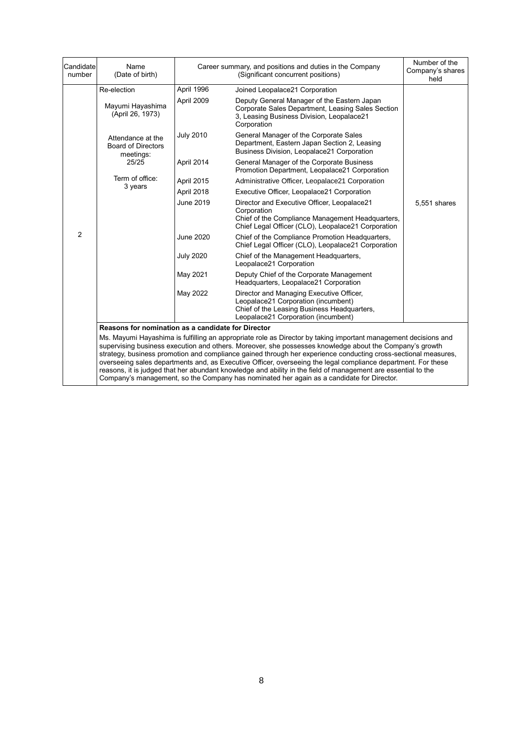| Candidate number | Name (Date of birth) | Career summary, and positions and duties in the Company (Significant concurrent positions) | | Number of the Company's shares held |
|---|---|---|---|---|
| 2 | Re-election<br><br>Mayumi Hayashima (April 26, 1973)<br><br>Attendance at the Board of Directors meetings: 25/25<br><br>Term of office: 3 years | April 1996 | Joined Leopalace21 Corporation | 5,551 shares |
| | | April 2009 | Deputy General Manager of the Eastern Japan Corporate Sales Department, Leasing Sales Section 3, Leasing Business Division, Leopalace21 Corporation | |
| | | July 2010 | General Manager of the Corporate Sales Department, Eastern Japan Section 2, Leasing Business Division, Leopalace21 Corporation | |
| | | April 2014 | General Manager of the Corporate Business Promotion Department, Leopalace21 Corporation | |
| | | April 2015 | Administrative Officer, Leopalace21 Corporation | |
| | | April 2018 | Executive Officer, Leopalace21 Corporation | |
| | | June 2019 | Director and Executive Officer, Leopalace21 Corporation<br>Chief of the Compliance Management Headquarters, Chief Legal Officer (CLO), Leopalace21 Corporation | |
| | | June 2020 | Chief of the Compliance Promotion Headquarters, Chief Legal Officer (CLO), Leopalace21 Corporation | |
| | | July 2020 | Chief of the Management Headquarters, Leopalace21 Corporation | |
| | | May 2021 | Deputy Chief of the Corporate Management Headquarters, Leopalace21 Corporation | |
| | | May 2022 | Director and Managing Executive Officer, Leopalace21 Corporation (incumbent)<br>Chief of the Leasing Business Headquarters, Leopalace21 Corporation (incumbent) | |

**Reasons for nomination as a candidate for Director**

Ms. Mayumi Hayashima is fulfilling an appropriate role as Director by taking important management decisions and supervising business execution and others. Moreover, she possesses knowledge about the Company's growth strategy, business promotion and compliance gained through her experience conducting cross-sectional measures, overseeing sales departments and, as Executive Officer, overseeing the legal compliance department. For these reasons, it is judged that her abundant knowledge and ability in the field of management are essential to the Company's management, so the Company has nominated her again as a candidate for Director.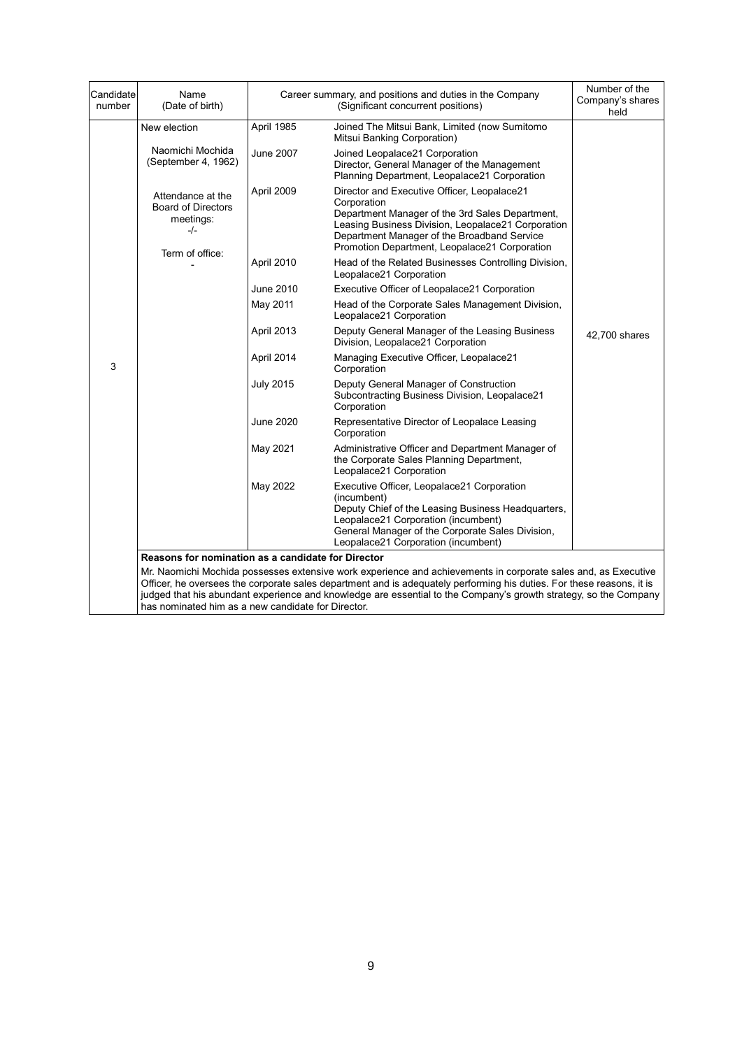| Candidate number | Name (Date of birth) | Career summary, and positions and duties in the Company (Significant concurrent positions) | | Number of the Company's shares held |
|---|---|---|---|---|
| 3 | New election<br><br>Naomichi Mochida (September 4, 1962)<br><br>Attendance at the Board of Directors meetings: -/-<br><br>Term of office: - | April 1985 | Joined The Mitsui Bank, Limited (now Sumitomo Mitsui Banking Corporation) | 42,700 shares |
| | | June 2007 | Joined Leopalace21 Corporation<br>Director, General Manager of the Management Planning Department, Leopalace21 Corporation | |
| | | April 2009 | Director and Executive Officer, Leopalace21 Corporation<br>Department Manager of the 3rd Sales Department, Leasing Business Division, Leopalace21 Corporation<br>Department Manager of the Broadband Service Promotion Department, Leopalace21 Corporation | |
| | | April 2010 | Head of the Related Businesses Controlling Division, Leopalace21 Corporation | |
| | | June 2010 | Executive Officer of Leopalace21 Corporation | |
| | | May 2011 | Head of the Corporate Sales Management Division, Leopalace21 Corporation | |
| | | April 2013 | Deputy General Manager of the Leasing Business Division, Leopalace21 Corporation | |
| | | April 2014 | Managing Executive Officer, Leopalace21 Corporation | |
| | | July 2015 | Deputy General Manager of Construction Subcontracting Business Division, Leopalace21 Corporation | |
| | | June 2020 | Representative Director of Leopalace Leasing Corporation | |
| | | May 2021 | Administrative Officer and Department Manager of the Corporate Sales Planning Department, Leopalace21 Corporation | |
| | | May 2022 | Executive Officer, Leopalace21 Corporation (incumbent)<br>Deputy Chief of the Leasing Business Headquarters, Leopalace21 Corporation (incumbent)<br>General Manager of the Corporate Sales Division, Leopalace21 Corporation (incumbent) | |

**Reasons for nomination as a candidate for Director**

Mr. Naomichi Mochida possesses extensive work experience and achievements in corporate sales and, as Executive Officer, he oversees the corporate sales department and is adequately performing his duties. For these reasons, it is judged that his abundant experience and knowledge are essential to the Company's growth strategy, so the Company has nominated him as a new candidate for Director.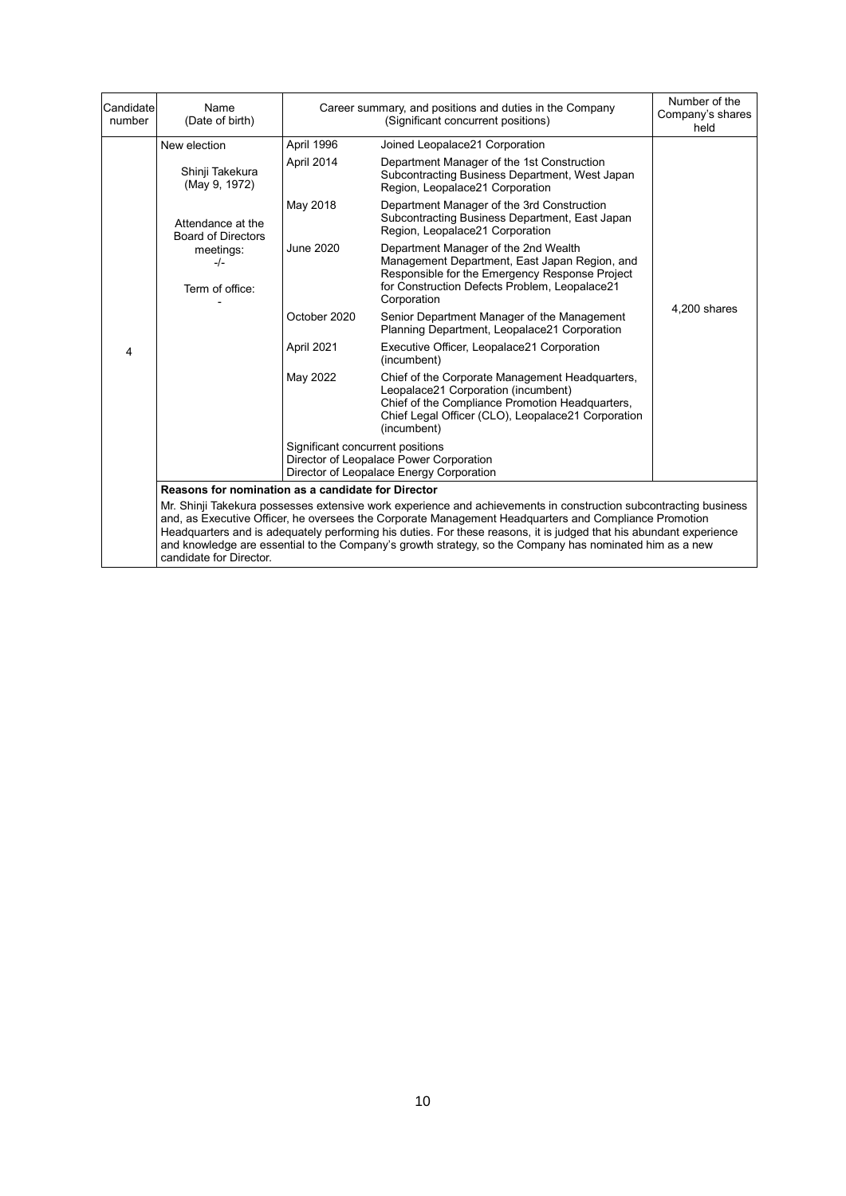| Candidate number | Name (Date of birth) | Career summary, and positions and duties in the Company (Significant concurrent positions) | | Number of the Company's shares held |
|---|---|---|---|---|
| 4 | New election<br><br>Shinji Takekura (May 9, 1972)<br><br>Attendance at the Board of Directors meetings: -/-<br><br>Term of office: - | April 1996 | Joined Leopalace21 Corporation | 4,200 shares |
| | | April 2014 | Department Manager of the 1st Construction Subcontracting Business Department, West Japan Region, Leopalace21 Corporation | |
| | | May 2018 | Department Manager of the 3rd Construction Subcontracting Business Department, East Japan Region, Leopalace21 Corporation | |
| | | June 2020 | Department Manager of the 2nd Wealth Management Department, East Japan Region, and Responsible for the Emergency Response Project for Construction Defects Problem, Leopalace21 Corporation | |
| | | October 2020 | Senior Department Manager of the Management Planning Department, Leopalace21 Corporation | |
| | | April 2021 | Executive Officer, Leopalace21 Corporation (incumbent) | |
| | | May 2022 | Chief of the Corporate Management Headquarters, Leopalace21 Corporation (incumbent)<br>Chief of the Compliance Promotion Headquarters, Chief Legal Officer (CLO), Leopalace21 Corporation (incumbent) | |
| | | Significant concurrent positions<br>Director of Leopalace Power Corporation<br>Director of Leopalace Energy Corporation | | |
| | **Reasons for nomination as a candidate for Director**<br>Mr. Shinji Takekura possesses extensive work experience and achievements in construction subcontracting business and, as Executive Officer, he oversees the Corporate Management Headquarters and Compliance Promotion Headquarters and is adequately performing his duties. For these reasons, it is judged that his abundant experience and knowledge are essential to the Company's growth strategy, so the Company has nominated him as a new candidate for Director. | | | |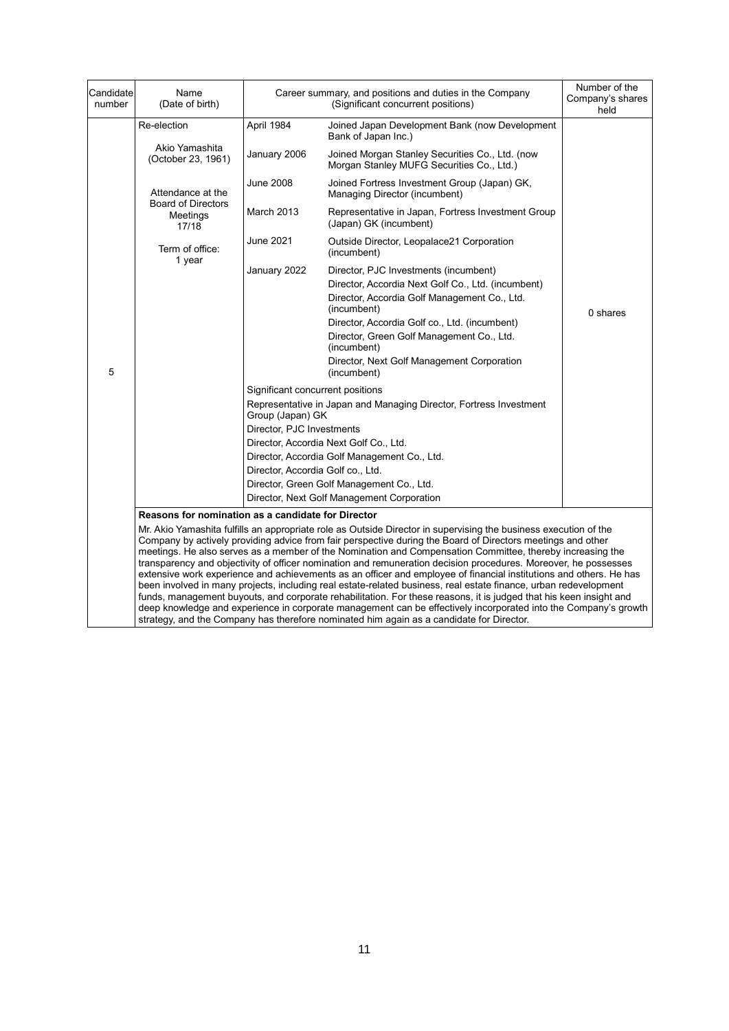| Candidate number | Name (Date of birth) | Career summary, and positions and duties in the Company (Significant concurrent positions) | | Number of the Company's shares held |
|---|---|---|---|---|
| 5 | Re-election<br><br>Akio Yamashita (October 23, 1961)<br><br>Attendance at the Board of Directors Meetings 17/18<br><br>Term of office: 1 year | April 1984 | Joined Japan Development Bank (now Development Bank of Japan Inc.) | 0 shares |
| | | January 2006 | Joined Morgan Stanley Securities Co., Ltd. (now Morgan Stanley MUFG Securities Co., Ltd.) | |
| | | June 2008 | Joined Fortress Investment Group (Japan) GK, Managing Director (incumbent) | |
| | | March 2013 | Representative in Japan, Fortress Investment Group (Japan) GK (incumbent) | |
| | | June 2021 | Outside Director, Leopalace21 Corporation (incumbent) | |
| | | January 2022 | Director, PJC Investments (incumbent)<br>Director, Accordia Next Golf Co., Ltd. (incumbent)<br>Director, Accordia Golf Management Co., Ltd. (incumbent)<br>Director, Accordia Golf co., Ltd. (incumbent)<br>Director, Green Golf Management Co., Ltd. (incumbent)<br>Director, Next Golf Management Corporation (incumbent) | |
| | | Significant concurrent positions<br>Representative in Japan and Managing Director, Fortress Investment Group (Japan) GK<br>Director, PJC Investments<br>Director, Accordia Next Golf Co., Ltd.<br>Director, Accordia Golf Management Co., Ltd.<br>Director, Accordia Golf co., Ltd.<br>Director, Green Golf Management Co., Ltd.<br>Director, Next Golf Management Corporation | | |
| | **Reasons for nomination as a candidate for Director**<br>Mr. Akio Yamashita fulfills an appropriate role as Outside Director in supervising the business execution of the Company by actively providing advice from fair perspective during the Board of Directors meetings and other meetings. He also serves as a member of the Nomination and Compensation Committee, thereby increasing the transparency and objectivity of officer nomination and remuneration decision procedures. Moreover, he possesses extensive work experience and achievements as an officer and employee of financial institutions and others. He has been involved in many projects, including real estate-related business, real estate finance, urban redevelopment funds, management buyouts, and corporate rehabilitation. For these reasons, it is judged that his keen insight and deep knowledge and experience in corporate management can be effectively incorporated into the Company's growth strategy, and the Company has therefore nominated him again as a candidate for Director. | | | |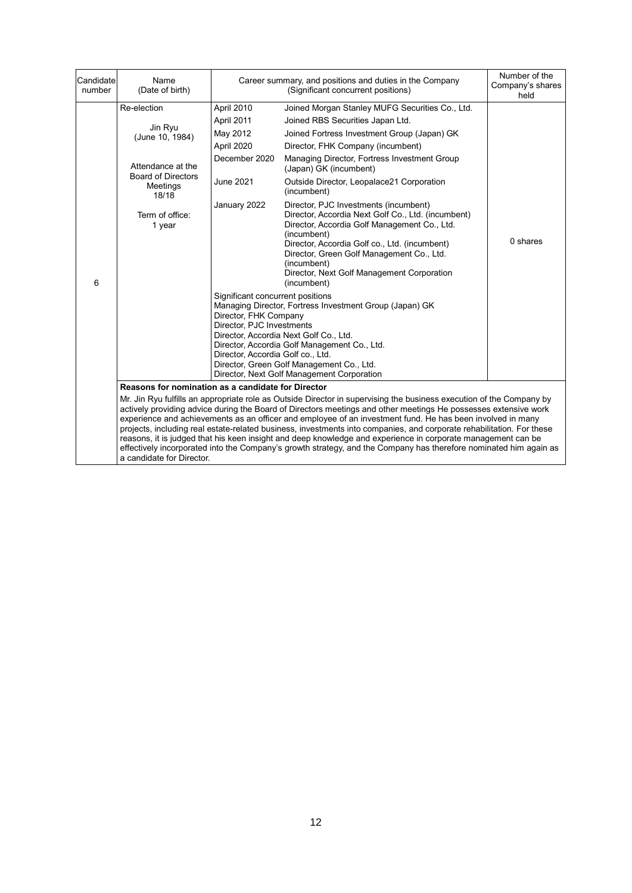| Candidate number | Name (Date of birth) | Career summary, and positions and duties in the Company (Significant concurrent positions) | | Number of the Company's shares held |
|---|---|---|---|---|
| 6 | Re-election<br><br>Jin Ryu<br>(June 10, 1984)<br><br>Attendance at the Board of Directors Meetings<br>18/18<br><br>Term of office:<br>1 year | April 2010 | Joined Morgan Stanley MUFG Securities Co., Ltd. | 0 shares |
| | | April 2011 | Joined RBS Securities Japan Ltd. | |
| | | May 2012 | Joined Fortress Investment Group (Japan) GK | |
| | | April 2020 | Director, FHK Company (incumbent) | |
| | | December 2020 | Managing Director, Fortress Investment Group (Japan) GK (incumbent) | |
| | | June 2021 | Outside Director, Leopalace21 Corporation (incumbent) | |
| | | January 2022 | Director, PJC Investments (incumbent)<br>Director, Accordia Next Golf Co., Ltd. (incumbent)<br>Director, Accordia Golf Management Co., Ltd. (incumbent)<br>Director, Accordia Golf co., Ltd. (incumbent)<br>Director, Green Golf Management Co., Ltd. (incumbent)<br>Director, Next Golf Management Corporation (incumbent) | |
| | | Significant concurrent positions<br>Managing Director, Fortress Investment Group (Japan) GK<br>Director, FHK Company<br>Director, PJC Investments<br>Director, Accordia Next Golf Co., Ltd.<br>Director, Accordia Golf Management Co., Ltd.<br>Director, Accordia Golf co., Ltd.<br>Director, Green Golf Management Co., Ltd.<br>Director, Next Golf Management Corporation | | |
| | **Reasons for nomination as a candidate for Director**<br>Mr. Jin Ryu fulfills an appropriate role as Outside Director in supervising the business execution of the Company by actively providing advice during the Board of Directors meetings and other meetings He possesses extensive work experience and achievements as an officer and employee of an investment fund. He has been involved in many projects, including real estate-related business, investments into companies, and corporate rehabilitation. For these reasons, it is judged that his keen insight and deep knowledge and experience in corporate management can be effectively incorporated into the Company's growth strategy, and the Company has therefore nominated him again as a candidate for Director. | | | |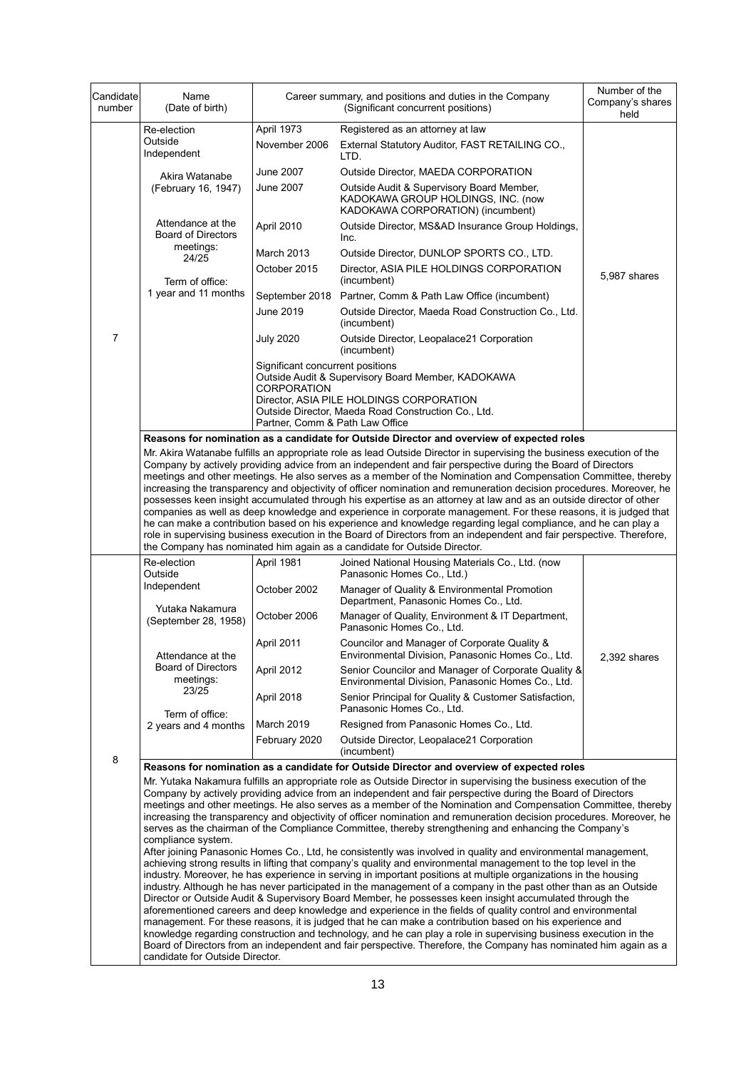| Candidate number | Name (Date of birth) | Career summary, and positions and duties in the Company (Significant concurrent positions) | | Number of the Company's shares held |
|---|---|---|---|---|
| 7 | Re-election<br>Outside<br>Independent<br><br>Akira Watanabe<br>(February 16, 1947)<br><br>Attendance at the Board of Directors meetings:<br>24/25<br><br>Term of office:<br>1 year and 11 months | April 1973 | Registered as an attorney at law | 5,987 shares |
| | | November 2006 | External Statutory Auditor, FAST RETAILING CO., LTD. | |
| | | June 2007 | Outside Director, MAEDA CORPORATION | |
| | | June 2007 | Outside Audit & Supervisory Board Member, KADOKAWA GROUP HOLDINGS, INC. (now KADOKAWA CORPORATION) (incumbent) | |
| | | April 2010 | Outside Director, MS&AD Insurance Group Holdings, Inc. | |
| | | March 2013 | Outside Director, DUNLOP SPORTS CO., LTD. | |
| | | October 2015 | Director, ASIA PILE HOLDINGS CORPORATION (incumbent) | |
| | | September 2018 | Partner, Comm & Path Law Office (incumbent) | |
| | | June 2019 | Outside Director, Maeda Road Construction Co., Ltd. (incumbent) | |
| | | July 2020 | Outside Director, Leopalace21 Corporation (incumbent) | |
| | | Significant concurrent positions<br>Outside Audit & Supervisory Board Member, KADOKAWA CORPORATION<br>Director, ASIA PILE HOLDINGS CORPORATION<br>Outside Director, Maeda Road Construction Co., Ltd.<br>Partner, Comm & Path Law Office | | |
| | **Reasons for nomination as a candidate for Outside Director and overview of expected roles**<br>Mr. Akira Watanabe fulfills an appropriate role as lead Outside Director in supervising the business execution of the Company by actively providing advice from an independent and fair perspective during the Board of Directors meetings and other meetings. He also serves as a member of the Nomination and Compensation Committee, thereby increasing the transparency and objectivity of officer nomination and remuneration decision procedures. Moreover, he possesses keen insight accumulated through his expertise as an attorney at law and as an outside director of other companies as well as deep knowledge and experience in corporate management. For these reasons, it is judged that he can make a contribution based on his experience and knowledge regarding legal compliance, and he can play a role in supervising business execution in the Board of Directors from an independent and fair perspective. Therefore, the Company has nominated him again as a candidate for Outside Director. | | | |
| 8 | Re-election<br>Outside<br>Independent<br><br>Yutaka Nakamura<br>(September 28, 1958)<br><br>Attendance at the Board of Directors meetings:<br>23/25<br><br>Term of office:<br>2 years and 4 months | April 1981 | Joined National Housing Materials Co., Ltd. (now Panasonic Homes Co., Ltd.) | 2,392 shares |
| | | October 2002 | Manager of Quality & Environmental Promotion Department, Panasonic Homes Co., Ltd. | |
| | | October 2006 | Manager of Quality, Environment & IT Department, Panasonic Homes Co., Ltd. | |
| | | April 2011 | Councilor and Manager of Corporate Quality & Environmental Division, Panasonic Homes Co., Ltd. | |
| | | April 2012 | Senior Councilor and Manager of Corporate Quality & Environmental Division, Panasonic Homes Co., Ltd. | |
| | | April 2018 | Senior Principal for Quality & Customer Satisfaction, Panasonic Homes Co., Ltd. | |
| | | March 2019 | Resigned from Panasonic Homes Co., Ltd. | |
| | | February 2020 | Outside Director, Leopalace21 Corporation (incumbent) | |
| | **Reasons for nomination as a candidate for Outside Director and overview of expected roles**<br>Mr. Yutaka Nakamura fulfills an appropriate role as Outside Director in supervising the business execution of the Company by actively providing advice from an independent and fair perspective during the Board of Directors meetings and other meetings. He also serves as a member of the Nomination and Compensation Committee, thereby increasing the transparency and objectivity of officer nomination and remuneration decision procedures. Moreover, he serves as the chairman of the Compliance Committee, thereby strengthening and enhancing the Company's compliance system.<br>After joining Panasonic Homes Co., Ltd, he consistently was involved in quality and environmental management, achieving strong results in lifting that company's quality and environmental management to the top level in the industry. Moreover, he has experience in serving in important positions at multiple organizations in the housing industry. Although he has never participated in the management of a company in the past other than as an Outside Director or Outside Audit & Supervisory Board Member, he possesses keen insight accumulated through the aforementioned careers and deep knowledge and experience in the fields of quality control and environmental management. For these reasons, it is judged that he can make a contribution based on his experience and knowledge regarding construction and technology, and he can play a role in supervising business execution in the Board of Directors from an independent and fair perspective. Therefore, the Company has nominated him again as a candidate for Outside Director. | | | |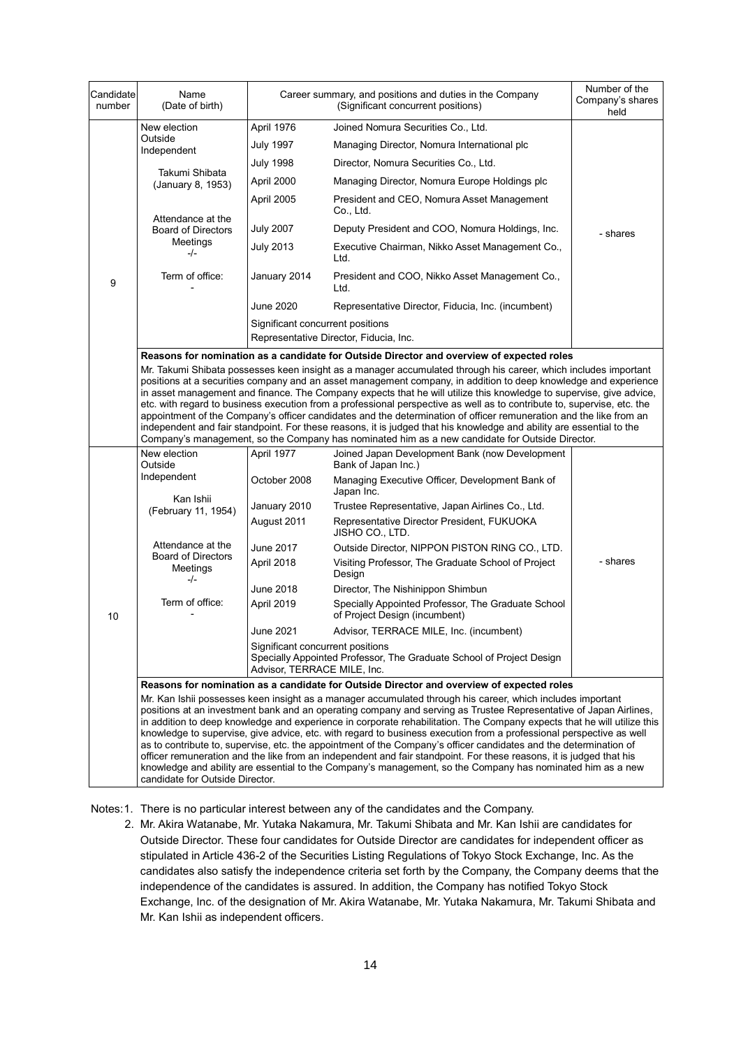| Candidate number | Name (Date of birth) | Career summary, and positions and duties in the Company (Significant concurrent positions) | | Number of the Company's shares held |
|---|---|---|---|---|
| 9 | New election<br>Outside<br>Independent<br><br>Takumi Shibata<br>(January 8, 1953)<br><br>Attendance at the Board of Directors Meetings<br>-/-<br><br>Term of office:<br>- | April 1976 | Joined Nomura Securities Co., Ltd. | - shares |
| | | July 1997 | Managing Director, Nomura International plc | |
| | | July 1998 | Director, Nomura Securities Co., Ltd. | |
| | | April 2000 | Managing Director, Nomura Europe Holdings plc | |
| | | April 2005 | President and CEO, Nomura Asset Management Co., Ltd. | |
| | | July 2007 | Deputy President and COO, Nomura Holdings, Inc. | |
| | | July 2013 | Executive Chairman, Nikko Asset Management Co., Ltd. | |
| | | January 2014 | President and COO, Nikko Asset Management Co., Ltd. | |
| | | June 2020 | Representative Director, Fiducia, Inc. (incumbent) | |
| | | Significant concurrent positions<br>Representative Director, Fiducia, Inc. | | |
| | **Reasons for nomination as a candidate for Outside Director and overview of expected roles**<br>Mr. Takumi Shibata possesses keen insight as a manager accumulated through his career, which includes important positions at a securities company and an asset management company, in addition to deep knowledge and experience in asset management and finance. The Company expects that he will utilize this knowledge to supervise, give advice, etc. with regard to business execution from a professional perspective as well as to contribute to, supervise, etc. the appointment of the Company's officer candidates and the determination of officer remuneration and the like from an independent and fair standpoint. For these reasons, it is judged that his knowledge and ability are essential to the Company's management, so the Company has nominated him as a new candidate for Outside Director. | | | |
| 10 | New election<br>Outside<br>Independent<br><br>Kan Ishii<br>(February 11, 1954)<br><br>Attendance at the Board of Directors Meetings<br>-/-<br><br>Term of office:<br>- | April 1977 | Joined Japan Development Bank (now Development Bank of Japan Inc.) | - shares |
| | | October 2008 | Managing Executive Officer, Development Bank of Japan Inc. | |
| | | January 2010 | Trustee Representative, Japan Airlines Co., Ltd. | |
| | | August 2011 | Representative Director President, FUKUOKA JISHO CO., LTD. | |
| | | June 2017 | Outside Director, NIPPON PISTON RING CO., LTD. | |
| | | April 2018 | Visiting Professor, The Graduate School of Project Design | |
| | | June 2018 | Director, The Nishinippon Shimbun | |
| | | April 2019 | Specially Appointed Professor, The Graduate School of Project Design (incumbent) | |
| | | June 2021 | Advisor, TERRACE MILE, Inc. (incumbent) | |
| | | Significant concurrent positions<br>Specially Appointed Professor, The Graduate School of Project Design<br>Advisor, TERRACE MILE, Inc. | | |
| | **Reasons for nomination as a candidate for Outside Director and overview of expected roles**<br>Mr. Kan Ishii possesses keen insight as a manager accumulated through his career, which includes important positions at an investment bank and an operating company and serving as Trustee Representative of Japan Airlines, in addition to deep knowledge and experience in corporate rehabilitation. The Company expects that he will utilize this knowledge to supervise, give advice, etc. with regard to business execution from a professional perspective as well as to contribute to, supervise, etc. the appointment of the Company's officer candidates and the determination of officer remuneration and the like from an independent and fair standpoint. For these reasons, it is judged that his knowledge and ability are essential to the Company's management, so the Company has nominated him as a new candidate for Outside Director. | | | |

Notes: 1. There is no particular interest between any of the candidates and the Company.

2. Mr. Akira Watanabe, Mr. Yutaka Nakamura, Mr. Takumi Shibata and Mr. Kan Ishii are candidates for Outside Director. These four candidates for Outside Director are candidates for independent officer as stipulated in Article 436-2 of the Securities Listing Regulations of Tokyo Stock Exchange, Inc. As the candidates also satisfy the independence criteria set forth by the Company, the Company deems that the independence of the candidates is assured. In addition, the Company has notified Tokyo Stock Exchange, Inc. of the designation of Mr. Akira Watanabe, Mr. Yutaka Nakamura, Mr. Takumi Shibata and Mr. Kan Ishii as independent officers.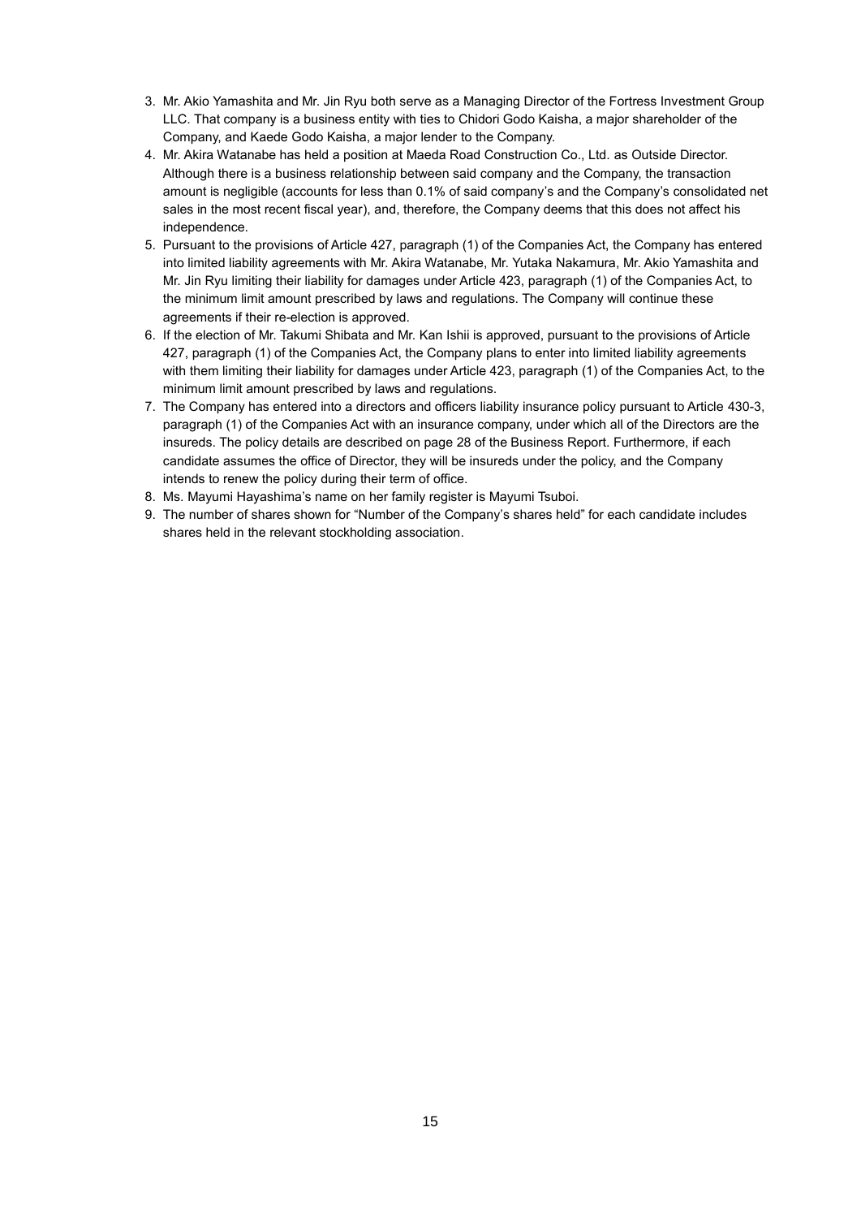3. Mr. Akio Yamashita and Mr. Jin Ryu both serve as a Managing Director of the Fortress Investment Group LLC. That company is a business entity with ties to Chidori Godo Kaisha, a major shareholder of the Company, and Kaede Godo Kaisha, a major lender to the Company.
4. Mr. Akira Watanabe has held a position at Maeda Road Construction Co., Ltd. as Outside Director. Although there is a business relationship between said company and the Company, the transaction amount is negligible (accounts for less than 0.1% of said company's and the Company's consolidated net sales in the most recent fiscal year), and, therefore, the Company deems that this does not affect his independence.
5. Pursuant to the provisions of Article 427, paragraph (1) of the Companies Act, the Company has entered into limited liability agreements with Mr. Akira Watanabe, Mr. Yutaka Nakamura, Mr. Akio Yamashita and Mr. Jin Ryu limiting their liability for damages under Article 423, paragraph (1) of the Companies Act, to the minimum limit amount prescribed by laws and regulations. The Company will continue these agreements if their re-election is approved.
6. If the election of Mr. Takumi Shibata and Mr. Kan Ishii is approved, pursuant to the provisions of Article 427, paragraph (1) of the Companies Act, the Company plans to enter into limited liability agreements with them limiting their liability for damages under Article 423, paragraph (1) of the Companies Act, to the minimum limit amount prescribed by laws and regulations.
7. The Company has entered into a directors and officers liability insurance policy pursuant to Article 430-3, paragraph (1) of the Companies Act with an insurance company, under which all of the Directors are the insureds. The policy details are described on page 28 of the Business Report. Furthermore, if each candidate assumes the office of Director, they will be insureds under the policy, and the Company intends to renew the policy during their term of office.
8. Ms. Mayumi Hayashima's name on her family register is Mayumi Tsuboi.
9. The number of shares shown for "Number of the Company's shares held" for each candidate includes shares held in the relevant stockholding association.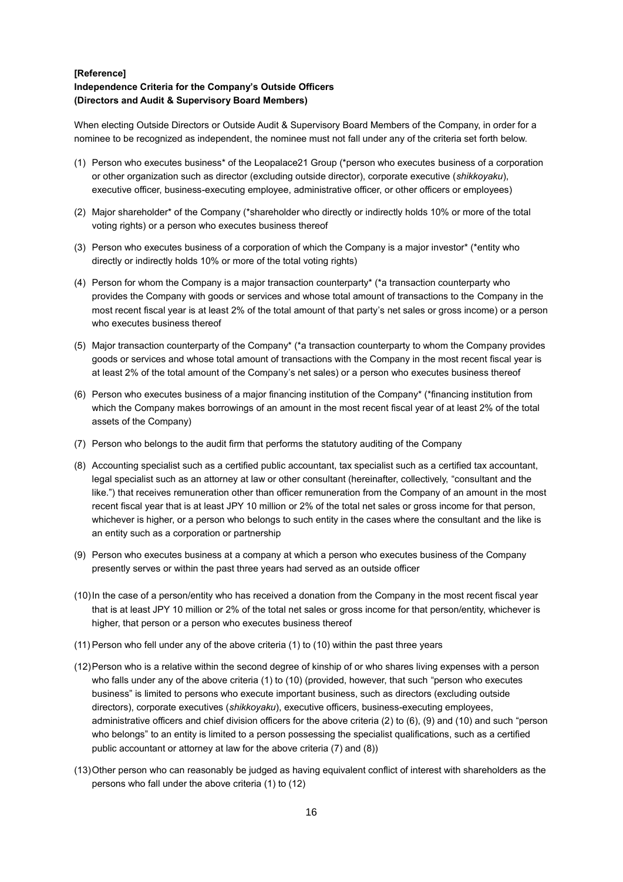**[Reference]**
**Independence Criteria for the Company's Outside Officers**
**(Directors and Audit & Supervisory Board Members)**

When electing Outside Directors or Outside Audit & Supervisory Board Members of the Company, in order for a nominee to be recognized as independent, the nominee must not fall under any of the criteria set forth below.

(1) Person who executes business* of the Leopalace21 Group (*person who executes business of a corporation or other organization such as director (excluding outside director), corporate executive (*shikkoyaku*), executive officer, business-executing employee, administrative officer, or other officers or employees)

(2) Major shareholder* of the Company (*shareholder who directly or indirectly holds 10% or more of the total voting rights) or a person who executes business thereof

(3) Person who executes business of a corporation of which the Company is a major investor* (*entity who directly or indirectly holds 10% or more of the total voting rights)

(4) Person for whom the Company is a major transaction counterparty* (*a transaction counterparty who provides the Company with goods or services and whose total amount of transactions to the Company in the most recent fiscal year is at least 2% of the total amount of that party's net sales or gross income) or a person who executes business thereof

(5) Major transaction counterparty of the Company* (*a transaction counterparty to whom the Company provides goods or services and whose total amount of transactions with the Company in the most recent fiscal year is at least 2% of the total amount of the Company's net sales) or a person who executes business thereof

(6) Person who executes business of a major financing institution of the Company* (*financing institution from which the Company makes borrowings of an amount in the most recent fiscal year of at least 2% of the total assets of the Company)

(7) Person who belongs to the audit firm that performs the statutory auditing of the Company

(8) Accounting specialist such as a certified public accountant, tax specialist such as a certified tax accountant, legal specialist such as an attorney at law or other consultant (hereinafter, collectively, "consultant and the like.") that receives remuneration other than officer remuneration from the Company of an amount in the most recent fiscal year that is at least JPY 10 million or 2% of the total net sales or gross income for that person, whichever is higher, or a person who belongs to such entity in the cases where the consultant and the like is an entity such as a corporation or partnership

(9) Person who executes business at a company at which a person who executes business of the Company presently serves or within the past three years had served as an outside officer

(10) In the case of a person/entity who has received a donation from the Company in the most recent fiscal year that is at least JPY 10 million or 2% of the total net sales or gross income for that person/entity, whichever is higher, that person or a person who executes business thereof

(11) Person who fell under any of the above criteria (1) to (10) within the past three years

(12) Person who is a relative within the second degree of kinship of or who shares living expenses with a person who falls under any of the above criteria (1) to (10) (provided, however, that such "person who executes business" is limited to persons who execute important business, such as directors (excluding outside directors), corporate executives (*shikkoyaku*), executive officers, business-executing employees, administrative officers and chief division officers for the above criteria (2) to (6), (9) and (10) and such "person who belongs" to an entity is limited to a person possessing the specialist qualifications, such as a certified public accountant or attorney at law for the above criteria (7) and (8))

(13) Other person who can reasonably be judged as having equivalent conflict of interest with shareholders as the persons who fall under the above criteria (1) to (12)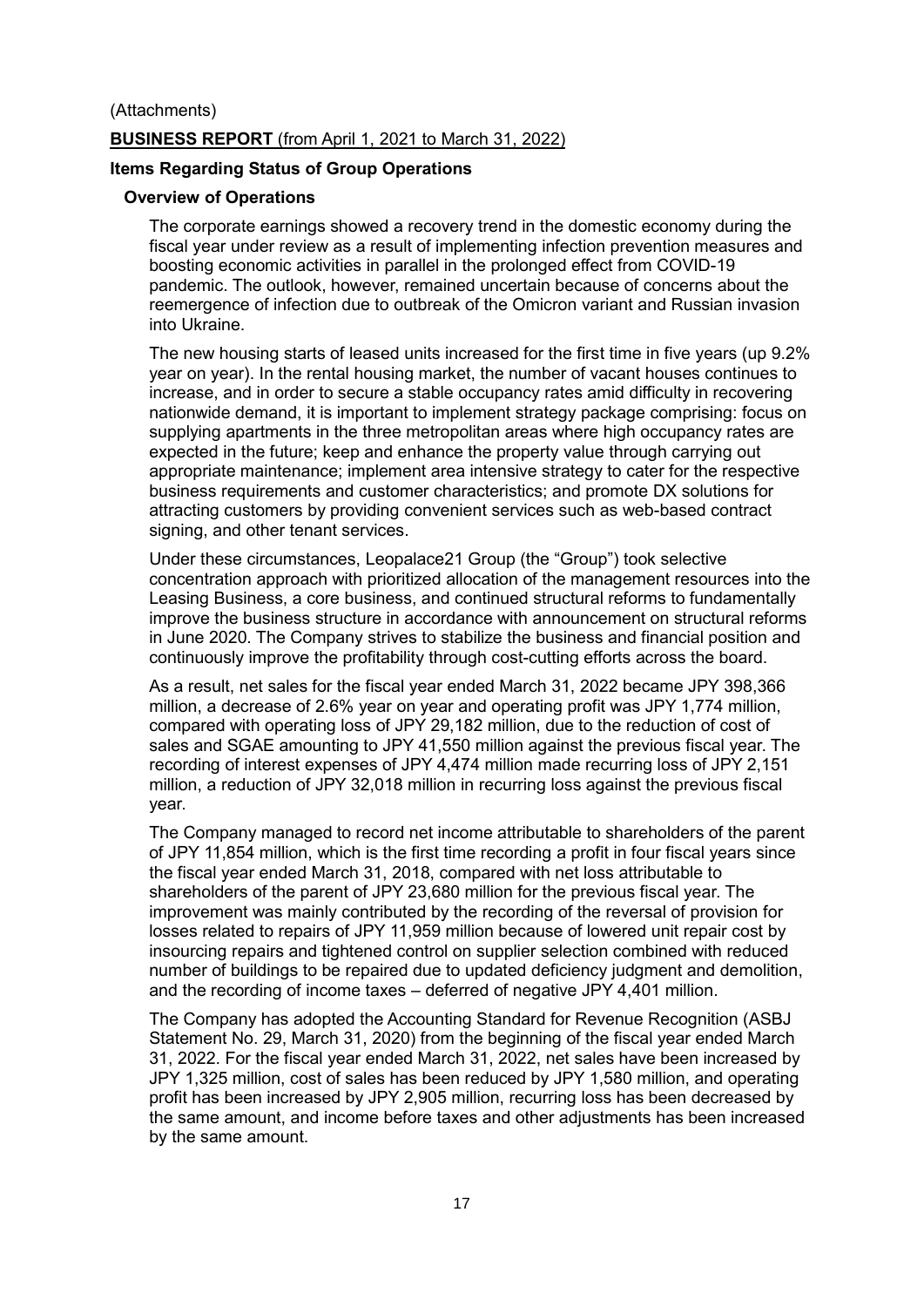(Attachments)

**BUSINESS REPORT** (from April 1, 2021 to March 31, 2022)

**Items Regarding Status of Group Operations**

**Overview of Operations**

The corporate earnings showed a recovery trend in the domestic economy during the fiscal year under review as a result of implementing infection prevention measures and boosting economic activities in parallel in the prolonged effect from COVID-19 pandemic. The outlook, however, remained uncertain because of concerns about the reemergence of infection due to outbreak of the Omicron variant and Russian invasion into Ukraine.

The new housing starts of leased units increased for the first time in five years (up 9.2% year on year). In the rental housing market, the number of vacant houses continues to increase, and in order to secure a stable occupancy rates amid difficulty in recovering nationwide demand, it is important to implement strategy package comprising: focus on supplying apartments in the three metropolitan areas where high occupancy rates are expected in the future; keep and enhance the property value through carrying out appropriate maintenance; implement area intensive strategy to cater for the respective business requirements and customer characteristics; and promote DX solutions for attracting customers by providing convenient services such as web-based contract signing, and other tenant services.

Under these circumstances, Leopalace21 Group (the "Group") took selective concentration approach with prioritized allocation of the management resources into the Leasing Business, a core business, and continued structural reforms to fundamentally improve the business structure in accordance with announcement on structural reforms in June 2020. The Company strives to stabilize the business and financial position and continuously improve the profitability through cost-cutting efforts across the board.

As a result, net sales for the fiscal year ended March 31, 2022 became JPY 398,366 million, a decrease of 2.6% year on year and operating profit was JPY 1,774 million, compared with operating loss of JPY 29,182 million, due to the reduction of cost of sales and SGAE amounting to JPY 41,550 million against the previous fiscal year. The recording of interest expenses of JPY 4,474 million made recurring loss of JPY 2,151 million, a reduction of JPY 32,018 million in recurring loss against the previous fiscal year.

The Company managed to record net income attributable to shareholders of the parent of JPY 11,854 million, which is the first time recording a profit in four fiscal years since the fiscal year ended March 31, 2018, compared with net loss attributable to shareholders of the parent of JPY 23,680 million for the previous fiscal year. The improvement was mainly contributed by the recording of the reversal of provision for losses related to repairs of JPY 11,959 million because of lowered unit repair cost by insourcing repairs and tightened control on supplier selection combined with reduced number of buildings to be repaired due to updated deficiency judgment and demolition, and the recording of income taxes – deferred of negative JPY 4,401 million.

The Company has adopted the Accounting Standard for Revenue Recognition (ASBJ Statement No. 29, March 31, 2020) from the beginning of the fiscal year ended March 31, 2022. For the fiscal year ended March 31, 2022, net sales have been increased by JPY 1,325 million, cost of sales has been reduced by JPY 1,580 million, and operating profit has been increased by JPY 2,905 million, recurring loss has been decreased by the same amount, and income before taxes and other adjustments has been increased by the same amount.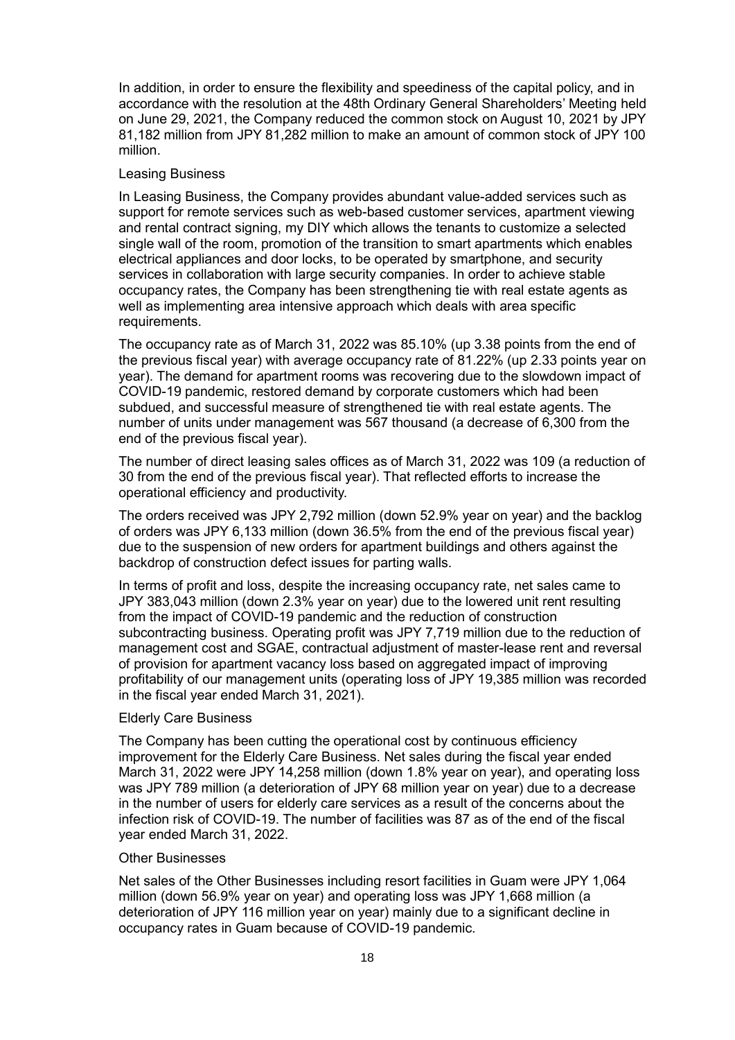In addition, in order to ensure the flexibility and speediness of the capital policy, and in accordance with the resolution at the 48th Ordinary General Shareholders' Meeting held on June 29, 2021, the Company reduced the common stock on August 10, 2021 by JPY 81,182 million from JPY 81,282 million to make an amount of common stock of JPY 100 million.

Leasing Business

In Leasing Business, the Company provides abundant value-added services such as support for remote services such as web-based customer services, apartment viewing and rental contract signing, my DIY which allows the tenants to customize a selected single wall of the room, promotion of the transition to smart apartments which enables electrical appliances and door locks, to be operated by smartphone, and security services in collaboration with large security companies. In order to achieve stable occupancy rates, the Company has been strengthening tie with real estate agents as well as implementing area intensive approach which deals with area specific requirements.

The occupancy rate as of March 31, 2022 was 85.10% (up 3.38 points from the end of the previous fiscal year) with average occupancy rate of 81.22% (up 2.33 points year on year). The demand for apartment rooms was recovering due to the slowdown impact of COVID-19 pandemic, restored demand by corporate customers which had been subdued, and successful measure of strengthened tie with real estate agents. The number of units under management was 567 thousand (a decrease of 6,300 from the end of the previous fiscal year).

The number of direct leasing sales offices as of March 31, 2022 was 109 (a reduction of 30 from the end of the previous fiscal year). That reflected efforts to increase the operational efficiency and productivity.

The orders received was JPY 2,792 million (down 52.9% year on year) and the backlog of orders was JPY 6,133 million (down 36.5% from the end of the previous fiscal year) due to the suspension of new orders for apartment buildings and others against the backdrop of construction defect issues for parting walls.

In terms of profit and loss, despite the increasing occupancy rate, net sales came to JPY 383,043 million (down 2.3% year on year) due to the lowered unit rent resulting from the impact of COVID-19 pandemic and the reduction of construction subcontracting business. Operating profit was JPY 7,719 million due to the reduction of management cost and SGAE, contractual adjustment of master-lease rent and reversal of provision for apartment vacancy loss based on aggregated impact of improving profitability of our management units (operating loss of JPY 19,385 million was recorded in the fiscal year ended March 31, 2021).

Elderly Care Business

The Company has been cutting the operational cost by continuous efficiency improvement for the Elderly Care Business. Net sales during the fiscal year ended March 31, 2022 were JPY 14,258 million (down 1.8% year on year), and operating loss was JPY 789 million (a deterioration of JPY 68 million year on year) due to a decrease in the number of users for elderly care services as a result of the concerns about the infection risk of COVID-19. The number of facilities was 87 as of the end of the fiscal year ended March 31, 2022.

Other Businesses

Net sales of the Other Businesses including resort facilities in Guam were JPY 1,064 million (down 56.9% year on year) and operating loss was JPY 1,668 million (a deterioration of JPY 116 million year on year) mainly due to a significant decline in occupancy rates in Guam because of COVID-19 pandemic.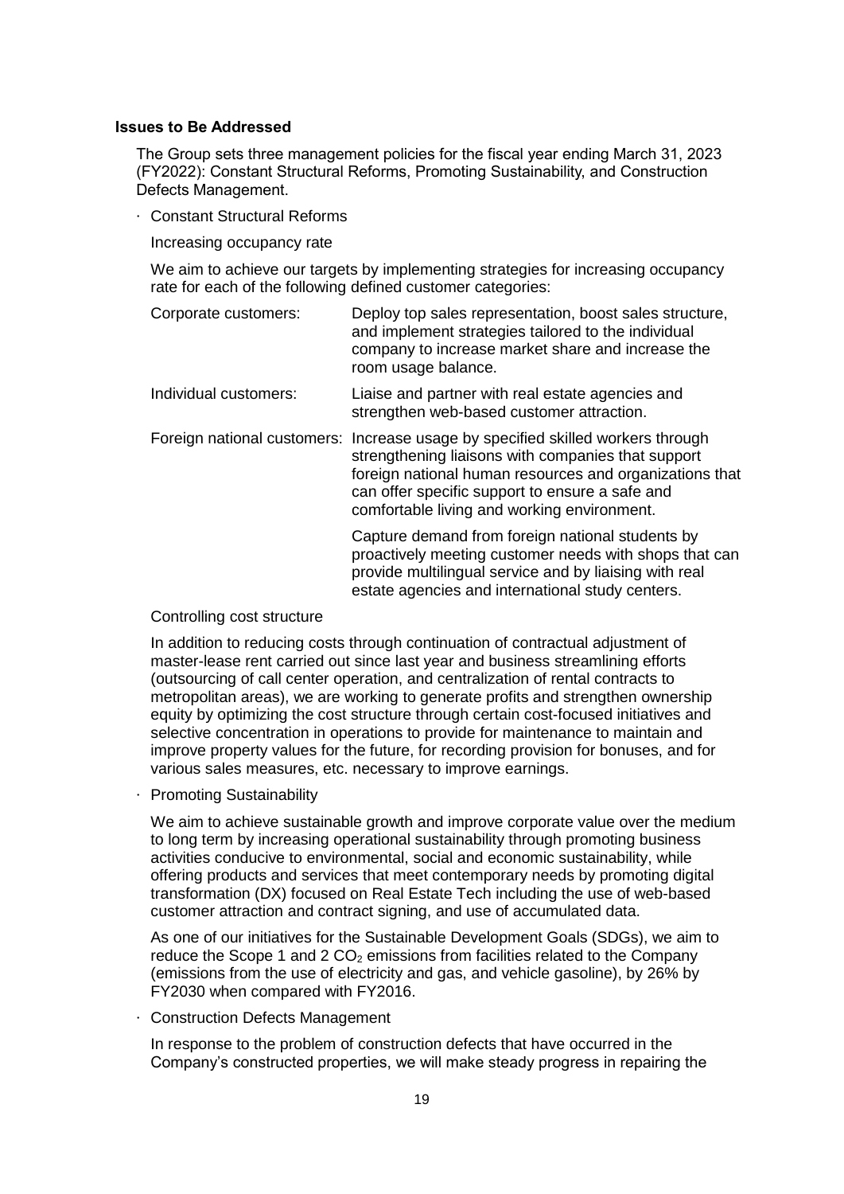### Issues to Be Addressed

The Group sets three management policies for the fiscal year ending March 31, 2023 (FY2022): Constant Structural Reforms, Promoting Sustainability, and Construction Defects Management.

- Constant Structural Reforms

  Increasing occupancy rate

  We aim to achieve our targets by implementing strategies for increasing occupancy rate for each of the following defined customer categories:

| | |
|---|---|
| Corporate customers: | Deploy top sales representation, boost sales structure, and implement strategies tailored to the individual company to increase market share and increase the room usage balance. |
| Individual customers: | Liaise and partner with real estate agencies and strengthen web-based customer attraction. |
| Foreign national customers: | Increase usage by specified skilled workers through strengthening liaisons with companies that support foreign national human resources and organizations that can offer specific support to ensure a safe and comfortable living and working environment.<br><br>Capture demand from foreign national students by proactively meeting customer needs with shops that can provide multilingual service and by liaising with real estate agencies and international study centers. |

  Controlling cost structure

  In addition to reducing costs through continuation of contractual adjustment of master-lease rent carried out since last year and business streamlining efforts (outsourcing of call center operation, and centralization of rental contracts to metropolitan areas), we are working to generate profits and strengthen ownership equity by optimizing the cost structure through certain cost-focused initiatives and selective concentration in operations to provide for maintenance to maintain and improve property values for the future, for recording provision for bonuses, and for various sales measures, etc. necessary to improve earnings.

- Promoting Sustainability

  We aim to achieve sustainable growth and improve corporate value over the medium to long term by increasing operational sustainability through promoting business activities conducive to environmental, social and economic sustainability, while offering products and services that meet contemporary needs by promoting digital transformation (DX) focused on Real Estate Tech including the use of web-based customer attraction and contract signing, and use of accumulated data.

  As one of our initiatives for the Sustainable Development Goals (SDGs), we aim to reduce the Scope 1 and 2 $CO_2$ emissions from facilities related to the Company (emissions from the use of electricity and gas, and vehicle gasoline), by 26% by FY2030 when compared with FY2016.

- Construction Defects Management

  In response to the problem of construction defects that have occurred in the Company's constructed properties, we will make steady progress in repairing the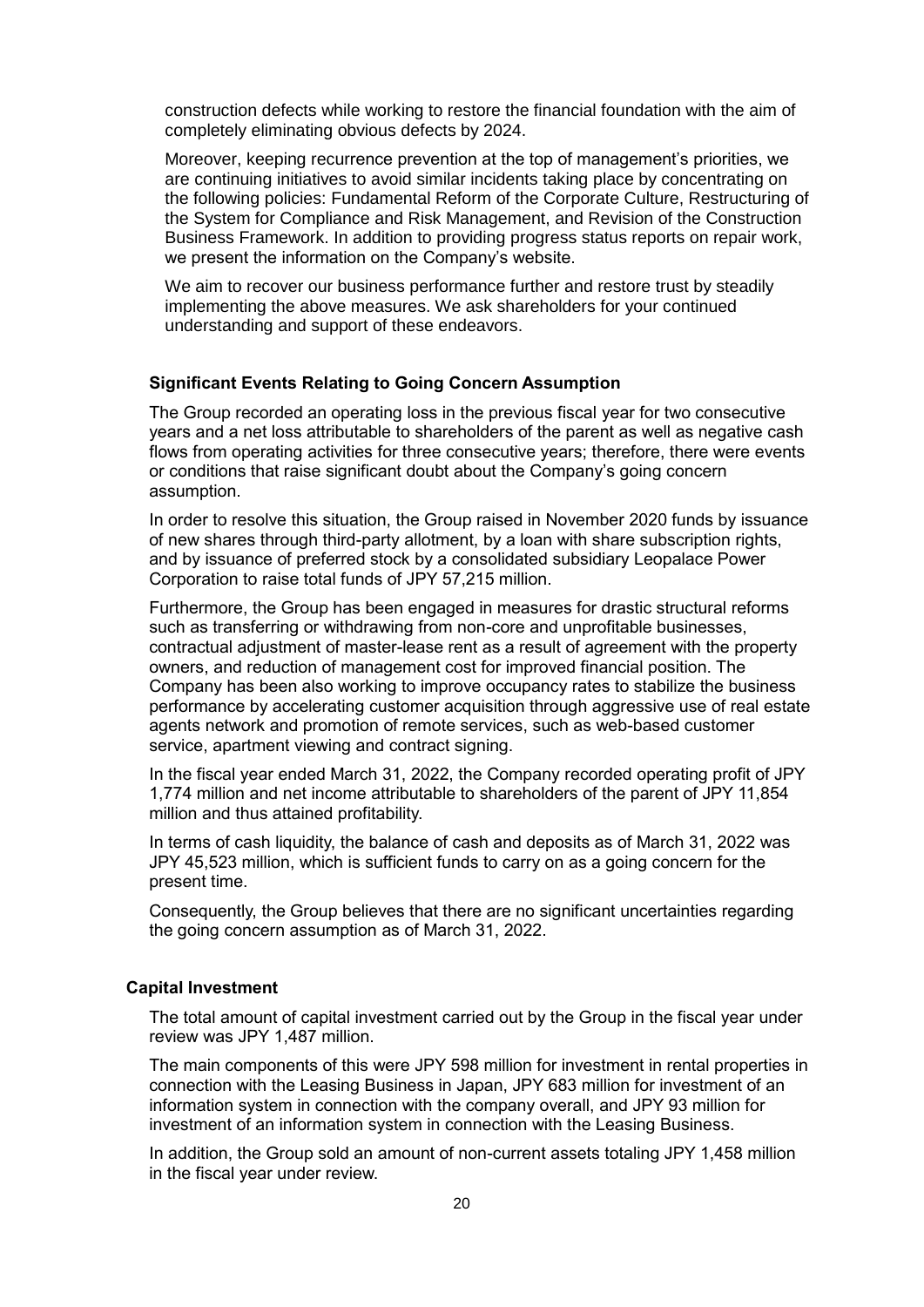construction defects while working to restore the financial foundation with the aim of completely eliminating obvious defects by 2024.

Moreover, keeping recurrence prevention at the top of management's priorities, we are continuing initiatives to avoid similar incidents taking place by concentrating on the following policies: Fundamental Reform of the Corporate Culture, Restructuring of the System for Compliance and Risk Management, and Revision of the Construction Business Framework. In addition to providing progress status reports on repair work, we present the information on the Company's website.

We aim to recover our business performance further and restore trust by steadily implementing the above measures. We ask shareholders for your continued understanding and support of these endeavors.

### Significant Events Relating to Going Concern Assumption

The Group recorded an operating loss in the previous fiscal year for two consecutive years and a net loss attributable to shareholders of the parent as well as negative cash flows from operating activities for three consecutive years; therefore, there were events or conditions that raise significant doubt about the Company's going concern assumption.

In order to resolve this situation, the Group raised in November 2020 funds by issuance of new shares through third-party allotment, by a loan with share subscription rights, and by issuance of preferred stock by a consolidated subsidiary Leopalace Power Corporation to raise total funds of JPY 57,215 million.

Furthermore, the Group has been engaged in measures for drastic structural reforms such as transferring or withdrawing from non-core and unprofitable businesses, contractual adjustment of master-lease rent as a result of agreement with the property owners, and reduction of management cost for improved financial position. The Company has been also working to improve occupancy rates to stabilize the business performance by accelerating customer acquisition through aggressive use of real estate agents network and promotion of remote services, such as web-based customer service, apartment viewing and contract signing.

In the fiscal year ended March 31, 2022, the Company recorded operating profit of JPY 1,774 million and net income attributable to shareholders of the parent of JPY 11,854 million and thus attained profitability.

In terms of cash liquidity, the balance of cash and deposits as of March 31, 2022 was JPY 45,523 million, which is sufficient funds to carry on as a going concern for the present time.

Consequently, the Group believes that there are no significant uncertainties regarding the going concern assumption as of March 31, 2022.

### Capital Investment

The total amount of capital investment carried out by the Group in the fiscal year under review was JPY 1,487 million.

The main components of this were JPY 598 million for investment in rental properties in connection with the Leasing Business in Japan, JPY 683 million for investment of an information system in connection with the company overall, and JPY 93 million for investment of an information system in connection with the Leasing Business.

In addition, the Group sold an amount of non-current assets totaling JPY 1,458 million in the fiscal year under review.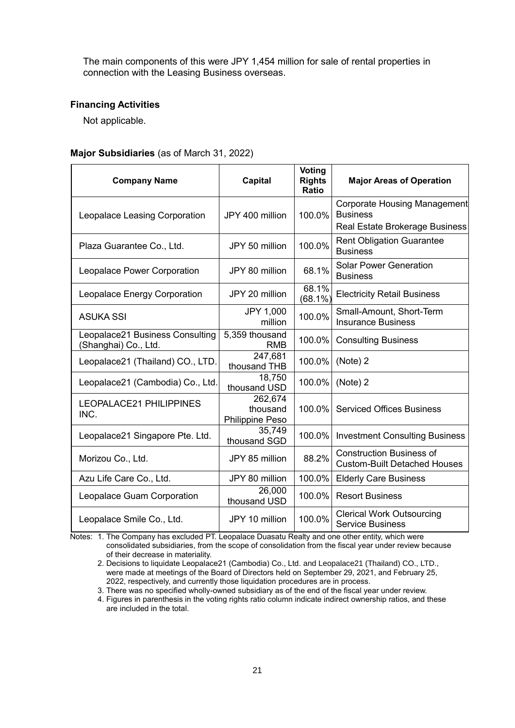The main components of this were JPY 1,454 million for sale of rental properties in connection with the Leasing Business overseas.

**Financing Activities**

Not applicable.

**Major Subsidiaries** (as of March 31, 2022)

| Company Name | Capital | Voting Rights Ratio | Major Areas of Operation |
|---|---|---|---|
| Leopalace Leasing Corporation | JPY 400 million | 100.0% | Corporate Housing Management Business<br>Real Estate Brokerage Business |
| Plaza Guarantee Co., Ltd. | JPY 50 million | 100.0% | Rent Obligation Guarantee Business |
| Leopalace Power Corporation | JPY 80 million | 68.1% | Solar Power Generation Business |
| Leopalace Energy Corporation | JPY 20 million | 68.1% (68.1%) | Electricity Retail Business |
| ASUKA SSI | JPY 1,000 million | 100.0% | Small-Amount, Short-Term Insurance Business |
| Leopalace21 Business Consulting (Shanghai) Co., Ltd. | 5,359 thousand RMB | 100.0% | Consulting Business |
| Leopalace21 (Thailand) CO., LTD. | 247,681 thousand THB | 100.0% | (Note) 2 |
| Leopalace21 (Cambodia) Co., Ltd. | 18,750 thousand USD | 100.0% | (Note) 2 |
| LEOPALACE21 PHILIPPINES INC. | 262,674 thousand Philippine Peso | 100.0% | Serviced Offices Business |
| Leopalace21 Singapore Pte. Ltd. | 35,749 thousand SGD | 100.0% | Investment Consulting Business |
| Morizou Co., Ltd. | JPY 85 million | 88.2% | Construction Business of Custom-Built Detached Houses |
| Azu Life Care Co., Ltd. | JPY 80 million | 100.0% | Elderly Care Business |
| Leopalace Guam Corporation | 26,000 thousand USD | 100.0% | Resort Business |
| Leopalace Smile Co., Ltd. | JPY 10 million | 100.0% | Clerical Work Outsourcing Service Business |

Notes: 1. The Company has excluded PT. Leopalace Duasatu Realty and one other entity, which were consolidated subsidiaries, from the scope of consolidation from the fiscal year under review because of their decrease in materiality.

2. Decisions to liquidate Leopalace21 (Cambodia) Co., Ltd. and Leopalace21 (Thailand) CO., LTD., were made at meetings of the Board of Directors held on September 29, 2021, and February 25, 2022, respectively, and currently those liquidation procedures are in process.

3. There was no specified wholly-owned subsidiary as of the end of the fiscal year under review.

4. Figures in parenthesis in the voting rights ratio column indicate indirect ownership ratios, and these are included in the total.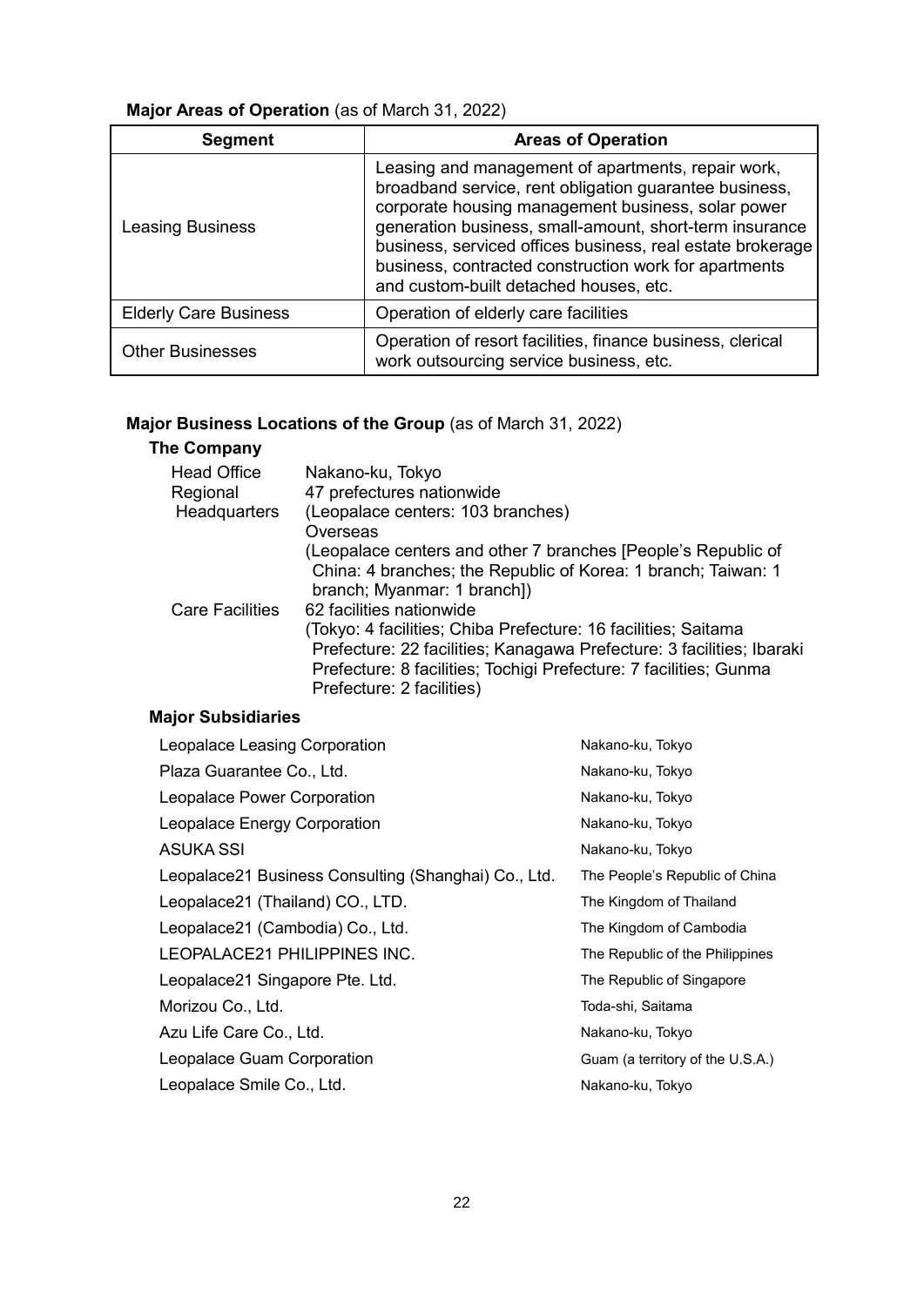**Major Areas of Operation** (as of March 31, 2022)

| Segment | Areas of Operation |
|---|---|
| Leasing Business | Leasing and management of apartments, repair work, broadband service, rent obligation guarantee business, corporate housing management business, solar power generation business, small-amount, short-term insurance business, serviced offices business, real estate brokerage business, contracted construction work for apartments and custom-built detached houses, etc. |
| Elderly Care Business | Operation of elderly care facilities |
| Other Businesses | Operation of resort facilities, finance business, clerical work outsourcing service business, etc. |

**Major Business Locations of the Group** (as of March 31, 2022)

**The Company**

| | |
|---|---|
| Head Office | Nakano-ku, Tokyo |
| Regional Headquarters | 47 prefectures nationwide<br>(Leopalace centers: 103 branches)<br>Overseas<br>(Leopalace centers and other 7 branches [People's Republic of China: 4 branches; the Republic of Korea: 1 branch; Taiwan: 1 branch; Myanmar: 1 branch]) |
| Care Facilities | 62 facilities nationwide<br>(Tokyo: 4 facilities; Chiba Prefecture: 16 facilities; Saitama Prefecture: 22 facilities; Kanagawa Prefecture: 3 facilities; Ibaraki Prefecture: 8 facilities; Tochigi Prefecture: 7 facilities; Gunma Prefecture: 2 facilities) |

**Major Subsidiaries**

| | |
|---|---|
| Leopalace Leasing Corporation | Nakano-ku, Tokyo |
| Plaza Guarantee Co., Ltd. | Nakano-ku, Tokyo |
| Leopalace Power Corporation | Nakano-ku, Tokyo |
| Leopalace Energy Corporation | Nakano-ku, Tokyo |
| ASUKA SSI | Nakano-ku, Tokyo |
| Leopalace21 Business Consulting (Shanghai) Co., Ltd. | The People's Republic of China |
| Leopalace21 (Thailand) CO., LTD. | The Kingdom of Thailand |
| Leopalace21 (Cambodia) Co., Ltd. | The Kingdom of Cambodia |
| LEOPALACE21 PHILIPPINES INC. | The Republic of the Philippines |
| Leopalace21 Singapore Pte. Ltd. | The Republic of Singapore |
| Morizou Co., Ltd. | Toda-shi, Saitama |
| Azu Life Care Co., Ltd. | Nakano-ku, Tokyo |
| Leopalace Guam Corporation | Guam (a territory of the U.S.A.) |
| Leopalace Smile Co., Ltd. | Nakano-ku, Tokyo |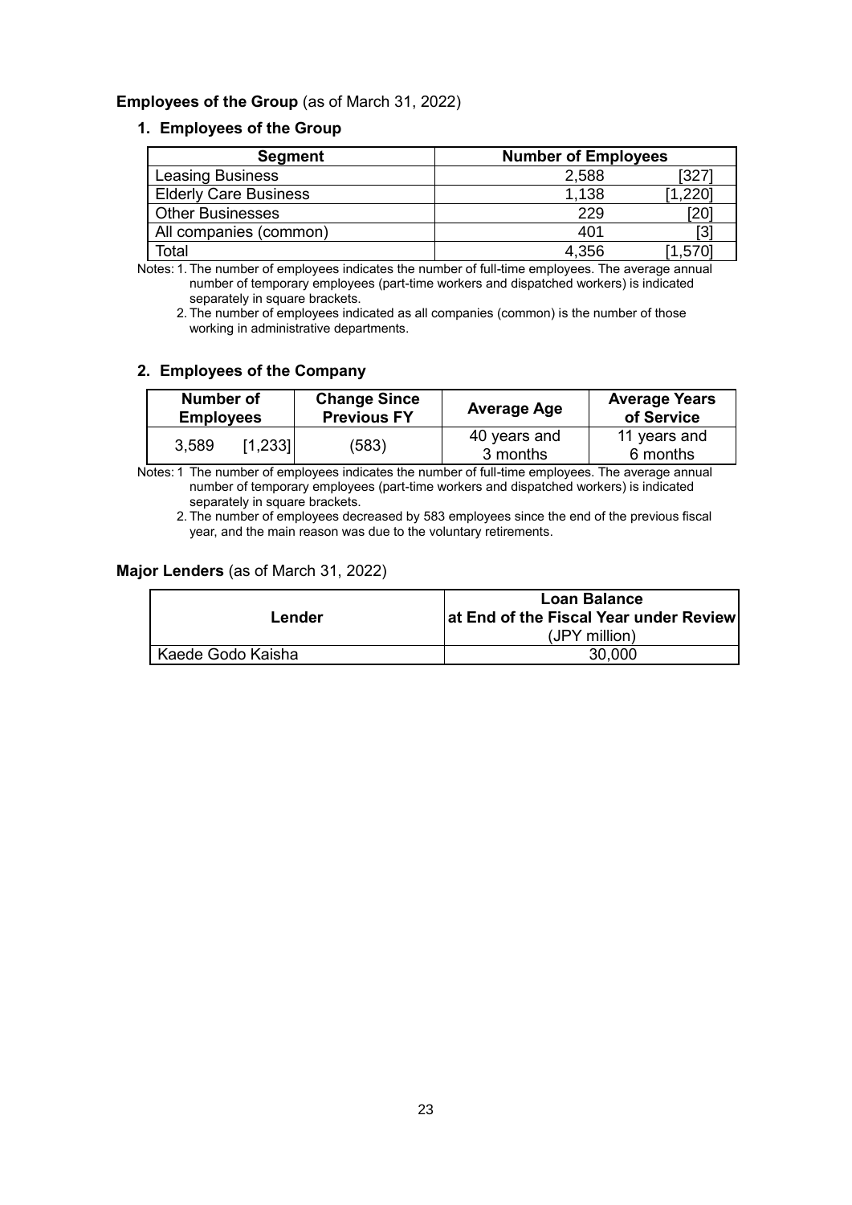**Employees of the Group** (as of March 31, 2022)

### 1. Employees of the Group

| Segment | Number of Employees | |
|---|---|---|
| Leasing Business | 2,588 | [327] |
| Elderly Care Business | 1,138 | [1,220] |
| Other Businesses | 229 | [20] |
| All companies (common) | 401 | [3] |
| Total | 4,356 | [1,570] |

Notes: 1. The number of employees indicates the number of full-time employees. The average annual number of temporary employees (part-time workers and dispatched workers) is indicated separately in square brackets.

2. The number of employees indicated as all companies (common) is the number of those working in administrative departments.

### 2. Employees of the Company

| Number of Employees | | Change Since Previous FY | Average Age | Average Years of Service |
|---|---|---|---|---|
| 3,589 | [1,233] | (583) | 40 years and 3 months | 11 years and 6 months |

Notes: 1 The number of employees indicates the number of full-time employees. The average annual number of temporary employees (part-time workers and dispatched workers) is indicated separately in square brackets.

2. The number of employees decreased by 583 employees since the end of the previous fiscal year, and the main reason was due to the voluntary retirements.

**Major Lenders** (as of March 31, 2022)

| Lender | Loan Balance at End of the Fiscal Year under Review (JPY million) |
|---|---|
| Kaede Godo Kaisha | 30,000 |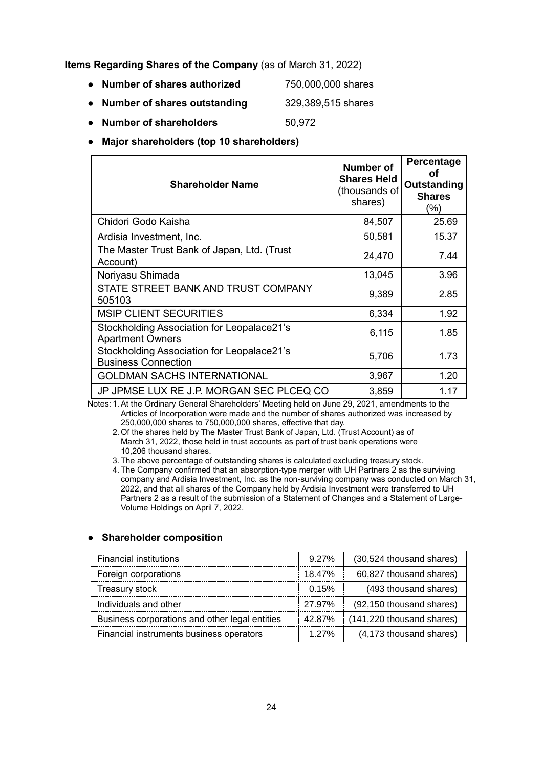**Items Regarding Shares of the Company** (as of March 31, 2022)

- **Number of shares authorized** 750,000,000 shares
- **Number of shares outstanding** 329,389,515 shares
- **Number of shareholders** 50,972
- **Major shareholders (top 10 shareholders)**

| Shareholder Name | Number of Shares Held (thousands of shares) | Percentage of Outstanding Shares (%) |
|---|---|---|
| Chidori Godo Kaisha | 84,507 | 25.69 |
| Ardisia Investment, Inc. | 50,581 | 15.37 |
| The Master Trust Bank of Japan, Ltd. (Trust Account) | 24,470 | 7.44 |
| Noriyasu Shimada | 13,045 | 3.96 |
| STATE STREET BANK AND TRUST COMPANY 505103 | 9,389 | 2.85 |
| MSIP CLIENT SECURITIES | 6,334 | 1.92 |
| Stockholding Association for Leopalace21's Apartment Owners | 6,115 | 1.85 |
| Stockholding Association for Leopalace21's Business Connection | 5,706 | 1.73 |
| GOLDMAN SACHS INTERNATIONAL | 3,967 | 1.20 |
| JP JPMSE LUX RE J.P. MORGAN SEC PLCEQ CO | 3,859 | 1.17 |

Notes: 1. At the Ordinary General Shareholders' Meeting held on June 29, 2021, amendments to the Articles of Incorporation were made and the number of shares authorized was increased by 250,000,000 shares to 750,000,000 shares, effective that day.

2. Of the shares held by The Master Trust Bank of Japan, Ltd. (Trust Account) as of March 31, 2022, those held in trust accounts as part of trust bank operations were 10,206 thousand shares.

3. The above percentage of outstanding shares is calculated excluding treasury stock.

4. The Company confirmed that an absorption-type merger with UH Partners 2 as the surviving company and Ardisia Investment, Inc. as the non-surviving company was conducted on March 31, 2022, and that all shares of the Company held by Ardisia Investment were transferred to UH Partners 2 as a result of the submission of a Statement of Changes and a Statement of Large-Volume Holdings on April 7, 2022.

- **Shareholder composition**

| | | |
|---|---|---|
| Financial institutions | 9.27% | (30,524 thousand shares) |
| Foreign corporations | 18.47% | 60,827 thousand shares) |
| Treasury stock | 0.15% | (493 thousand shares) |
| Individuals and other | 27.97% | (92,150 thousand shares) |
| Business corporations and other legal entities | 42.87% | (141,220 thousand shares) |
| Financial instruments business operators | 1.27% | (4,173 thousand shares) |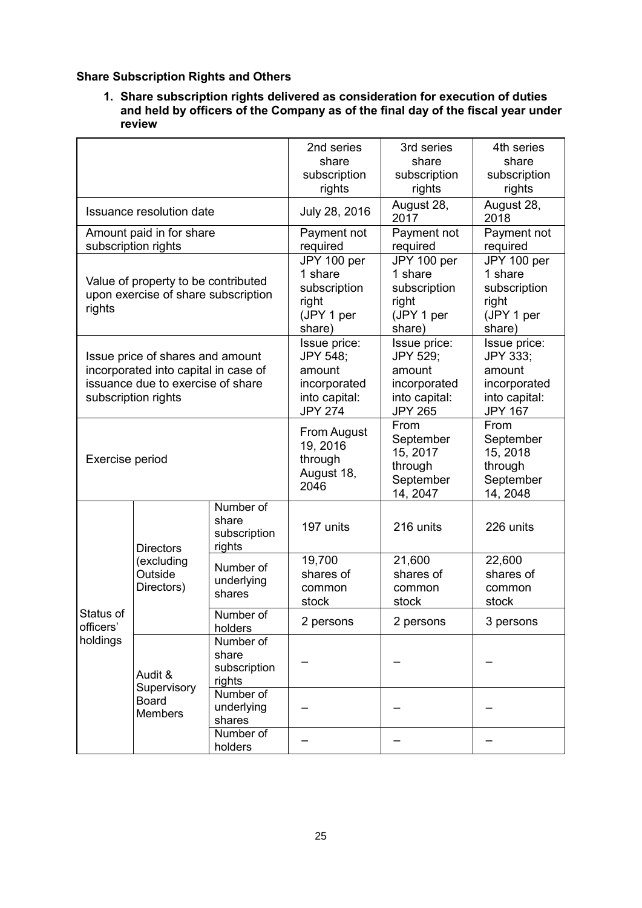## Share Subscription Rights and Others

### 1. Share subscription rights delivered as consideration for execution of duties and held by officers of the Company as of the final day of the fiscal year under review

| | | | 2nd series share subscription rights | 3rd series share subscription rights | 4th series share subscription rights |
|---|---|---|---|---|---|
| Issuance resolution date | | | July 28, 2016 | August 28, 2017 | August 28, 2018 |
| Amount paid in for share subscription rights | | | Payment not required | Payment not required | Payment not required |
| Value of property to be contributed upon exercise of share subscription rights | | | JPY 100 per 1 share subscription right (JPY 1 per share) | JPY 100 per 1 share subscription right (JPY 1 per share) | JPY 100 per 1 share subscription right (JPY 1 per share) |
| Issue price of shares and amount incorporated into capital in case of issuance due to exercise of share subscription rights | | | Issue price: JPY 548; amount incorporated into capital: JPY 274 | Issue price: JPY 529; amount incorporated into capital: JPY 265 | Issue price: JPY 333; amount incorporated into capital: JPY 167 |
| Exercise period | | | From August 19, 2016 through August 18, 2046 | From September 15, 2017 through September 14, 2047 | From September 15, 2018 through September 14, 2048 |
| Status of officers' holdings | Directors (excluding Outside Directors) | Number of share subscription rights | 197 units | 216 units | 226 units |
| | | Number of underlying shares | 19,700 shares of common stock | 21,600 shares of common stock | 22,600 shares of common stock |
| | | Number of holders | 2 persons | 2 persons | 3 persons |
| | Audit & Supervisory Board Members | Number of share subscription rights | – | – | – |
| | | Number of underlying shares | – | – | – |
| | | Number of holders | – | – | – |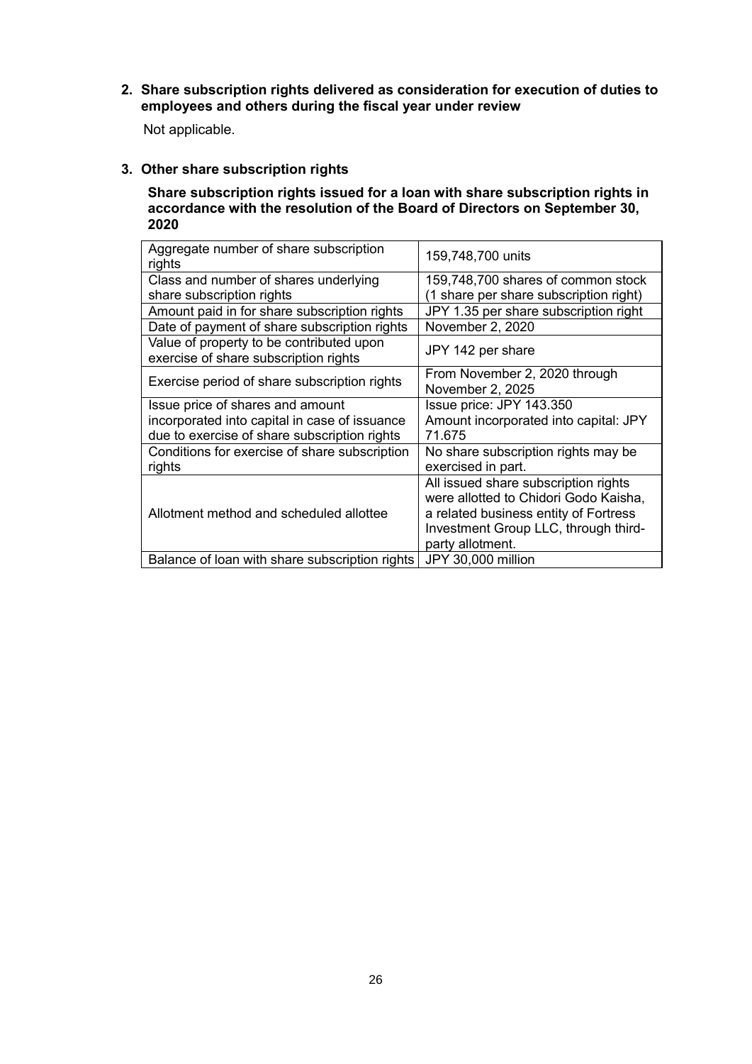## 2. Share subscription rights delivered as consideration for execution of duties to employees and others during the fiscal year under review

Not applicable.

## 3. Other share subscription rights

**Share subscription rights issued for a loan with share subscription rights in accordance with the resolution of the Board of Directors on September 30, 2020**

| | |
|---|---|
| Aggregate number of share subscription rights | 159,748,700 units |
| Class and number of shares underlying share subscription rights | 159,748,700 shares of common stock (1 share per share subscription right) |
| Amount paid in for share subscription rights | JPY 1.35 per share subscription right |
| Date of payment of share subscription rights | November 2, 2020 |
| Value of property to be contributed upon exercise of share subscription rights | JPY 142 per share |
| Exercise period of share subscription rights | From November 2, 2020 through November 2, 2025 |
| Issue price of shares and amount incorporated into capital in case of issuance due to exercise of share subscription rights | Issue price: JPY 143.350<br>Amount incorporated into capital: JPY 71.675 |
| Conditions for exercise of share subscription rights | No share subscription rights may be exercised in part. |
| Allotment method and scheduled allottee | All issued share subscription rights were allotted to Chidori Godo Kaisha, a related business entity of Fortress Investment Group LLC, through third-party allotment. |
| Balance of loan with share subscription rights | JPY 30,000 million |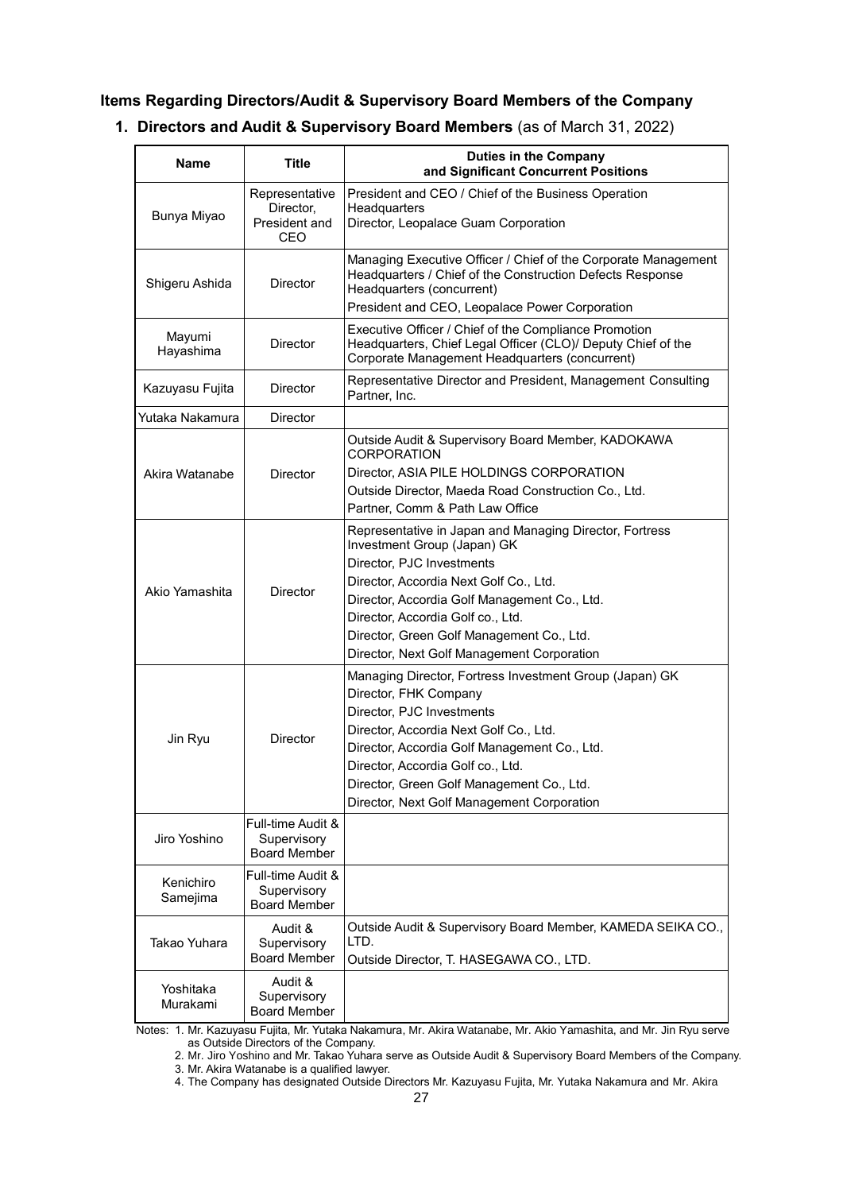## Items Regarding Directors/Audit & Supervisory Board Members of the Company

### 1. Directors and Audit & Supervisory Board Members (as of March 31, 2022)

| Name | Title | Duties in the Company and Significant Concurrent Positions |
|---|---|---|
| Bunya Miyao | Representative Director, President and CEO | President and CEO / Chief of the Business Operation Headquarters<br>Director, Leopalace Guam Corporation |
| Shigeru Ashida | Director | Managing Executive Officer / Chief of the Corporate Management Headquarters / Chief of the Construction Defects Response Headquarters (concurrent)<br>President and CEO, Leopalace Power Corporation |
| Mayumi Hayashima | Director | Executive Officer / Chief of the Compliance Promotion Headquarters, Chief Legal Officer (CLO)/ Deputy Chief of the Corporate Management Headquarters (concurrent) |
| Kazuyasu Fujita | Director | Representative Director and President, Management Consulting Partner, Inc. |
| Yutaka Nakamura | Director | |
| Akira Watanabe | Director | Outside Audit & Supervisory Board Member, KADOKAWA CORPORATION<br>Director, ASIA PILE HOLDINGS CORPORATION<br>Outside Director, Maeda Road Construction Co., Ltd.<br>Partner, Comm & Path Law Office |
| Akio Yamashita | Director | Representative in Japan and Managing Director, Fortress Investment Group (Japan) GK<br>Director, PJC Investments<br>Director, Accordia Next Golf Co., Ltd.<br>Director, Accordia Golf Management Co., Ltd.<br>Director, Accordia Golf co., Ltd.<br>Director, Green Golf Management Co., Ltd.<br>Director, Next Golf Management Corporation |
| Jin Ryu | Director | Managing Director, Fortress Investment Group (Japan) GK<br>Director, FHK Company<br>Director, PJC Investments<br>Director, Accordia Next Golf Co., Ltd.<br>Director, Accordia Golf Management Co., Ltd.<br>Director, Accordia Golf co., Ltd.<br>Director, Green Golf Management Co., Ltd.<br>Director, Next Golf Management Corporation |
| Jiro Yoshino | Full-time Audit & Supervisory Board Member | |
| Kenichiro Samejima | Full-time Audit & Supervisory Board Member | |
| Takao Yuhara | Audit & Supervisory Board Member | Outside Audit & Supervisory Board Member, KAMEDA SEIKA CO., LTD.<br>Outside Director, T. HASEGAWA CO., LTD. |
| Yoshitaka Murakami | Audit & Supervisory Board Member | |

Notes: 1. Mr. Kazuyasu Fujita, Mr. Yutaka Nakamura, Mr. Akira Watanabe, Mr. Akio Yamashita, and Mr. Jin Ryu serve as Outside Directors of the Company.
2. Mr. Jiro Yoshino and Mr. Takao Yuhara serve as Outside Audit & Supervisory Board Members of the Company.
3. Mr. Akira Watanabe is a qualified lawyer.
4. The Company has designated Outside Directors Mr. Kazuyasu Fujita, Mr. Yutaka Nakamura and Mr. Akira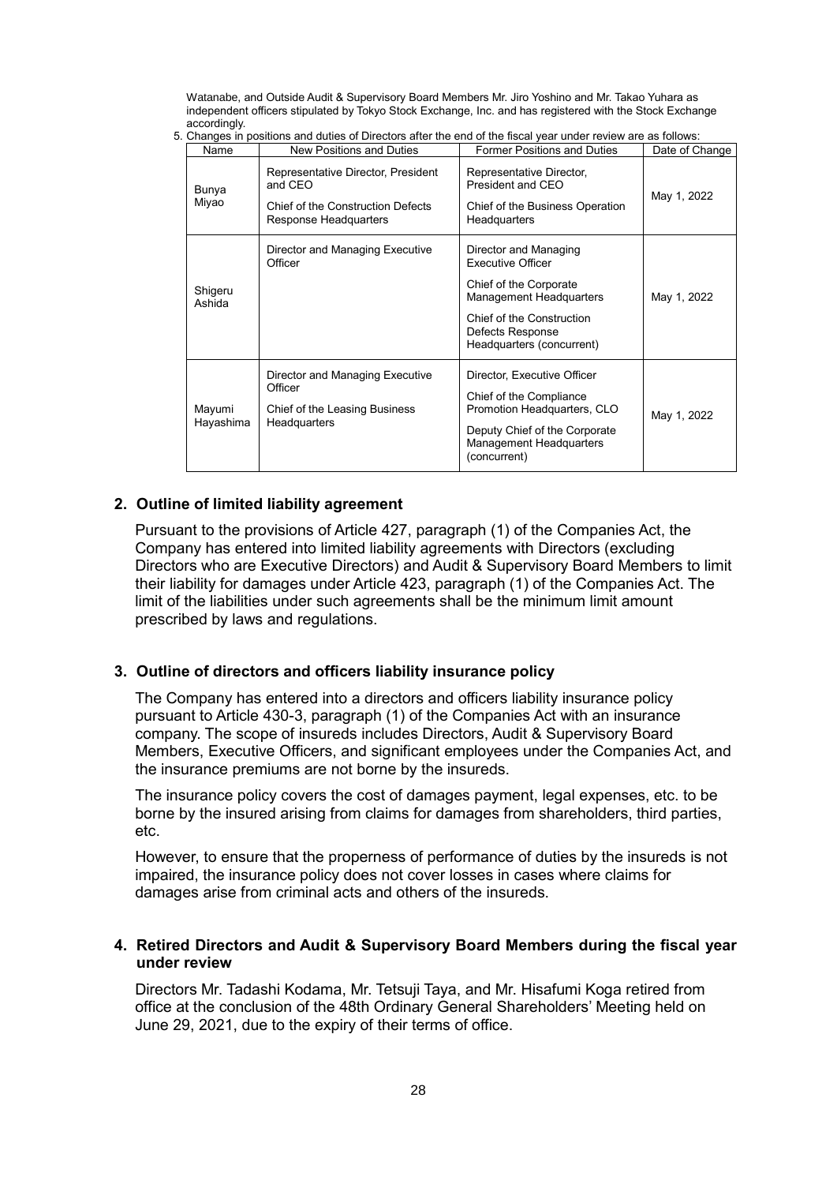Watanabe, and Outside Audit & Supervisory Board Members Mr. Jiro Yoshino and Mr. Takao Yuhara as independent officers stipulated by Tokyo Stock Exchange, Inc. and has registered with the Stock Exchange accordingly.

5. Changes in positions and duties of Directors after the end of the fiscal year under review are as follows:

| Name | New Positions and Duties | Former Positions and Duties | Date of Change |
|---|---|---|---|
| Bunya Miyao | Representative Director, President and CEO<br>Chief of the Construction Defects Response Headquarters | Representative Director, President and CEO<br>Chief of the Business Operation Headquarters | May 1, 2022 |
| Shigeru Ashida | Director and Managing Executive Officer | Director and Managing Executive Officer<br>Chief of the Corporate Management Headquarters<br>Chief of the Construction Defects Response Headquarters (concurrent) | May 1, 2022 |
| Mayumi Hayashima | Director and Managing Executive Officer<br>Chief of the Leasing Business Headquarters | Director, Executive Officer<br>Chief of the Compliance Promotion Headquarters, CLO<br>Deputy Chief of the Corporate Management Headquarters (concurrent) | May 1, 2022 |

## 2. Outline of limited liability agreement

Pursuant to the provisions of Article 427, paragraph (1) of the Companies Act, the Company has entered into limited liability agreements with Directors (excluding Directors who are Executive Directors) and Audit & Supervisory Board Members to limit their liability for damages under Article 423, paragraph (1) of the Companies Act. The limit of the liabilities under such agreements shall be the minimum limit amount prescribed by laws and regulations.

## 3. Outline of directors and officers liability insurance policy

The Company has entered into a directors and officers liability insurance policy pursuant to Article 430-3, paragraph (1) of the Companies Act with an insurance company. The scope of insureds includes Directors, Audit & Supervisory Board Members, Executive Officers, and significant employees under the Companies Act, and the insurance premiums are not borne by the insureds.

The insurance policy covers the cost of damages payment, legal expenses, etc. to be borne by the insured arising from claims for damages from shareholders, third parties, etc.

However, to ensure that the properness of performance of duties by the insureds is not impaired, the insurance policy does not cover losses in cases where claims for damages arise from criminal acts and others of the insureds.

## 4. Retired Directors and Audit & Supervisory Board Members during the fiscal year under review

Directors Mr. Tadashi Kodama, Mr. Tetsuji Taya, and Mr. Hisafumi Koga retired from office at the conclusion of the 48th Ordinary General Shareholders' Meeting held on June 29, 2021, due to the expiry of their terms of office.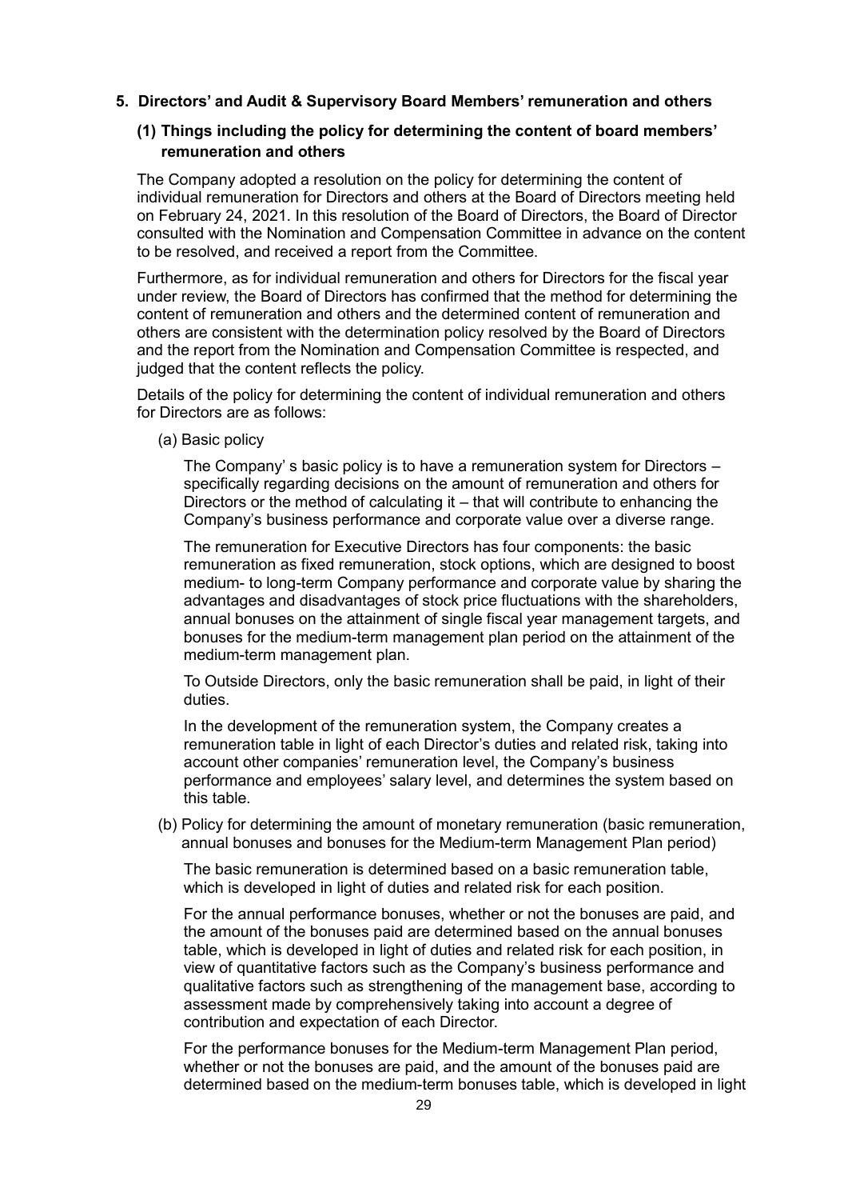## 5. Directors' and Audit & Supervisory Board Members' remuneration and others

### (1) Things including the policy for determining the content of board members' remuneration and others

The Company adopted a resolution on the policy for determining the content of individual remuneration for Directors and others at the Board of Directors meeting held on February 24, 2021. In this resolution of the Board of Directors, the Board of Director consulted with the Nomination and Compensation Committee in advance on the content to be resolved, and received a report from the Committee.

Furthermore, as for individual remuneration and others for Directors for the fiscal year under review, the Board of Directors has confirmed that the method for determining the content of remuneration and others and the determined content of remuneration and others are consistent with the determination policy resolved by the Board of Directors and the report from the Nomination and Compensation Committee is respected, and judged that the content reflects the policy.

Details of the policy for determining the content of individual remuneration and others for Directors are as follows:

(a) Basic policy

The Company' s basic policy is to have a remuneration system for Directors – specifically regarding decisions on the amount of remuneration and others for Directors or the method of calculating it – that will contribute to enhancing the Company's business performance and corporate value over a diverse range.

The remuneration for Executive Directors has four components: the basic remuneration as fixed remuneration, stock options, which are designed to boost medium- to long-term Company performance and corporate value by sharing the advantages and disadvantages of stock price fluctuations with the shareholders, annual bonuses on the attainment of single fiscal year management targets, and bonuses for the medium-term management plan period on the attainment of the medium-term management plan.

To Outside Directors, only the basic remuneration shall be paid, in light of their duties.

In the development of the remuneration system, the Company creates a remuneration table in light of each Director's duties and related risk, taking into account other companies' remuneration level, the Company's business performance and employees' salary level, and determines the system based on this table.

(b) Policy for determining the amount of monetary remuneration (basic remuneration, annual bonuses and bonuses for the Medium-term Management Plan period)

The basic remuneration is determined based on a basic remuneration table, which is developed in light of duties and related risk for each position.

For the annual performance bonuses, whether or not the bonuses are paid, and the amount of the bonuses paid are determined based on the annual bonuses table, which is developed in light of duties and related risk for each position, in view of quantitative factors such as the Company's business performance and qualitative factors such as strengthening of the management base, according to assessment made by comprehensively taking into account a degree of contribution and expectation of each Director.

For the performance bonuses for the Medium-term Management Plan period, whether or not the bonuses are paid, and the amount of the bonuses paid are determined based on the medium-term bonuses table, which is developed in light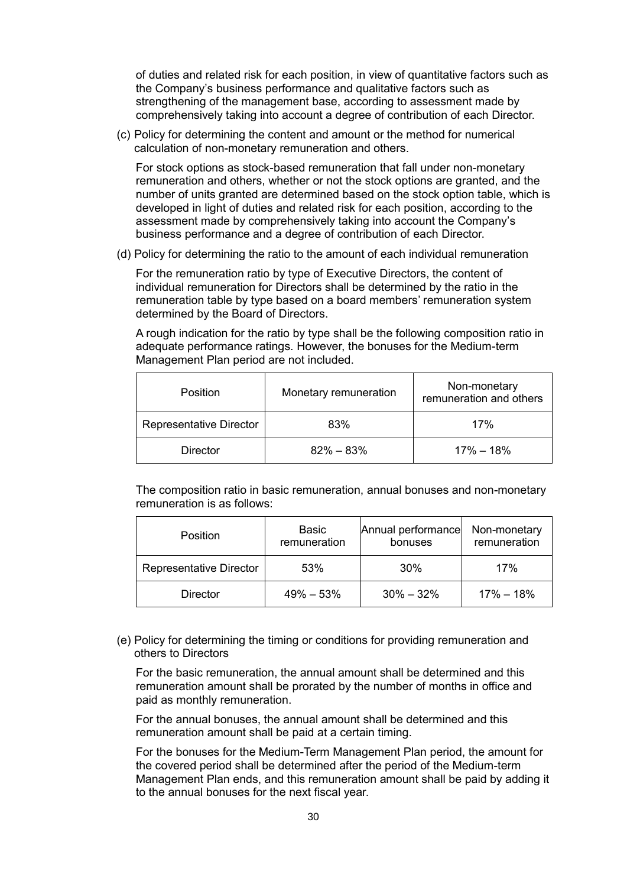of duties and related risk for each position, in view of quantitative factors such as the Company's business performance and qualitative factors such as strengthening of the management base, according to assessment made by comprehensively taking into account a degree of contribution of each Director.

(c) Policy for determining the content and amount or the method for numerical calculation of non-monetary remuneration and others.

For stock options as stock-based remuneration that fall under non-monetary remuneration and others, whether or not the stock options are granted, and the number of units granted are determined based on the stock option table, which is developed in light of duties and related risk for each position, according to the assessment made by comprehensively taking into account the Company's business performance and a degree of contribution of each Director.

(d) Policy for determining the ratio to the amount of each individual remuneration

For the remuneration ratio by type of Executive Directors, the content of individual remuneration for Directors shall be determined by the ratio in the remuneration table by type based on a board members' remuneration system determined by the Board of Directors.

A rough indication for the ratio by type shall be the following composition ratio in adequate performance ratings. However, the bonuses for the Medium-term Management Plan period are not included.

| Position | Monetary remuneration | Non-monetary remuneration and others |
|---|---|---|
| Representative Director | 83% | 17% |
| Director | 82% – 83% | 17% – 18% |

The composition ratio in basic remuneration, annual bonuses and non-monetary remuneration is as follows:

| Position | Basic remuneration | Annual performance bonuses | Non-monetary remuneration |
|---|---|---|---|
| Representative Director | 53% | 30% | 17% |
| Director | 49% – 53% | 30% – 32% | 17% – 18% |

(e) Policy for determining the timing or conditions for providing remuneration and others to Directors

For the basic remuneration, the annual amount shall be determined and this remuneration amount shall be prorated by the number of months in office and paid as monthly remuneration.

For the annual bonuses, the annual amount shall be determined and this remuneration amount shall be paid at a certain timing.

For the bonuses for the Medium-Term Management Plan period, the amount for the covered period shall be determined after the period of the Medium-term Management Plan ends, and this remuneration amount shall be paid by adding it to the annual bonuses for the next fiscal year.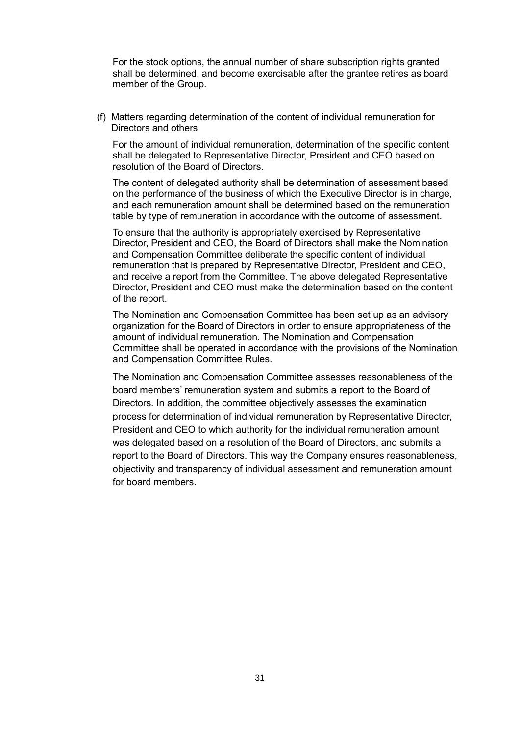For the stock options, the annual number of share subscription rights granted shall be determined, and become exercisable after the grantee retires as board member of the Group.

(f) Matters regarding determination of the content of individual remuneration for Directors and others

For the amount of individual remuneration, determination of the specific content shall be delegated to Representative Director, President and CEO based on resolution of the Board of Directors.

The content of delegated authority shall be determination of assessment based on the performance of the business of which the Executive Director is in charge, and each remuneration amount shall be determined based on the remuneration table by type of remuneration in accordance with the outcome of assessment.

To ensure that the authority is appropriately exercised by Representative Director, President and CEO, the Board of Directors shall make the Nomination and Compensation Committee deliberate the specific content of individual remuneration that is prepared by Representative Director, President and CEO, and receive a report from the Committee. The above delegated Representative Director, President and CEO must make the determination based on the content of the report.

The Nomination and Compensation Committee has been set up as an advisory organization for the Board of Directors in order to ensure appropriateness of the amount of individual remuneration. The Nomination and Compensation Committee shall be operated in accordance with the provisions of the Nomination and Compensation Committee Rules.

The Nomination and Compensation Committee assesses reasonableness of the board members' remuneration system and submits a report to the Board of Directors. In addition, the committee objectively assesses the examination process for determination of individual remuneration by Representative Director, President and CEO to which authority for the individual remuneration amount was delegated based on a resolution of the Board of Directors, and submits a report to the Board of Directors. This way the Company ensures reasonableness, objectivity and transparency of individual assessment and remuneration amount for board members.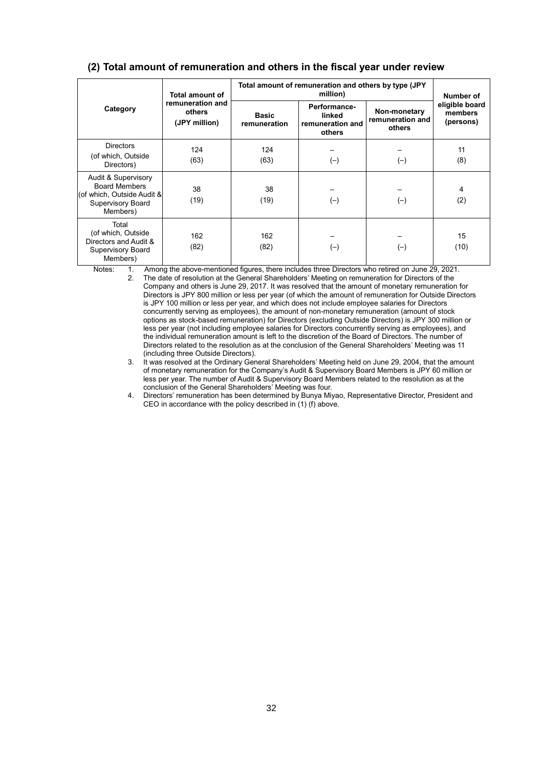## (2) Total amount of remuneration and others in the fiscal year under review

| Category | Total amount of remuneration and others (JPY million) | Total amount of remuneration and others by type (JPY million) | | | Number of eligible board members (persons) |
|---|---|---|---|---|---|
| | | Basic remuneration | Performance-linked remuneration and others | Non-monetary remuneration and others | |
| Directors (of which, Outside Directors) | 124 (63) | 124 (63) | – (–) | – (–) | 11 (8) |
| Audit & Supervisory Board Members (of which, Outside Audit & Supervisory Board Members) | 38 (19) | 38 (19) | – (–) | – (–) | 4 (2) |
| Total (of which, Outside Directors and Audit & Supervisory Board Members) | 162 (82) | 162 (82) | – (–) | – (–) | 15 (10) |

Notes:
1. Among the above-mentioned figures, there includes three Directors who retired on June 29, 2021.
2. The date of resolution at the General Shareholders' Meeting on remuneration for Directors of the Company and others is June 29, 2017. It was resolved that the amount of monetary remuneration for Directors is JPY 800 million or less per year (of which the amount of remuneration for Outside Directors is JPY 100 million or less per year, and which does not include employee salaries for Directors concurrently serving as employees), the amount of non-monetary remuneration (amount of stock options as stock-based remuneration) for Directors (excluding Outside Directors) is JPY 300 million or less per year (not including employee salaries for Directors concurrently serving as employees), and the individual remuneration amount is left to the discretion of the Board of Directors. The number of Directors related to the resolution as at the conclusion of the General Shareholders' Meeting was 11 (including three Outside Directors).
3. It was resolved at the Ordinary General Shareholders' Meeting held on June 29, 2004, that the amount of monetary remuneration for the Company's Audit & Supervisory Board Members is JPY 60 million or less per year. The number of Audit & Supervisory Board Members related to the resolution as at the conclusion of the General Shareholders' Meeting was four.
4. Directors' remuneration has been determined by Bunya Miyao, Representative Director, President and CEO in accordance with the policy described in (1) (f) above.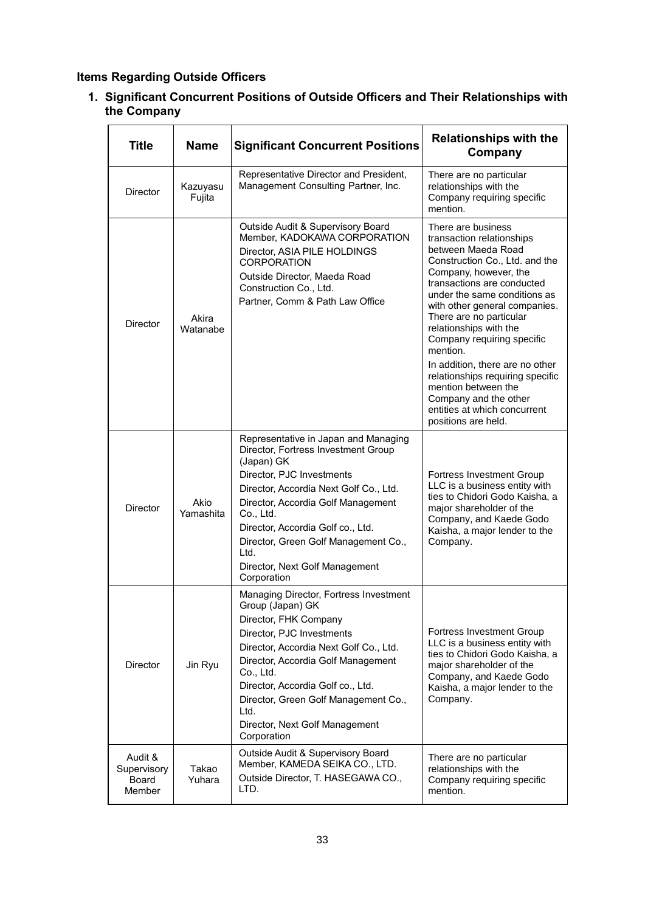## Items Regarding Outside Officers

### 1. Significant Concurrent Positions of Outside Officers and Their Relationships with the Company

| Title | Name | Significant Concurrent Positions | Relationships with the Company |
|---|---|---|---|
| Director | Kazuyasu Fujita | Representative Director and President, Management Consulting Partner, Inc. | There are no particular relationships with the Company requiring specific mention. |
| Director | Akira Watanabe | Outside Audit & Supervisory Board Member, KADOKAWA CORPORATION<br>Director, ASIA PILE HOLDINGS CORPORATION<br>Outside Director, Maeda Road Construction Co., Ltd.<br>Partner, Comm & Path Law Office | There are business transaction relationships between Maeda Road Construction Co., Ltd. and the Company, however, the transactions are conducted under the same conditions as with other general companies. There are no particular relationships with the Company requiring specific mention.<br>In addition, there are no other relationships requiring specific mention between the Company and the other entities at which concurrent positions are held. |
| Director | Akio Yamashita | Representative in Japan and Managing Director, Fortress Investment Group (Japan) GK<br>Director, PJC Investments<br>Director, Accordia Next Golf Co., Ltd.<br>Director, Accordia Golf Management Co., Ltd.<br>Director, Accordia Golf co., Ltd.<br>Director, Green Golf Management Co., Ltd.<br>Director, Next Golf Management Corporation | Fortress Investment Group LLC is a business entity with ties to Chidori Godo Kaisha, a major shareholder of the Company, and Kaede Godo Kaisha, a major lender to the Company. |
| Director | Jin Ryu | Managing Director, Fortress Investment Group (Japan) GK<br>Director, FHK Company<br>Director, PJC Investments<br>Director, Accordia Next Golf Co., Ltd.<br>Director, Accordia Golf Management Co., Ltd.<br>Director, Accordia Golf co., Ltd.<br>Director, Green Golf Management Co., Ltd.<br>Director, Next Golf Management Corporation | Fortress Investment Group LLC is a business entity with ties to Chidori Godo Kaisha, a major shareholder of the Company, and Kaede Godo Kaisha, a major lender to the Company. |
| Audit & Supervisory Board Member | Takao Yuhara | Outside Audit & Supervisory Board Member, KAMEDA SEIKA CO., LTD.<br>Outside Director, T. HASEGAWA CO., LTD. | There are no particular relationships with the Company requiring specific mention. |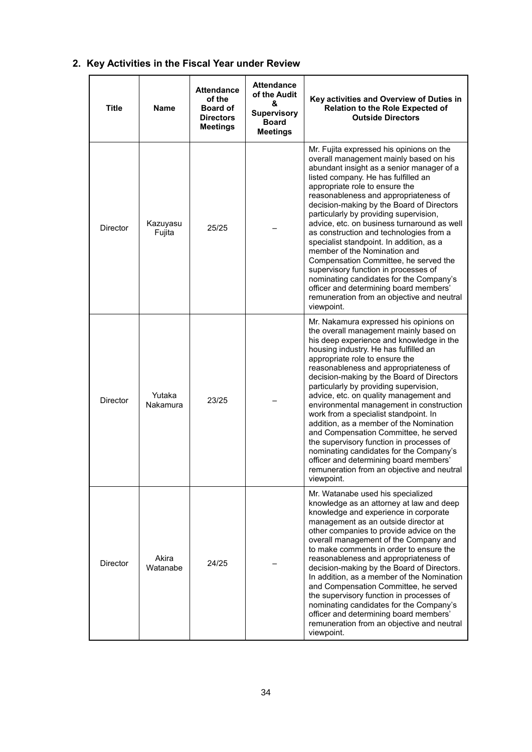## 2. Key Activities in the Fiscal Year under Review

| Title | Name | Attendance of the Board of Directors Meetings | Attendance of the Audit & Supervisory Board Meetings | Key activities and Overview of Duties in Relation to the Role Expected of Outside Directors |
|---|---|---|---|---|
| Director | Kazuyasu Fujita | 25/25 | – | Mr. Fujita expressed his opinions on the overall management mainly based on his abundant insight as a senior manager of a listed company. He has fulfilled an appropriate role to ensure the reasonableness and appropriateness of decision-making by the Board of Directors particularly by providing supervision, advice, etc. on business turnaround as well as construction and technologies from a specialist standpoint. In addition, as a member of the Nomination and Compensation Committee, he served the supervisory function in processes of nominating candidates for the Company's officer and determining board members' remuneration from an objective and neutral viewpoint. |
| Director | Yutaka Nakamura | 23/25 | – | Mr. Nakamura expressed his opinions on the overall management mainly based on his deep experience and knowledge in the housing industry. He has fulfilled an appropriate role to ensure the reasonableness and appropriateness of decision-making by the Board of Directors particularly by providing supervision, advice, etc. on quality management and environmental management in construction work from a specialist standpoint. In addition, as a member of the Nomination and Compensation Committee, he served the supervisory function in processes of nominating candidates for the Company's officer and determining board members' remuneration from an objective and neutral viewpoint. |
| Director | Akira Watanabe | 24/25 | – | Mr. Watanabe used his specialized knowledge as an attorney at law and deep knowledge and experience in corporate management as an outside director at other companies to provide advice on the overall management of the Company and to make comments in order to ensure the reasonableness and appropriateness of decision-making by the Board of Directors. In addition, as a member of the Nomination and Compensation Committee, he served the supervisory function in processes of nominating candidates for the Company's officer and determining board members' remuneration from an objective and neutral viewpoint. |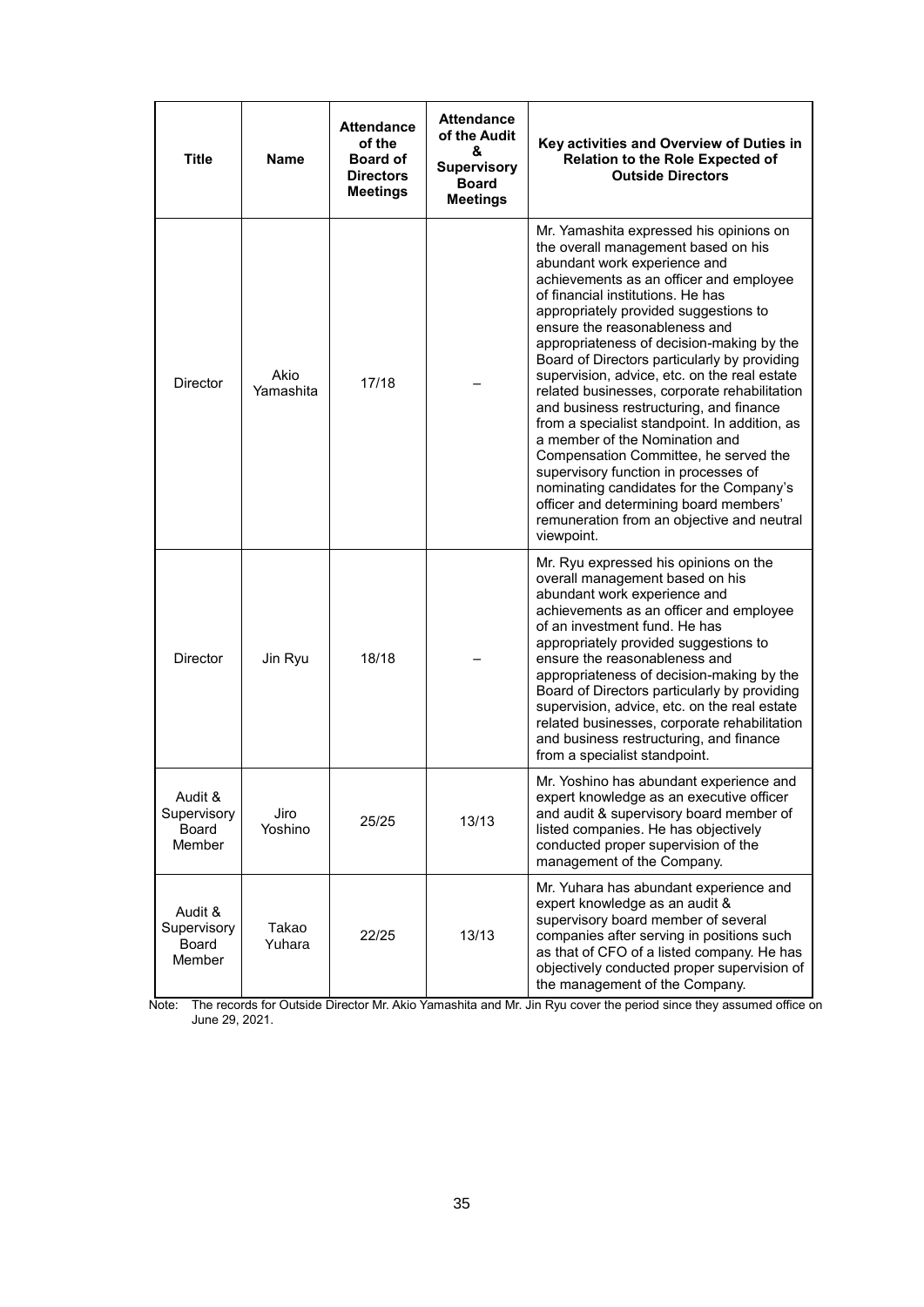| Title | Name | Attendance of the Board of Directors Meetings | Attendance of the Audit & Supervisory Board Meetings | Key activities and Overview of Duties in Relation to the Role Expected of Outside Directors |
|---|---|---|---|---|
| Director | Akio Yamashita | 17/18 | – | Mr. Yamashita expressed his opinions on the overall management based on his abundant work experience and achievements as an officer and employee of financial institutions. He has appropriately provided suggestions to ensure the reasonableness and appropriateness of decision-making by the Board of Directors particularly by providing supervision, advice, etc. on the real estate related businesses, corporate rehabilitation and business restructuring, and finance from a specialist standpoint. In addition, as a member of the Nomination and Compensation Committee, he served the supervisory function in processes of nominating candidates for the Company's officer and determining board members' remuneration from an objective and neutral viewpoint. |
| Director | Jin Ryu | 18/18 | – | Mr. Ryu expressed his opinions on the overall management based on his abundant work experience and achievements as an officer and employee of an investment fund. He has appropriately provided suggestions to ensure the reasonableness and appropriateness of decision-making by the Board of Directors particularly by providing supervision, advice, etc. on the real estate related businesses, corporate rehabilitation and business restructuring, and finance from a specialist standpoint. |
| Audit & Supervisory Board Member | Jiro Yoshino | 25/25 | 13/13 | Mr. Yoshino has abundant experience and expert knowledge as an executive officer and audit & supervisory board member of listed companies. He has objectively conducted proper supervision of the management of the Company. |
| Audit & Supervisory Board Member | Takao Yuhara | 22/25 | 13/13 | Mr. Yuhara has abundant experience and expert knowledge as an audit & supervisory board member of several companies after serving in positions such as that of CFO of a listed company. He has objectively conducted proper supervision of the management of the Company. |

Note: The records for Outside Director Mr. Akio Yamashita and Mr. Jin Ryu cover the period since they assumed office on June 29, 2021.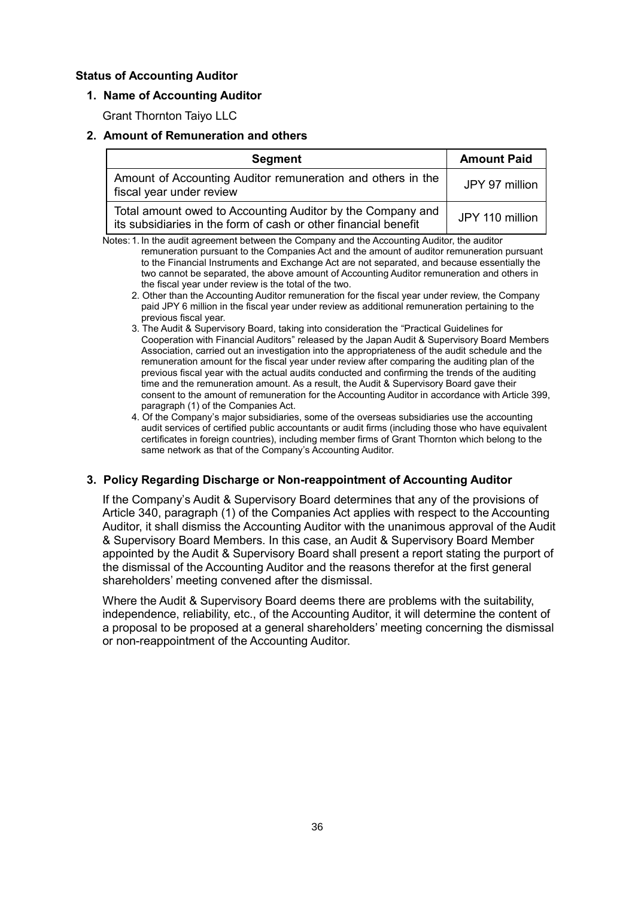## Status of Accounting Auditor

### 1. Name of Accounting Auditor

Grant Thornton Taiyo LLC

### 2. Amount of Remuneration and others

| Segment | Amount Paid |
|---|---|
| Amount of Accounting Auditor remuneration and others in the fiscal year under review | JPY 97 million |
| Total amount owed to Accounting Auditor by the Company and its subsidiaries in the form of cash or other financial benefit | JPY 110 million |

Notes: 1. In the audit agreement between the Company and the Accounting Auditor, the auditor remuneration pursuant to the Companies Act and the amount of auditor remuneration pursuant to the Financial Instruments and Exchange Act are not separated, and because essentially the two cannot be separated, the above amount of Accounting Auditor remuneration and others in the fiscal year under review is the total of the two.

2. Other than the Accounting Auditor remuneration for the fiscal year under review, the Company paid JPY 6 million in the fiscal year under review as additional remuneration pertaining to the previous fiscal year.

3. The Audit & Supervisory Board, taking into consideration the "Practical Guidelines for Cooperation with Financial Auditors" released by the Japan Audit & Supervisory Board Members Association, carried out an investigation into the appropriateness of the audit schedule and the remuneration amount for the fiscal year under review after comparing the auditing plan of the previous fiscal year with the actual audits conducted and confirming the trends of the auditing time and the remuneration amount. As a result, the Audit & Supervisory Board gave their consent to the amount of remuneration for the Accounting Auditor in accordance with Article 399, paragraph (1) of the Companies Act.

4. Of the Company's major subsidiaries, some of the overseas subsidiaries use the accounting audit services of certified public accountants or audit firms (including those who have equivalent certificates in foreign countries), including member firms of Grant Thornton which belong to the same network as that of the Company's Accounting Auditor.

### 3. Policy Regarding Discharge or Non-reappointment of Accounting Auditor

If the Company's Audit & Supervisory Board determines that any of the provisions of Article 340, paragraph (1) of the Companies Act applies with respect to the Accounting Auditor, it shall dismiss the Accounting Auditor with the unanimous approval of the Audit & Supervisory Board Members. In this case, an Audit & Supervisory Board Member appointed by the Audit & Supervisory Board shall present a report stating the purport of the dismissal of the Accounting Auditor and the reasons therefor at the first general shareholders' meeting convened after the dismissal.

Where the Audit & Supervisory Board deems there are problems with the suitability, independence, reliability, etc., of the Accounting Auditor, it will determine the content of a proposal to be proposed at a general shareholders' meeting concerning the dismissal or non-reappointment of the Accounting Auditor.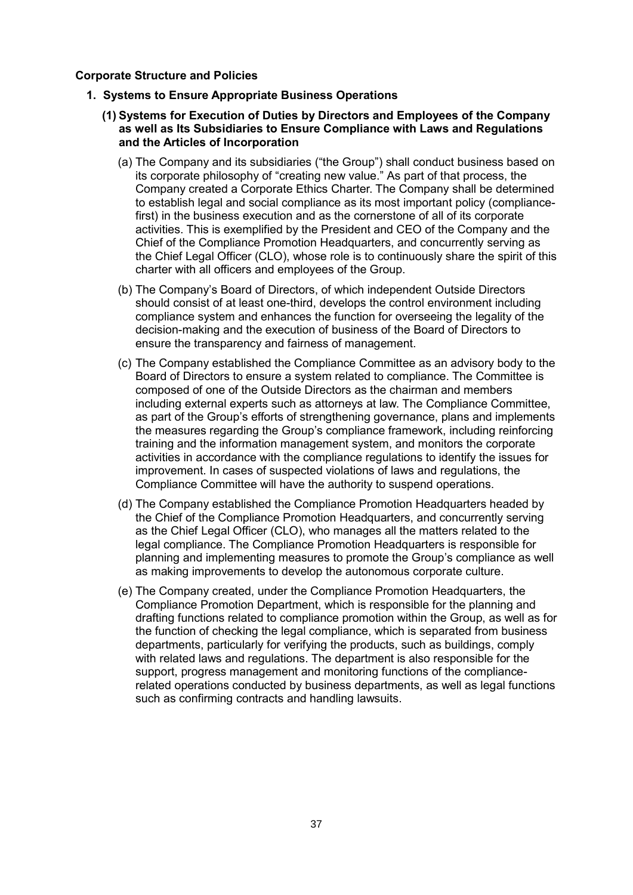**Corporate Structure and Policies**

1. **Systems to Ensure Appropriate Business Operations**

   **(1) Systems for Execution of Duties by Directors and Employees of the Company as well as Its Subsidiaries to Ensure Compliance with Laws and Regulations and the Articles of Incorporation**

   (a) The Company and its subsidiaries ("the Group") shall conduct business based on its corporate philosophy of "creating new value." As part of that process, the Company created a Corporate Ethics Charter. The Company shall be determined to establish legal and social compliance as its most important policy (compliance-first) in the business execution and as the cornerstone of all of its corporate activities. This is exemplified by the President and CEO of the Company and the Chief of the Compliance Promotion Headquarters, and concurrently serving as the Chief Legal Officer (CLO), whose role is to continuously share the spirit of this charter with all officers and employees of the Group.

   (b) The Company's Board of Directors, of which independent Outside Directors should consist of at least one-third, develops the control environment including compliance system and enhances the function for overseeing the legality of the decision-making and the execution of business of the Board of Directors to ensure the transparency and fairness of management.

   (c) The Company established the Compliance Committee as an advisory body to the Board of Directors to ensure a system related to compliance. The Committee is composed of one of the Outside Directors as the chairman and members including external experts such as attorneys at law. The Compliance Committee, as part of the Group's efforts of strengthening governance, plans and implements the measures regarding the Group's compliance framework, including reinforcing training and the information management system, and monitors the corporate activities in accordance with the compliance regulations to identify the issues for improvement. In cases of suspected violations of laws and regulations, the Compliance Committee will have the authority to suspend operations.

   (d) The Company established the Compliance Promotion Headquarters headed by the Chief of the Compliance Promotion Headquarters, and concurrently serving as the Chief Legal Officer (CLO), who manages all the matters related to the legal compliance. The Compliance Promotion Headquarters is responsible for planning and implementing measures to promote the Group's compliance as well as making improvements to develop the autonomous corporate culture.

   (e) The Company created, under the Compliance Promotion Headquarters, the Compliance Promotion Department, which is responsible for the planning and drafting functions related to compliance promotion within the Group, as well as for the function of checking the legal compliance, which is separated from business departments, particularly for verifying the products, such as buildings, comply with related laws and regulations. The department is also responsible for the support, progress management and monitoring functions of the compliance-related operations conducted by business departments, as well as legal functions such as confirming contracts and handling lawsuits.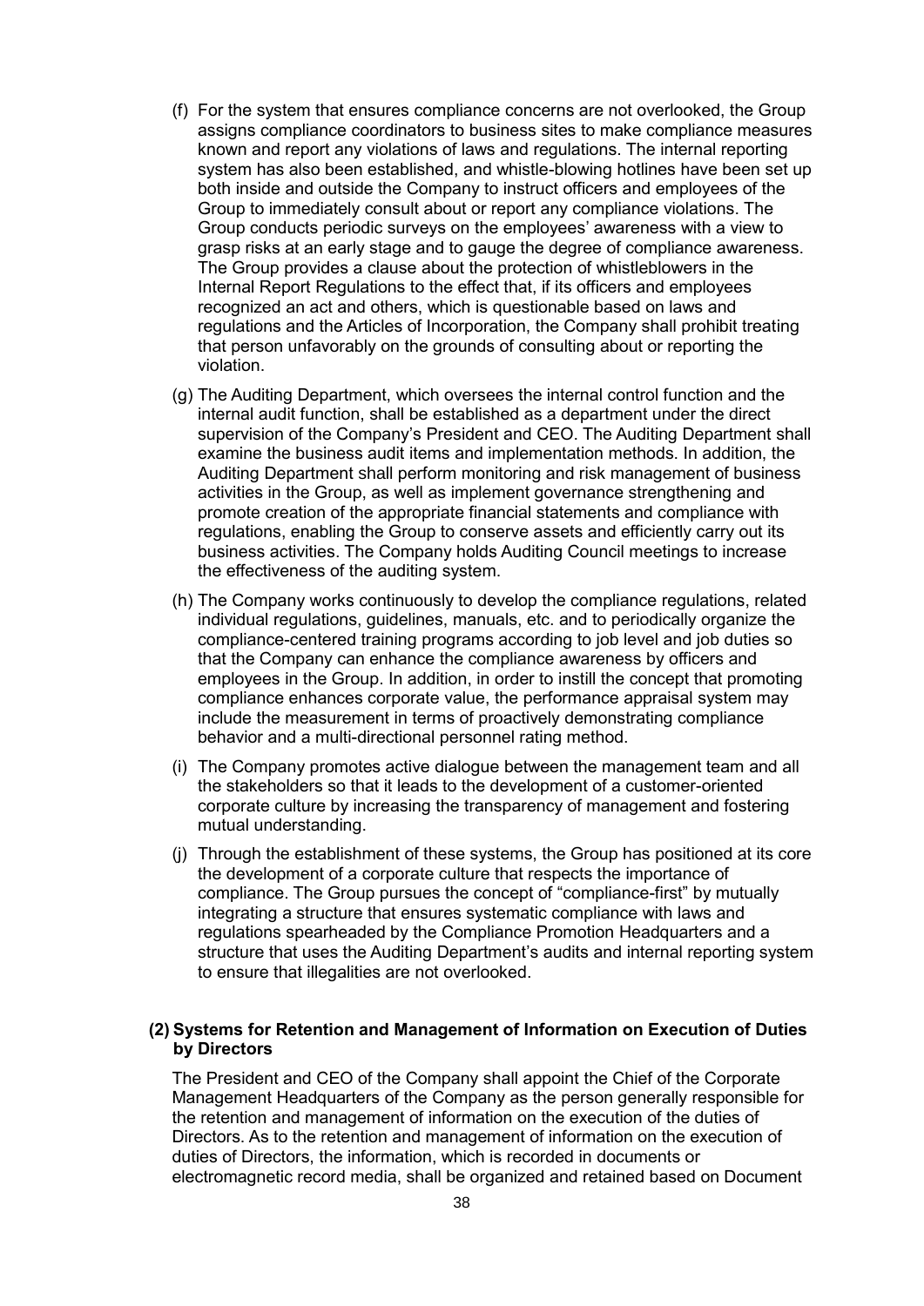(f) For the system that ensures compliance concerns are not overlooked, the Group assigns compliance coordinators to business sites to make compliance measures known and report any violations of laws and regulations. The internal reporting system has also been established, and whistle-blowing hotlines have been set up both inside and outside the Company to instruct officers and employees of the Group to immediately consult about or report any compliance violations. The Group conducts periodic surveys on the employees' awareness with a view to grasp risks at an early stage and to gauge the degree of compliance awareness. The Group provides a clause about the protection of whistleblowers in the Internal Report Regulations to the effect that, if its officers and employees recognized an act and others, which is questionable based on laws and regulations and the Articles of Incorporation, the Company shall prohibit treating that person unfavorably on the grounds of consulting about or reporting the violation.

(g) The Auditing Department, which oversees the internal control function and the internal audit function, shall be established as a department under the direct supervision of the Company's President and CEO. The Auditing Department shall examine the business audit items and implementation methods. In addition, the Auditing Department shall perform monitoring and risk management of business activities in the Group, as well as implement governance strengthening and promote creation of the appropriate financial statements and compliance with regulations, enabling the Group to conserve assets and efficiently carry out its business activities. The Company holds Auditing Council meetings to increase the effectiveness of the auditing system.

(h) The Company works continuously to develop the compliance regulations, related individual regulations, guidelines, manuals, etc. and to periodically organize the compliance-centered training programs according to job level and job duties so that the Company can enhance the compliance awareness by officers and employees in the Group. In addition, in order to instill the concept that promoting compliance enhances corporate value, the performance appraisal system may include the measurement in terms of proactively demonstrating compliance behavior and a multi-directional personnel rating method.

(i) The Company promotes active dialogue between the management team and all the stakeholders so that it leads to the development of a customer-oriented corporate culture by increasing the transparency of management and fostering mutual understanding.

(j) Through the establishment of these systems, the Group has positioned at its core the development of a corporate culture that respects the importance of compliance. The Group pursues the concept of "compliance-first" by mutually integrating a structure that ensures systematic compliance with laws and regulations spearheaded by the Compliance Promotion Headquarters and a structure that uses the Auditing Department's audits and internal reporting system to ensure that illegalities are not overlooked.

### (2) Systems for Retention and Management of Information on Execution of Duties by Directors

The President and CEO of the Company shall appoint the Chief of the Corporate Management Headquarters of the Company as the person generally responsible for the retention and management of information on the execution of the duties of Directors. As to the retention and management of information on the execution of duties of Directors, the information, which is recorded in documents or electromagnetic record media, shall be organized and retained based on Document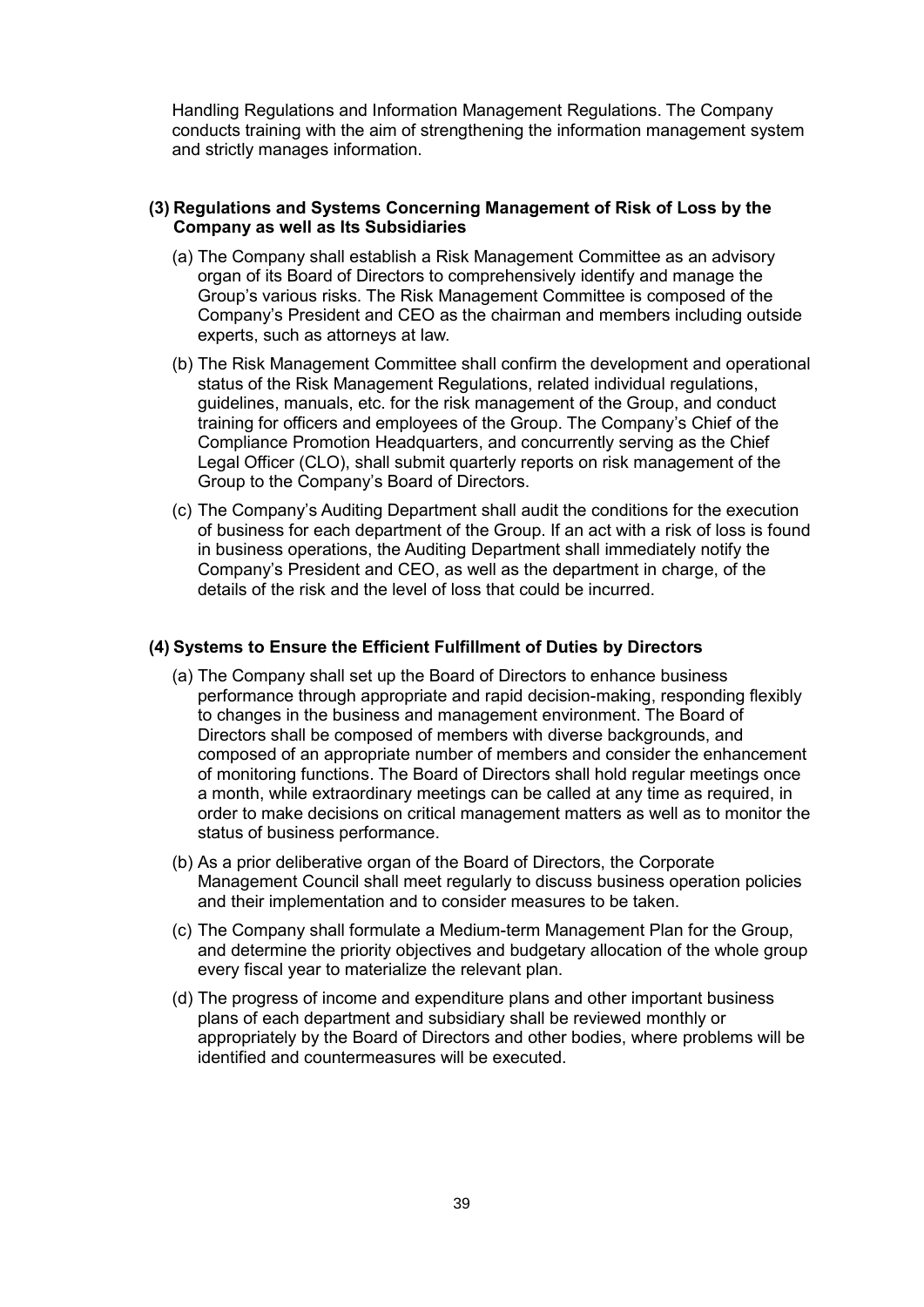Handling Regulations and Information Management Regulations. The Company conducts training with the aim of strengthening the information management system and strictly manages information.

**(3) Regulations and Systems Concerning Management of Risk of Loss by the Company as well as Its Subsidiaries**

(a) The Company shall establish a Risk Management Committee as an advisory organ of its Board of Directors to comprehensively identify and manage the Group's various risks. The Risk Management Committee is composed of the Company's President and CEO as the chairman and members including outside experts, such as attorneys at law.

(b) The Risk Management Committee shall confirm the development and operational status of the Risk Management Regulations, related individual regulations, guidelines, manuals, etc. for the risk management of the Group, and conduct training for officers and employees of the Group. The Company's Chief of the Compliance Promotion Headquarters, and concurrently serving as the Chief Legal Officer (CLO), shall submit quarterly reports on risk management of the Group to the Company's Board of Directors.

(c) The Company's Auditing Department shall audit the conditions for the execution of business for each department of the Group. If an act with a risk of loss is found in business operations, the Auditing Department shall immediately notify the Company's President and CEO, as well as the department in charge, of the details of the risk and the level of loss that could be incurred.

**(4) Systems to Ensure the Efficient Fulfillment of Duties by Directors**

(a) The Company shall set up the Board of Directors to enhance business performance through appropriate and rapid decision-making, responding flexibly to changes in the business and management environment. The Board of Directors shall be composed of members with diverse backgrounds, and composed of an appropriate number of members and consider the enhancement of monitoring functions. The Board of Directors shall hold regular meetings once a month, while extraordinary meetings can be called at any time as required, in order to make decisions on critical management matters as well as to monitor the status of business performance.

(b) As a prior deliberative organ of the Board of Directors, the Corporate Management Council shall meet regularly to discuss business operation policies and their implementation and to consider measures to be taken.

(c) The Company shall formulate a Medium-term Management Plan for the Group, and determine the priority objectives and budgetary allocation of the whole group every fiscal year to materialize the relevant plan.

(d) The progress of income and expenditure plans and other important business plans of each department and subsidiary shall be reviewed monthly or appropriately by the Board of Directors and other bodies, where problems will be identified and countermeasures will be executed.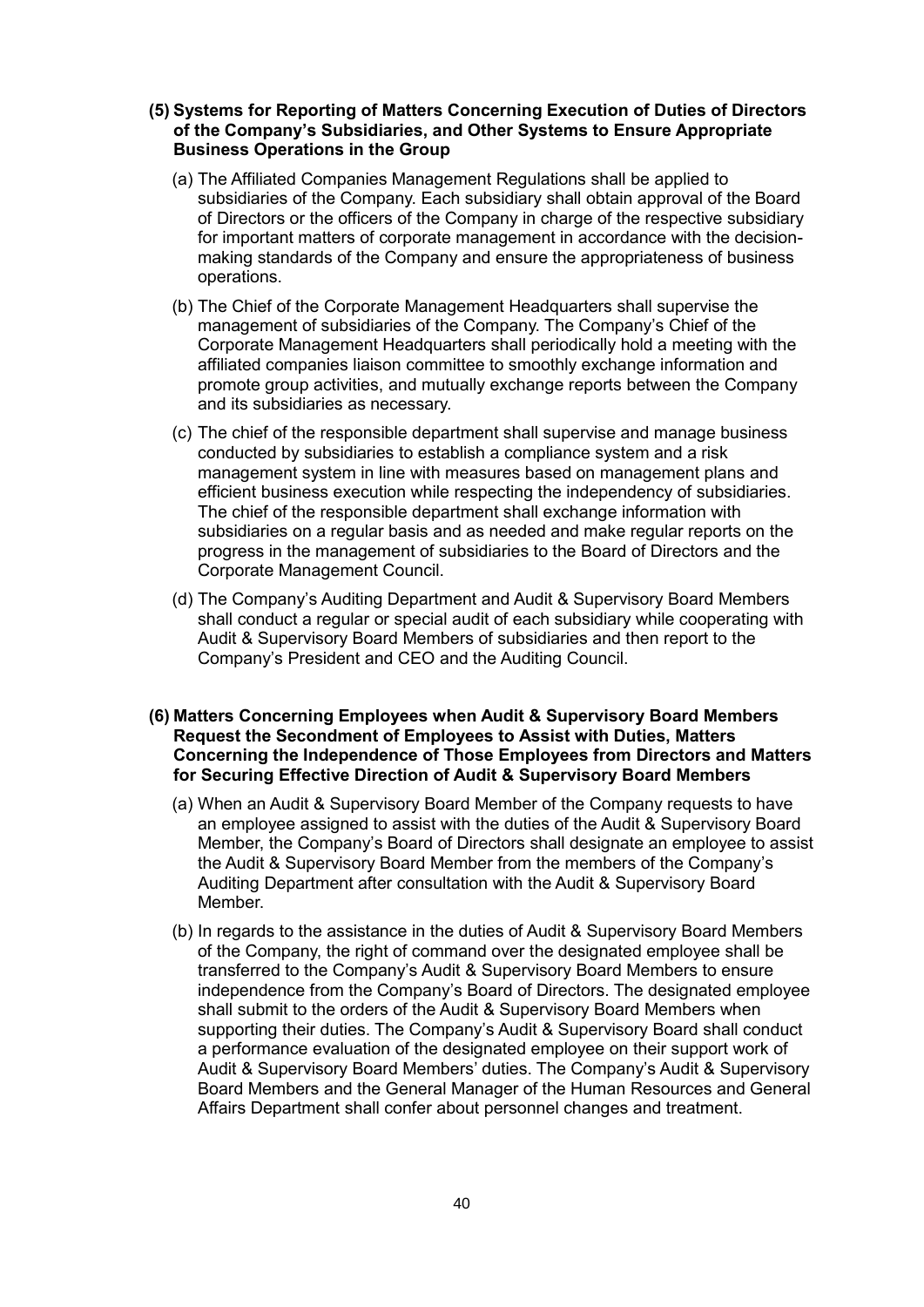**(5) Systems for Reporting of Matters Concerning Execution of Duties of Directors of the Company's Subsidiaries, and Other Systems to Ensure Appropriate Business Operations in the Group**

(a) The Affiliated Companies Management Regulations shall be applied to subsidiaries of the Company. Each subsidiary shall obtain approval of the Board of Directors or the officers of the Company in charge of the respective subsidiary for important matters of corporate management in accordance with the decision-making standards of the Company and ensure the appropriateness of business operations.

(b) The Chief of the Corporate Management Headquarters shall supervise the management of subsidiaries of the Company. The Company's Chief of the Corporate Management Headquarters shall periodically hold a meeting with the affiliated companies liaison committee to smoothly exchange information and promote group activities, and mutually exchange reports between the Company and its subsidiaries as necessary.

(c) The chief of the responsible department shall supervise and manage business conducted by subsidiaries to establish a compliance system and a risk management system in line with measures based on management plans and efficient business execution while respecting the independency of subsidiaries. The chief of the responsible department shall exchange information with subsidiaries on a regular basis and as needed and make regular reports on the progress in the management of subsidiaries to the Board of Directors and the Corporate Management Council.

(d) The Company's Auditing Department and Audit & Supervisory Board Members shall conduct a regular or special audit of each subsidiary while cooperating with Audit & Supervisory Board Members of subsidiaries and then report to the Company's President and CEO and the Auditing Council.

**(6) Matters Concerning Employees when Audit & Supervisory Board Members Request the Secondment of Employees to Assist with Duties, Matters Concerning the Independence of Those Employees from Directors and Matters for Securing Effective Direction of Audit & Supervisory Board Members**

(a) When an Audit & Supervisory Board Member of the Company requests to have an employee assigned to assist with the duties of the Audit & Supervisory Board Member, the Company's Board of Directors shall designate an employee to assist the Audit & Supervisory Board Member from the members of the Company's Auditing Department after consultation with the Audit & Supervisory Board Member.

(b) In regards to the assistance in the duties of Audit & Supervisory Board Members of the Company, the right of command over the designated employee shall be transferred to the Company's Audit & Supervisory Board Members to ensure independence from the Company's Board of Directors. The designated employee shall submit to the orders of the Audit & Supervisory Board Members when supporting their duties. The Company's Audit & Supervisory Board shall conduct a performance evaluation of the designated employee on their support work of Audit & Supervisory Board Members' duties. The Company's Audit & Supervisory Board Members and the General Manager of the Human Resources and General Affairs Department shall confer about personnel changes and treatment.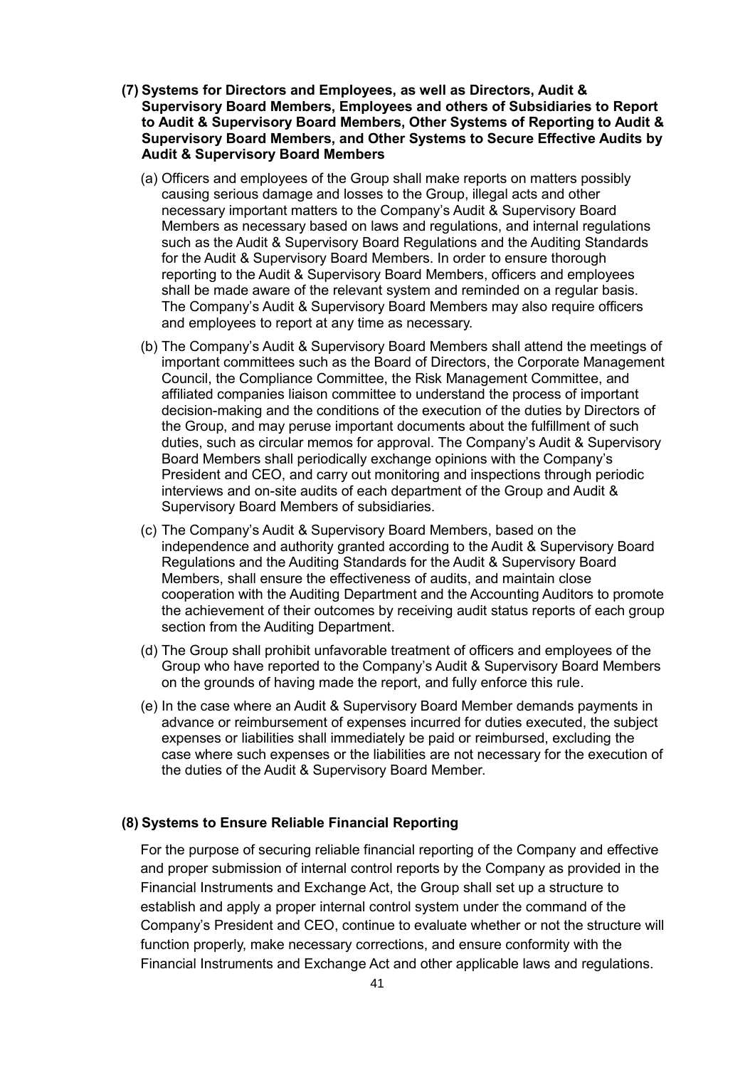**(7) Systems for Directors and Employees, as well as Directors, Audit & Supervisory Board Members, Employees and others of Subsidiaries to Report to Audit & Supervisory Board Members, Other Systems of Reporting to Audit & Supervisory Board Members, and Other Systems to Secure Effective Audits by Audit & Supervisory Board Members**

(a) Officers and employees of the Group shall make reports on matters possibly causing serious damage and losses to the Group, illegal acts and other necessary important matters to the Company's Audit & Supervisory Board Members as necessary based on laws and regulations, and internal regulations such as the Audit & Supervisory Board Regulations and the Auditing Standards for the Audit & Supervisory Board Members. In order to ensure thorough reporting to the Audit & Supervisory Board Members, officers and employees shall be made aware of the relevant system and reminded on a regular basis. The Company's Audit & Supervisory Board Members may also require officers and employees to report at any time as necessary.

(b) The Company's Audit & Supervisory Board Members shall attend the meetings of important committees such as the Board of Directors, the Corporate Management Council, the Compliance Committee, the Risk Management Committee, and affiliated companies liaison committee to understand the process of important decision-making and the conditions of the execution of the duties by Directors of the Group, and may peruse important documents about the fulfillment of such duties, such as circular memos for approval. The Company's Audit & Supervisory Board Members shall periodically exchange opinions with the Company's President and CEO, and carry out monitoring and inspections through periodic interviews and on-site audits of each department of the Group and Audit & Supervisory Board Members of subsidiaries.

(c) The Company's Audit & Supervisory Board Members, based on the independence and authority granted according to the Audit & Supervisory Board Regulations and the Auditing Standards for the Audit & Supervisory Board Members, shall ensure the effectiveness of audits, and maintain close cooperation with the Auditing Department and the Accounting Auditors to promote the achievement of their outcomes by receiving audit status reports of each group section from the Auditing Department.

(d) The Group shall prohibit unfavorable treatment of officers and employees of the Group who have reported to the Company's Audit & Supervisory Board Members on the grounds of having made the report, and fully enforce this rule.

(e) In the case where an Audit & Supervisory Board Member demands payments in advance or reimbursement of expenses incurred for duties executed, the subject expenses or liabilities shall immediately be paid or reimbursed, excluding the case where such expenses or the liabilities are not necessary for the execution of the duties of the Audit & Supervisory Board Member.

**(8) Systems to Ensure Reliable Financial Reporting**

For the purpose of securing reliable financial reporting of the Company and effective and proper submission of internal control reports by the Company as provided in the Financial Instruments and Exchange Act, the Group shall set up a structure to establish and apply a proper internal control system under the command of the Company's President and CEO, continue to evaluate whether or not the structure will function properly, make necessary corrections, and ensure conformity with the Financial Instruments and Exchange Act and other applicable laws and regulations.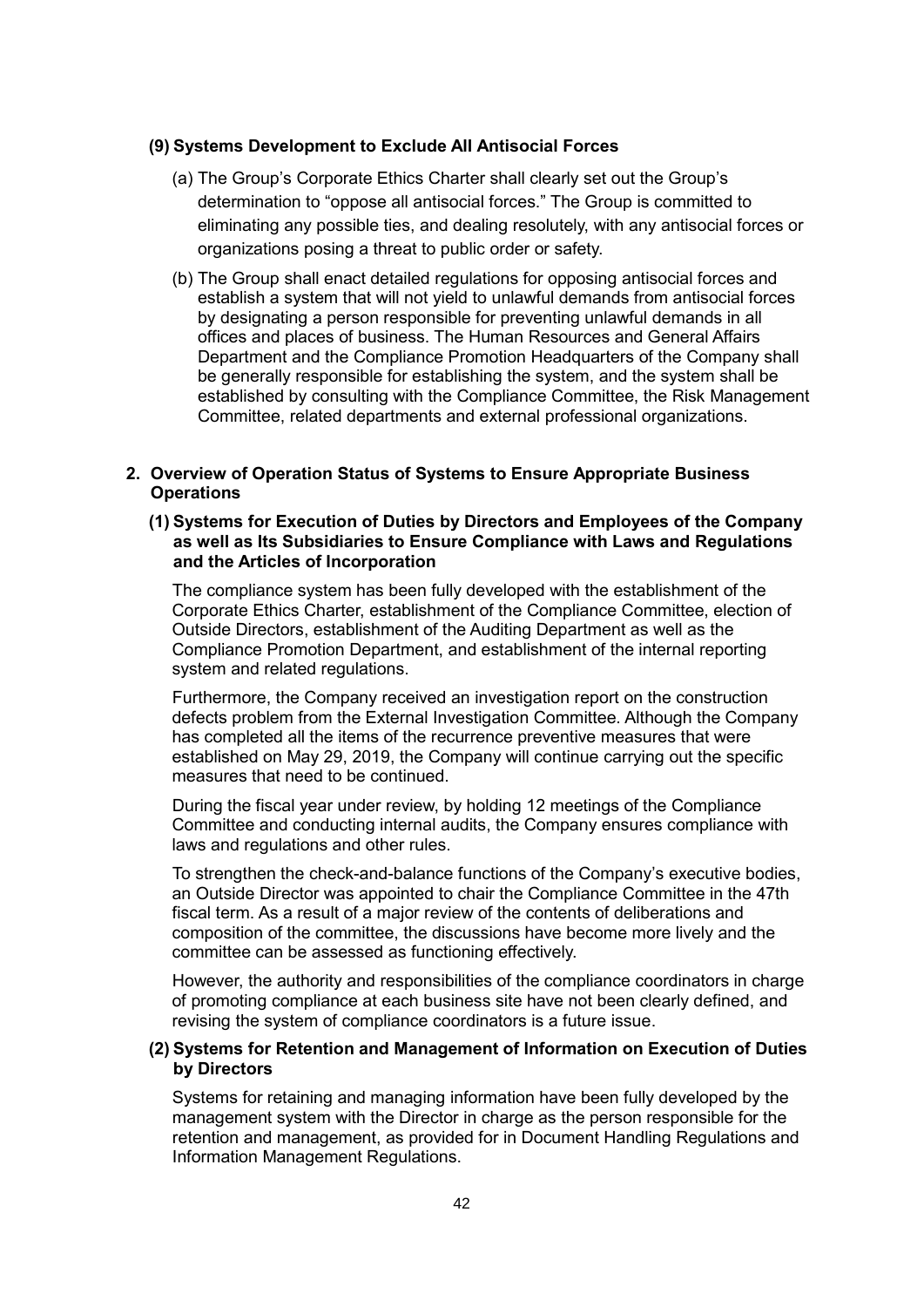### (9) Systems Development to Exclude All Antisocial Forces

(a) The Group's Corporate Ethics Charter shall clearly set out the Group's determination to "oppose all antisocial forces." The Group is committed to eliminating any possible ties, and dealing resolutely, with any antisocial forces or organizations posing a threat to public order or safety.

(b) The Group shall enact detailed regulations for opposing antisocial forces and establish a system that will not yield to unlawful demands from antisocial forces by designating a person responsible for preventing unlawful demands in all offices and places of business. The Human Resources and General Affairs Department and the Compliance Promotion Headquarters of the Company shall be generally responsible for establishing the system, and the system shall be established by consulting with the Compliance Committee, the Risk Management Committee, related departments and external professional organizations.

## 2. Overview of Operation Status of Systems to Ensure Appropriate Business Operations

### (1) Systems for Execution of Duties by Directors and Employees of the Company as well as Its Subsidiaries to Ensure Compliance with Laws and Regulations and the Articles of Incorporation

The compliance system has been fully developed with the establishment of the Corporate Ethics Charter, establishment of the Compliance Committee, election of Outside Directors, establishment of the Auditing Department as well as the Compliance Promotion Department, and establishment of the internal reporting system and related regulations.

Furthermore, the Company received an investigation report on the construction defects problem from the External Investigation Committee. Although the Company has completed all the items of the recurrence preventive measures that were established on May 29, 2019, the Company will continue carrying out the specific measures that need to be continued.

During the fiscal year under review, by holding 12 meetings of the Compliance Committee and conducting internal audits, the Company ensures compliance with laws and regulations and other rules.

To strengthen the check-and-balance functions of the Company's executive bodies, an Outside Director was appointed to chair the Compliance Committee in the 47th fiscal term. As a result of a major review of the contents of deliberations and composition of the committee, the discussions have become more lively and the committee can be assessed as functioning effectively.

However, the authority and responsibilities of the compliance coordinators in charge of promoting compliance at each business site have not been clearly defined, and revising the system of compliance coordinators is a future issue.

### (2) Systems for Retention and Management of Information on Execution of Duties by Directors

Systems for retaining and managing information have been fully developed by the management system with the Director in charge as the person responsible for the retention and management, as provided for in Document Handling Regulations and Information Management Regulations.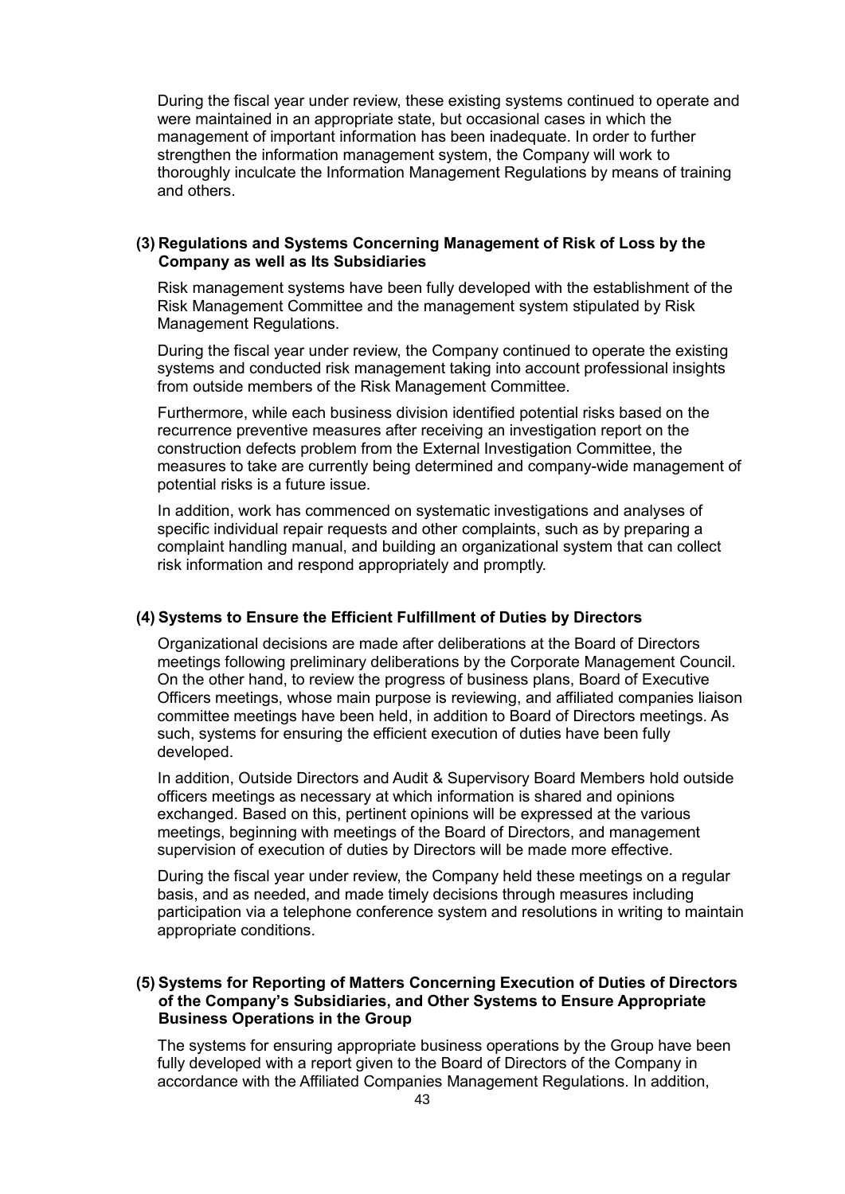During the fiscal year under review, these existing systems continued to operate and were maintained in an appropriate state, but occasional cases in which the management of important information has been inadequate. In order to further strengthen the information management system, the Company will work to thoroughly inculcate the Information Management Regulations by means of training and others.

### (3) Regulations and Systems Concerning Management of Risk of Loss by the Company as well as Its Subsidiaries

Risk management systems have been fully developed with the establishment of the Risk Management Committee and the management system stipulated by Risk Management Regulations.

During the fiscal year under review, the Company continued to operate the existing systems and conducted risk management taking into account professional insights from outside members of the Risk Management Committee.

Furthermore, while each business division identified potential risks based on the recurrence preventive measures after receiving an investigation report on the construction defects problem from the External Investigation Committee, the measures to take are currently being determined and company-wide management of potential risks is a future issue.

In addition, work has commenced on systematic investigations and analyses of specific individual repair requests and other complaints, such as by preparing a complaint handling manual, and building an organizational system that can collect risk information and respond appropriately and promptly.

### (4) Systems to Ensure the Efficient Fulfillment of Duties by Directors

Organizational decisions are made after deliberations at the Board of Directors meetings following preliminary deliberations by the Corporate Management Council. On the other hand, to review the progress of business plans, Board of Executive Officers meetings, whose main purpose is reviewing, and affiliated companies liaison committee meetings have been held, in addition to Board of Directors meetings. As such, systems for ensuring the efficient execution of duties have been fully developed.

In addition, Outside Directors and Audit & Supervisory Board Members hold outside officers meetings as necessary at which information is shared and opinions exchanged. Based on this, pertinent opinions will be expressed at the various meetings, beginning with meetings of the Board of Directors, and management supervision of execution of duties by Directors will be made more effective.

During the fiscal year under review, the Company held these meetings on a regular basis, and as needed, and made timely decisions through measures including participation via a telephone conference system and resolutions in writing to maintain appropriate conditions.

### (5) Systems for Reporting of Matters Concerning Execution of Duties of Directors of the Company's Subsidiaries, and Other Systems to Ensure Appropriate Business Operations in the Group

The systems for ensuring appropriate business operations by the Group have been fully developed with a report given to the Board of Directors of the Company in accordance with the Affiliated Companies Management Regulations. In addition,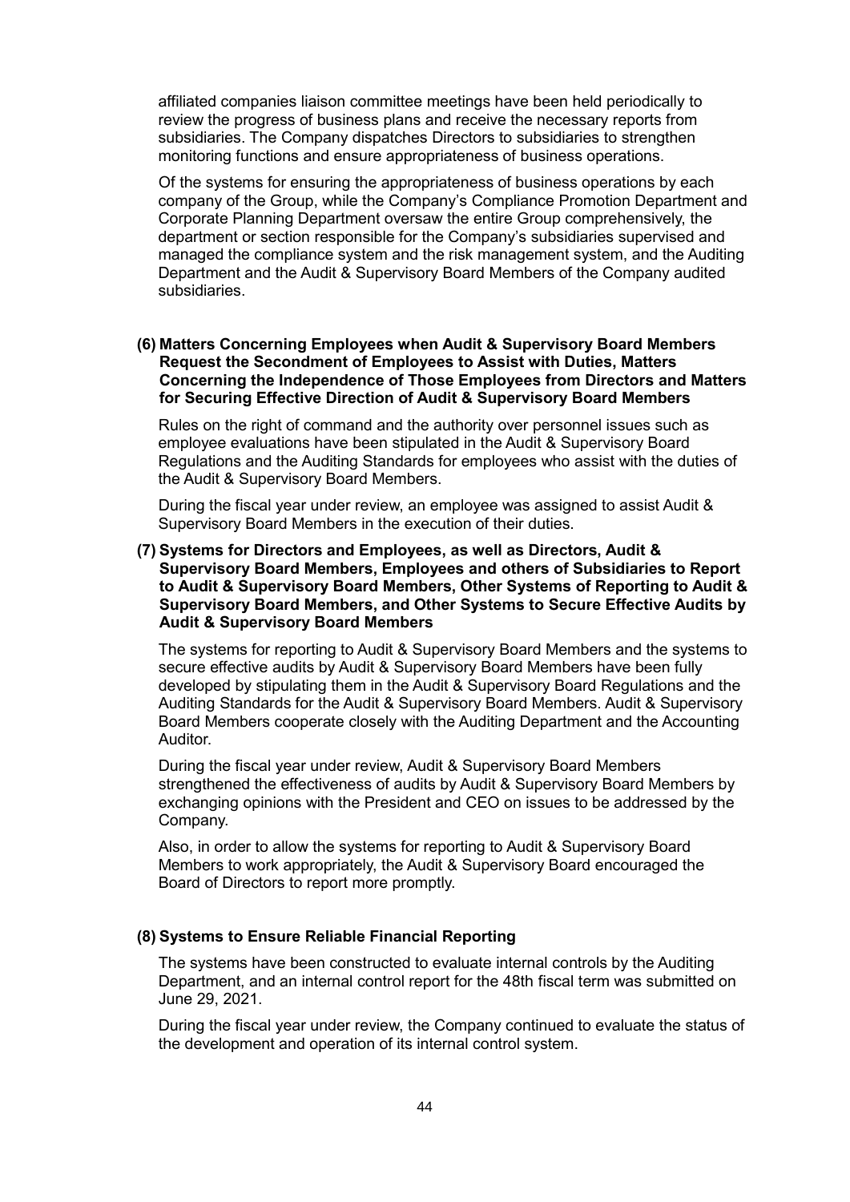affiliated companies liaison committee meetings have been held periodically to review the progress of business plans and receive the necessary reports from subsidiaries. The Company dispatches Directors to subsidiaries to strengthen monitoring functions and ensure appropriateness of business operations.

Of the systems for ensuring the appropriateness of business operations by each company of the Group, while the Company's Compliance Promotion Department and Corporate Planning Department oversaw the entire Group comprehensively, the department or section responsible for the Company's subsidiaries supervised and managed the compliance system and the risk management system, and the Auditing Department and the Audit & Supervisory Board Members of the Company audited subsidiaries.

### (6) Matters Concerning Employees when Audit & Supervisory Board Members Request the Secondment of Employees to Assist with Duties, Matters Concerning the Independence of Those Employees from Directors and Matters for Securing Effective Direction of Audit & Supervisory Board Members

Rules on the right of command and the authority over personnel issues such as employee evaluations have been stipulated in the Audit & Supervisory Board Regulations and the Auditing Standards for employees who assist with the duties of the Audit & Supervisory Board Members.

During the fiscal year under review, an employee was assigned to assist Audit & Supervisory Board Members in the execution of their duties.

### (7) Systems for Directors and Employees, as well as Directors, Audit & Supervisory Board Members, Employees and others of Subsidiaries to Report to Audit & Supervisory Board Members, Other Systems of Reporting to Audit & Supervisory Board Members, and Other Systems to Secure Effective Audits by Audit & Supervisory Board Members

The systems for reporting to Audit & Supervisory Board Members and the systems to secure effective audits by Audit & Supervisory Board Members have been fully developed by stipulating them in the Audit & Supervisory Board Regulations and the Auditing Standards for the Audit & Supervisory Board Members. Audit & Supervisory Board Members cooperate closely with the Auditing Department and the Accounting Auditor.

During the fiscal year under review, Audit & Supervisory Board Members strengthened the effectiveness of audits by Audit & Supervisory Board Members by exchanging opinions with the President and CEO on issues to be addressed by the Company.

Also, in order to allow the systems for reporting to Audit & Supervisory Board Members to work appropriately, the Audit & Supervisory Board encouraged the Board of Directors to report more promptly.

### (8) Systems to Ensure Reliable Financial Reporting

The systems have been constructed to evaluate internal controls by the Auditing Department, and an internal control report for the 48th fiscal term was submitted on June 29, 2021.

During the fiscal year under review, the Company continued to evaluate the status of the development and operation of its internal control system.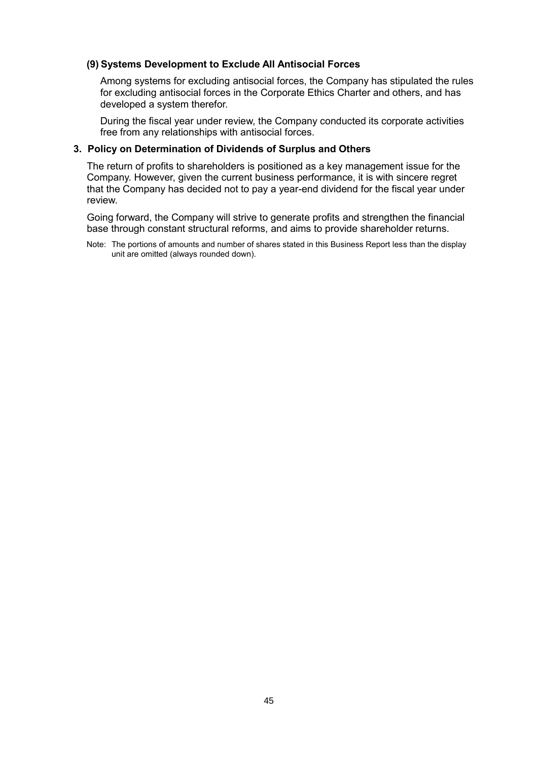### (9) Systems Development to Exclude All Antisocial Forces

Among systems for excluding antisocial forces, the Company has stipulated the rules for excluding antisocial forces in the Corporate Ethics Charter and others, and has developed a system therefor.

During the fiscal year under review, the Company conducted its corporate activities free from any relationships with antisocial forces.

## 3. Policy on Determination of Dividends of Surplus and Others

The return of profits to shareholders is positioned as a key management issue for the Company. However, given the current business performance, it is with sincere regret that the Company has decided not to pay a year-end dividend for the fiscal year under review.

Going forward, the Company will strive to generate profits and strengthen the financial base through constant structural reforms, and aims to provide shareholder returns.

Note: The portions of amounts and number of shares stated in this Business Report less than the display unit are omitted (always rounded down).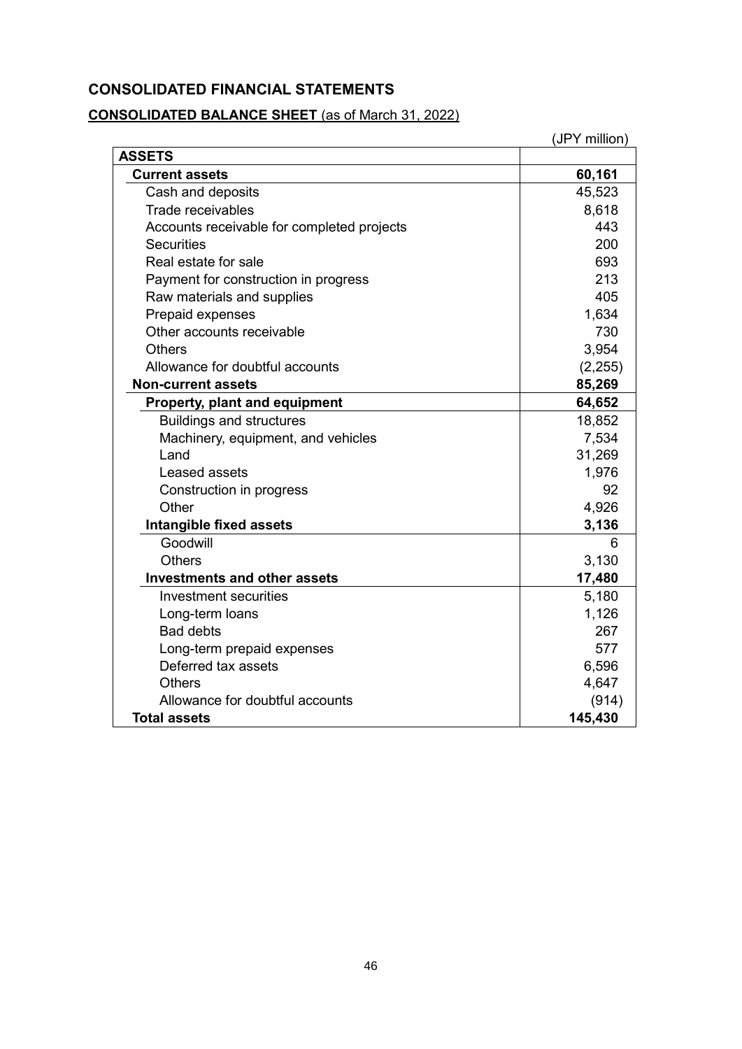## CONSOLIDATED FINANCIAL STATEMENTS

### CONSOLIDATED BALANCE SHEET (as of March 31, 2022)

(JPY million)

| ASSETS | |
|---|---|
| **Current assets** | **60,161** |
| Cash and deposits | 45,523 |
| Trade receivables | 8,618 |
| Accounts receivable for completed projects | 443 |
| Securities | 200 |
| Real estate for sale | 693 |
| Payment for construction in progress | 213 |
| Raw materials and supplies | 405 |
| Prepaid expenses | 1,634 |
| Other accounts receivable | 730 |
| Others | 3,954 |
| Allowance for doubtful accounts | (2,255) |
| **Non-current assets** | **85,269** |
| **Property, plant and equipment** | **64,652** |
| Buildings and structures | 18,852 |
| Machinery, equipment, and vehicles | 7,534 |
| Land | 31,269 |
| Leased assets | 1,976 |
| Construction in progress | 92 |
| Other | 4,926 |
| **Intangible fixed assets** | **3,136** |
| Goodwill | 6 |
| Others | 3,130 |
| **Investments and other assets** | **17,480** |
| Investment securities | 5,180 |
| Long-term loans | 1,126 |
| Bad debts | 267 |
| Long-term prepaid expenses | 577 |
| Deferred tax assets | 6,596 |
| Others | 4,647 |
| Allowance for doubtful accounts | (914) |
| **Total assets** | **145,430** |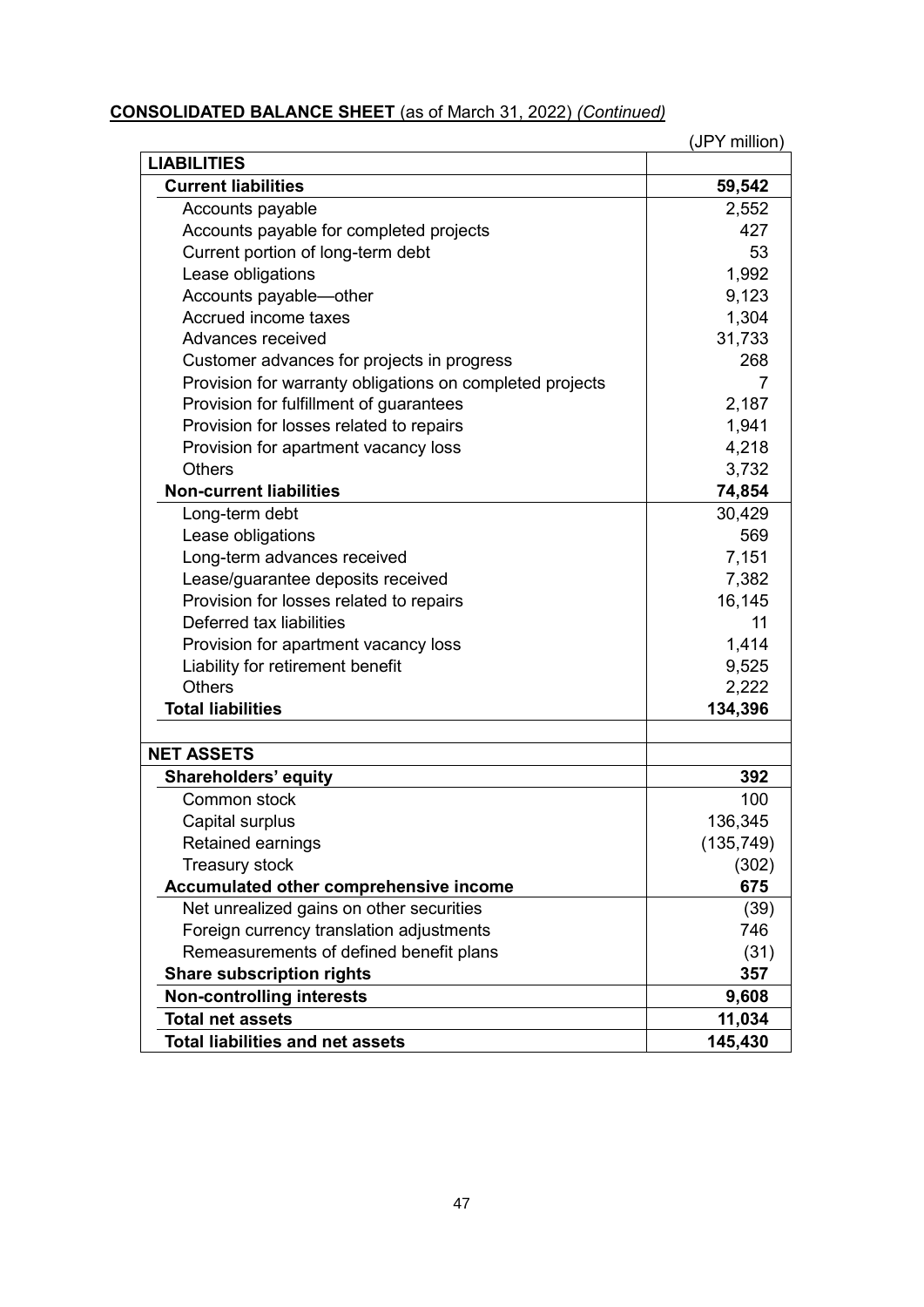**CONSOLIDATED BALANCE SHEET** (as of March 31, 2022) *(Continued)*

(JPY million)

| LIABILITIES | |
|---|---|
| **Current liabilities** | **59,542** |
| Accounts payable | 2,552 |
| Accounts payable for completed projects | 427 |
| Current portion of long-term debt | 53 |
| Lease obligations | 1,992 |
| Accounts payable—other | 9,123 |
| Accrued income taxes | 1,304 |
| Advances received | 31,733 |
| Customer advances for projects in progress | 268 |
| Provision for warranty obligations on completed projects | 7 |
| Provision for fulfillment of guarantees | 2,187 |
| Provision for losses related to repairs | 1,941 |
| Provision for apartment vacancy loss | 4,218 |
| Others | 3,732 |
| **Non-current liabilities** | **74,854** |
| Long-term debt | 30,429 |
| Lease obligations | 569 |
| Long-term advances received | 7,151 |
| Lease/guarantee deposits received | 7,382 |
| Provision for losses related to repairs | 16,145 |
| Deferred tax liabilities | 11 |
| Provision for apartment vacancy loss | 1,414 |
| Liability for retirement benefit | 9,525 |
| Others | 2,222 |
| **Total liabilities** | **134,396** |
| | |
| **NET ASSETS** | |
| **Shareholders' equity** | **392** |
| Common stock | 100 |
| Capital surplus | 136,345 |
| Retained earnings | (135,749) |
| Treasury stock | (302) |
| **Accumulated other comprehensive income** | **675** |
| Net unrealized gains on other securities | (39) |
| Foreign currency translation adjustments | 746 |
| Remeasurements of defined benefit plans | (31) |
| **Share subscription rights** | **357** |
| **Non-controlling interests** | **9,608** |
| **Total net assets** | **11,034** |
| **Total liabilities and net assets** | **145,430** |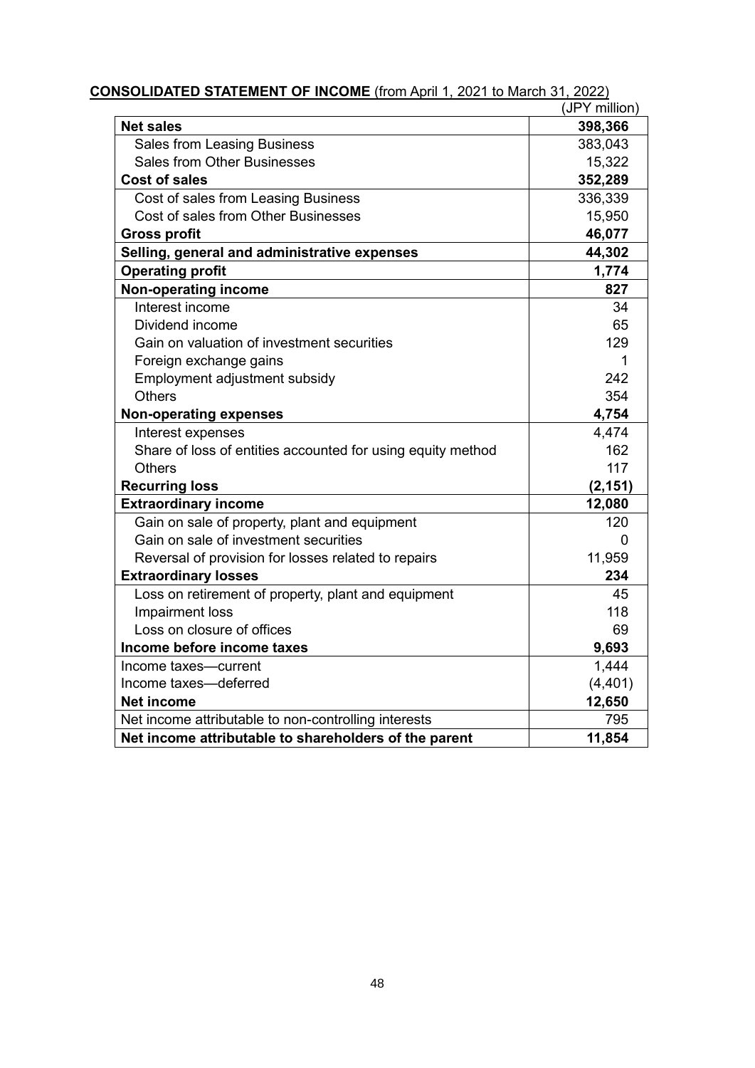**CONSOLIDATED STATEMENT OF INCOME** (from April 1, 2021 to March 31, 2022)

(JPY million)

| | |
|---|---|
| **Net sales** | **398,366** |
| Sales from Leasing Business | 383,043 |
| Sales from Other Businesses | 15,322 |
| **Cost of sales** | **352,289** |
| Cost of sales from Leasing Business | 336,339 |
| Cost of sales from Other Businesses | 15,950 |
| **Gross profit** | **46,077** |
| **Selling, general and administrative expenses** | **44,302** |
| **Operating profit** | **1,774** |
| **Non-operating income** | **827** |
| Interest income | 34 |
| Dividend income | 65 |
| Gain on valuation of investment securities | 129 |
| Foreign exchange gains | 1 |
| Employment adjustment subsidy | 242 |
| Others | 354 |
| **Non-operating expenses** | **4,754** |
| Interest expenses | 4,474 |
| Share of loss of entities accounted for using equity method | 162 |
| Others | 117 |
| **Recurring loss** | **(2,151)** |
| **Extraordinary income** | **12,080** |
| Gain on sale of property, plant and equipment | 120 |
| Gain on sale of investment securities | 0 |
| Reversal of provision for losses related to repairs | 11,959 |
| **Extraordinary losses** | **234** |
| Loss on retirement of property, plant and equipment | 45 |
| Impairment loss | 118 |
| Loss on closure of offices | 69 |
| **Income before income taxes** | **9,693** |
| Income taxes—current | 1,444 |
| Income taxes—deferred | (4,401) |
| **Net income** | **12,650** |
| Net income attributable to non-controlling interests | 795 |
| **Net income attributable to shareholders of the parent** | **11,854** |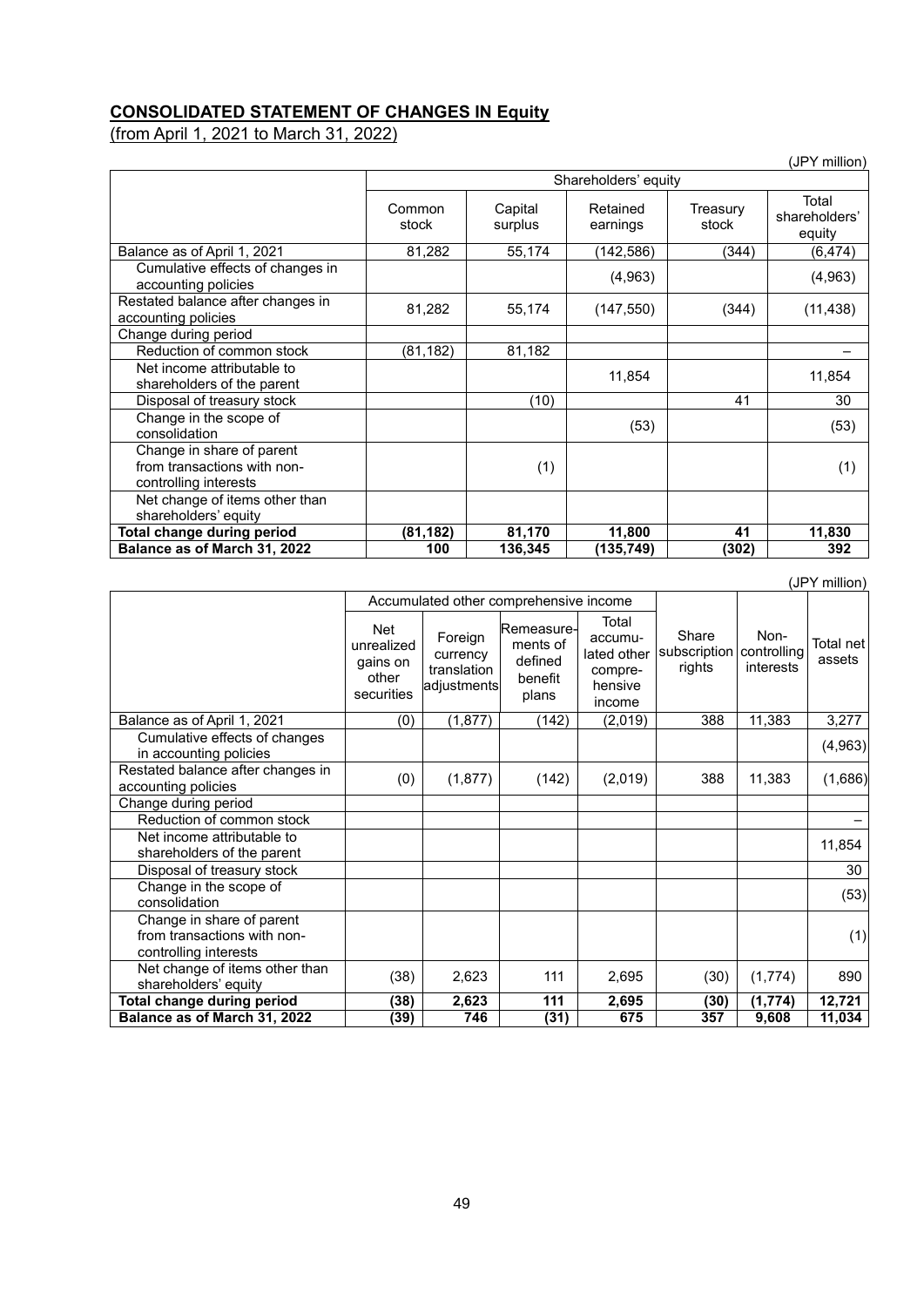## CONSOLIDATED STATEMENT OF CHANGES IN Equity

(from April 1, 2021 to March 31, 2022)

(JPY million)

| | Shareholders' equity | | | | |
|---|---|---|---|---|---|
| | Common stock | Capital surplus | Retained earnings | Treasury stock | Total shareholders' equity |
| Balance as of April 1, 2021 | 81,282 | 55,174 | (142,586) | (344) | (6,474) |
| Cumulative effects of changes in accounting policies | | | (4,963) | | (4,963) |
| Restated balance after changes in accounting policies | 81,282 | 55,174 | (147,550) | (344) | (11,438) |
| Change during period | | | | | |
| Reduction of common stock | (81,182) | 81,182 | | | – |
| Net income attributable to shareholders of the parent | | | 11,854 | | 11,854 |
| Disposal of treasury stock | | (10) | | 41 | 30 |
| Change in the scope of consolidation | | | (53) | | (53) |
| Change in share of parent from transactions with non-controlling interests | | (1) | | | (1) |
| Net change of items other than shareholders' equity | | | | | |
| **Total change during period** | **(81,182)** | **81,170** | **11,800** | **41** | **11,830** |
| **Balance as of March 31, 2022** | **100** | **136,345** | **(135,749)** | **(302)** | **392** |

(JPY million)

| | Accumulated other comprehensive income | | | | | | |
|---|---|---|---|---|---|---|---|
| | Net unrealized gains on other securities | Foreign currency translation adjustments | Remeasurements of defined benefit plans | Total accumulated other comprehensive income | Share subscription rights | Non-controlling interests | Total net assets |
| Balance as of April 1, 2021 | (0) | (1,877) | (142) | (2,019) | 388 | 11,383 | 3,277 |
| Cumulative effects of changes in accounting policies | | | | | | | (4,963) |
| Restated balance after changes in accounting policies | (0) | (1,877) | (142) | (2,019) | 388 | 11,383 | (1,686) |
| Change during period | | | | | | | |
| Reduction of common stock | | | | | | | – |
| Net income attributable to shareholders of the parent | | | | | | | 11,854 |
| Disposal of treasury stock | | | | | | | 30 |
| Change in the scope of consolidation | | | | | | | (53) |
| Change in share of parent from transactions with non-controlling interests | | | | | | | (1) |
| Net change of items other than shareholders' equity | (38) | 2,623 | 111 | 2,695 | (30) | (1,774) | 890 |
| **Total change during period** | **(38)** | **2,623** | **111** | **2,695** | **(30)** | **(1,774)** | **12,721** |
| **Balance as of March 31, 2022** | **(39)** | **746** | **(31)** | **675** | **357** | **9,608** | **11,034** |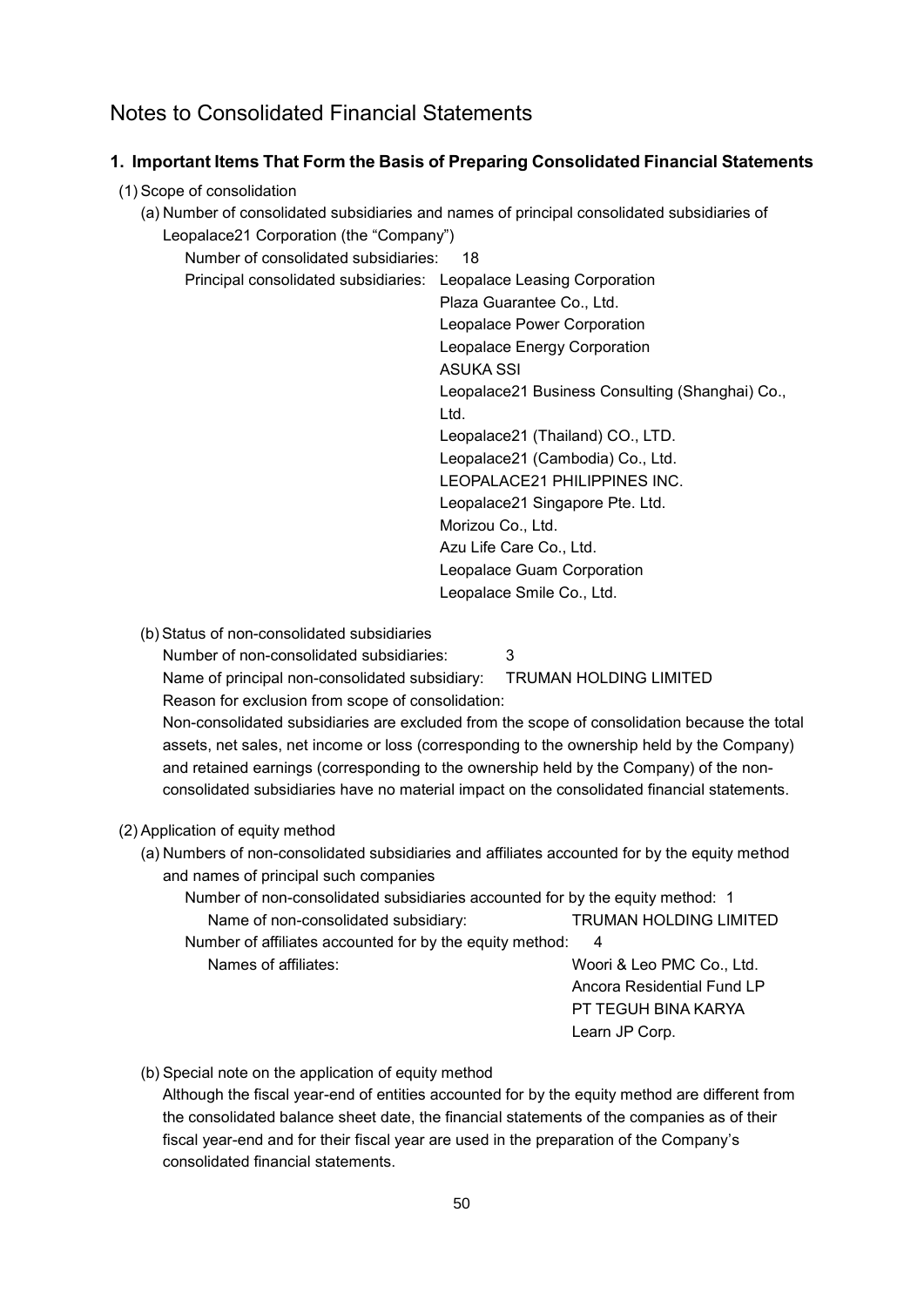# Notes to Consolidated Financial Statements

## 1. Important Items That Form the Basis of Preparing Consolidated Financial Statements

(1) Scope of consolidation

(a) Number of consolidated subsidiaries and names of principal consolidated subsidiaries of Leopalace21 Corporation (the "Company")

Number of consolidated subsidiaries: 18

Principal consolidated subsidiaries:
- Leopalace Leasing Corporation
- Plaza Guarantee Co., Ltd.
- Leopalace Power Corporation
- Leopalace Energy Corporation
- ASUKA SSI
- Leopalace21 Business Consulting (Shanghai) Co., Ltd.
- Leopalace21 (Thailand) CO., LTD.
- Leopalace21 (Cambodia) Co., Ltd.
- LEOPALACE21 PHILIPPINES INC.
- Leopalace21 Singapore Pte. Ltd.
- Morizou Co., Ltd.
- Azu Life Care Co., Ltd.
- Leopalace Guam Corporation
- Leopalace Smile Co., Ltd.

(b) Status of non-consolidated subsidiaries

Number of non-consolidated subsidiaries: 3

Name of principal non-consolidated subsidiary: TRUMAN HOLDING LIMITED

Reason for exclusion from scope of consolidation:

Non-consolidated subsidiaries are excluded from the scope of consolidation because the total assets, net sales, net income or loss (corresponding to the ownership held by the Company) and retained earnings (corresponding to the ownership held by the Company) of the non-consolidated subsidiaries have no material impact on the consolidated financial statements.

(2) Application of equity method

(a) Numbers of non-consolidated subsidiaries and affiliates accounted for by the equity method and names of principal such companies

Number of non-consolidated subsidiaries accounted for by the equity method: 1

Name of non-consolidated subsidiary: TRUMAN HOLDING LIMITED

Number of affiliates accounted for by the equity method: 4

Names of affiliates:
- Woori & Leo PMC Co., Ltd.
- Ancora Residential Fund LP
- PT TEGUH BINA KARYA
- Learn JP Corp.

(b) Special note on the application of equity method

Although the fiscal year-end of entities accounted for by the equity method are different from the consolidated balance sheet date, the financial statements of the companies as of their fiscal year-end and for their fiscal year are used in the preparation of the Company's consolidated financial statements.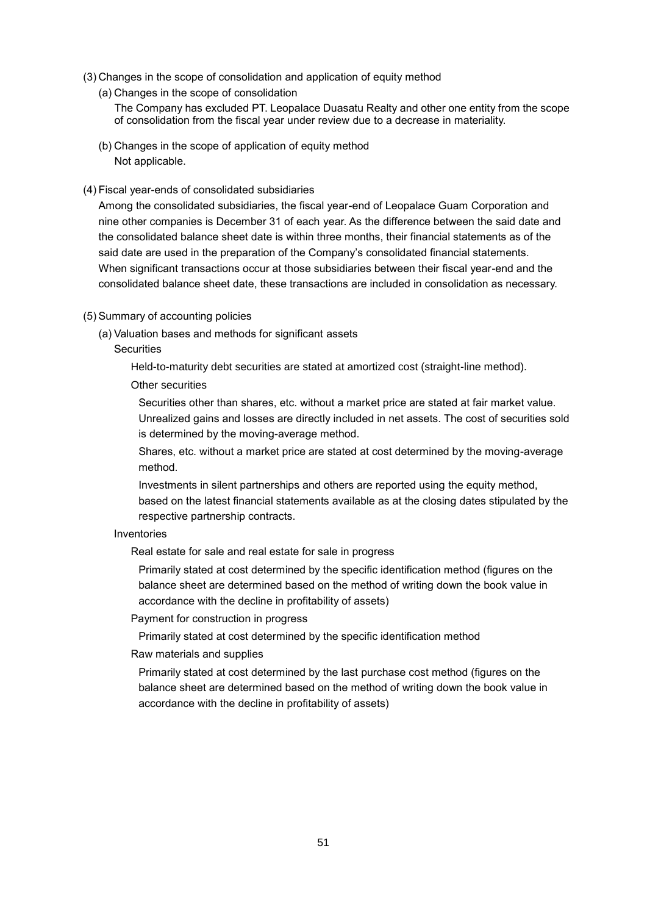(3) Changes in the scope of consolidation and application of equity method

(a) Changes in the scope of consolidation

The Company has excluded PT. Leopalace Duasatu Realty and other one entity from the scope of consolidation from the fiscal year under review due to a decrease in materiality.

(b) Changes in the scope of application of equity method

Not applicable.

(4) Fiscal year-ends of consolidated subsidiaries

Among the consolidated subsidiaries, the fiscal year-end of Leopalace Guam Corporation and nine other companies is December 31 of each year. As the difference between the said date and the consolidated balance sheet date is within three months, their financial statements as of the said date are used in the preparation of the Company's consolidated financial statements. When significant transactions occur at those subsidiaries between their fiscal year-end and the consolidated balance sheet date, these transactions are included in consolidation as necessary.

(5) Summary of accounting policies

(a) Valuation bases and methods for significant assets

Securities

Held-to-maturity debt securities are stated at amortized cost (straight-line method).

Other securities

Securities other than shares, etc. without a market price are stated at fair market value. Unrealized gains and losses are directly included in net assets. The cost of securities sold is determined by the moving-average method.

Shares, etc. without a market price are stated at cost determined by the moving-average method.

Investments in silent partnerships and others are reported using the equity method, based on the latest financial statements available as at the closing dates stipulated by the respective partnership contracts.

Inventories

Real estate for sale and real estate for sale in progress

Primarily stated at cost determined by the specific identification method (figures on the balance sheet are determined based on the method of writing down the book value in accordance with the decline in profitability of assets)

Payment for construction in progress

Primarily stated at cost determined by the specific identification method

Raw materials and supplies

Primarily stated at cost determined by the last purchase cost method (figures on the balance sheet are determined based on the method of writing down the book value in accordance with the decline in profitability of assets)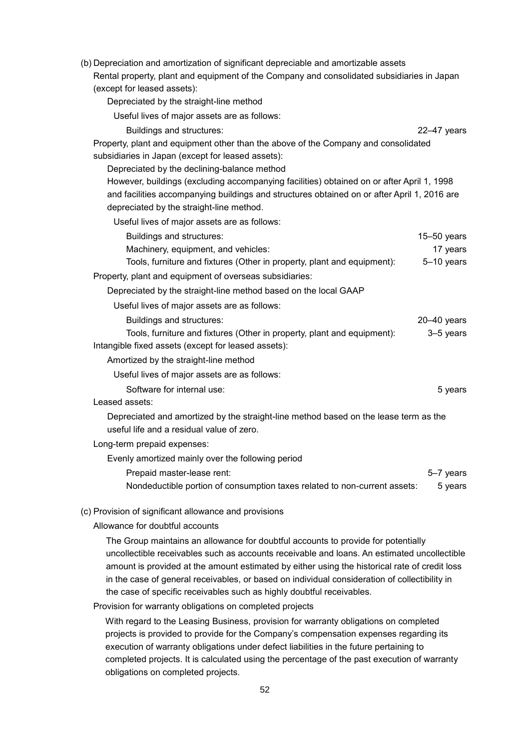(b) Depreciation and amortization of significant depreciable and amortizable assets

Rental property, plant and equipment of the Company and consolidated subsidiaries in Japan (except for leased assets):

Depreciated by the straight-line method

Useful lives of major assets are as follows:

| | |
|---|---|
| Buildings and structures: | 22–47 years |

Property, plant and equipment other than the above of the Company and consolidated subsidiaries in Japan (except for leased assets):

Depreciated by the declining-balance method

However, buildings (excluding accompanying facilities) obtained on or after April 1, 1998 and facilities accompanying buildings and structures obtained on or after April 1, 2016 are depreciated by the straight-line method.

Useful lives of major assets are as follows:

| | |
|---|---|
| Buildings and structures: | 15–50 years |
| Machinery, equipment, and vehicles: | 17 years |
| Tools, furniture and fixtures (Other in property, plant and equipment): | 5–10 years |

Property, plant and equipment of overseas subsidiaries:

Depreciated by the straight-line method based on the local GAAP

Useful lives of major assets are as follows:

| | |
|---|---|
| Buildings and structures: | 20–40 years |
| Tools, furniture and fixtures (Other in property, plant and equipment): | 3–5 years |

Intangible fixed assets (except for leased assets):

Amortized by the straight-line method

Useful lives of major assets are as follows:

| | |
|---|---|
| Software for internal use: | 5 years |

Leased assets:

Depreciated and amortized by the straight-line method based on the lease term as the useful life and a residual value of zero.

Long-term prepaid expenses:

Evenly amortized mainly over the following period

| | |
|---|---|
| Prepaid master-lease rent: | 5–7 years |
| Nondeductible portion of consumption taxes related to non-current assets: | 5 years |

(c) Provision of significant allowance and provisions

Allowance for doubtful accounts

The Group maintains an allowance for doubtful accounts to provide for potentially uncollectible receivables such as accounts receivable and loans. An estimated uncollectible amount is provided at the amount estimated by either using the historical rate of credit loss in the case of general receivables, or based on individual consideration of collectibility in the case of specific receivables such as highly doubtful receivables.

Provision for warranty obligations on completed projects

With regard to the Leasing Business, provision for warranty obligations on completed projects is provided to provide for the Company's compensation expenses regarding its execution of warranty obligations under defect liabilities in the future pertaining to completed projects. It is calculated using the percentage of the past execution of warranty obligations on completed projects.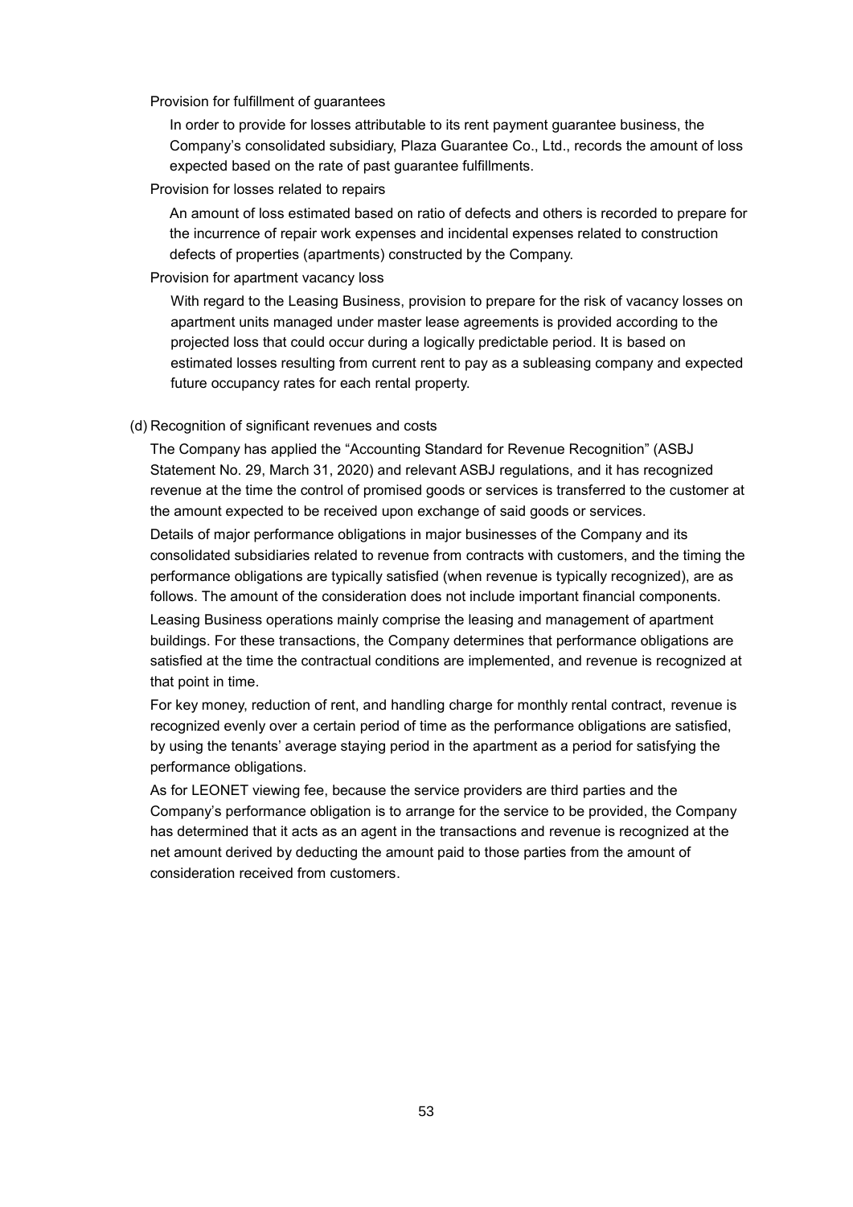Provision for fulfillment of guarantees

In order to provide for losses attributable to its rent payment guarantee business, the Company's consolidated subsidiary, Plaza Guarantee Co., Ltd., records the amount of loss expected based on the rate of past guarantee fulfillments.

Provision for losses related to repairs

An amount of loss estimated based on ratio of defects and others is recorded to prepare for the incurrence of repair work expenses and incidental expenses related to construction defects of properties (apartments) constructed by the Company.

Provision for apartment vacancy loss

With regard to the Leasing Business, provision to prepare for the risk of vacancy losses on apartment units managed under master lease agreements is provided according to the projected loss that could occur during a logically predictable period. It is based on estimated losses resulting from current rent to pay as a subleasing company and expected future occupancy rates for each rental property.

(d) Recognition of significant revenues and costs

The Company has applied the "Accounting Standard for Revenue Recognition" (ASBJ Statement No. 29, March 31, 2020) and relevant ASBJ regulations, and it has recognized revenue at the time the control of promised goods or services is transferred to the customer at the amount expected to be received upon exchange of said goods or services.

Details of major performance obligations in major businesses of the Company and its consolidated subsidiaries related to revenue from contracts with customers, and the timing the performance obligations are typically satisfied (when revenue is typically recognized), are as follows. The amount of the consideration does not include important financial components.

Leasing Business operations mainly comprise the leasing and management of apartment buildings. For these transactions, the Company determines that performance obligations are satisfied at the time the contractual conditions are implemented, and revenue is recognized at that point in time.

For key money, reduction of rent, and handling charge for monthly rental contract, revenue is recognized evenly over a certain period of time as the performance obligations are satisfied, by using the tenants' average staying period in the apartment as a period for satisfying the performance obligations.

As for LEONET viewing fee, because the service providers are third parties and the Company's performance obligation is to arrange for the service to be provided, the Company has determined that it acts as an agent in the transactions and revenue is recognized at the net amount derived by deducting the amount paid to those parties from the amount of consideration received from customers.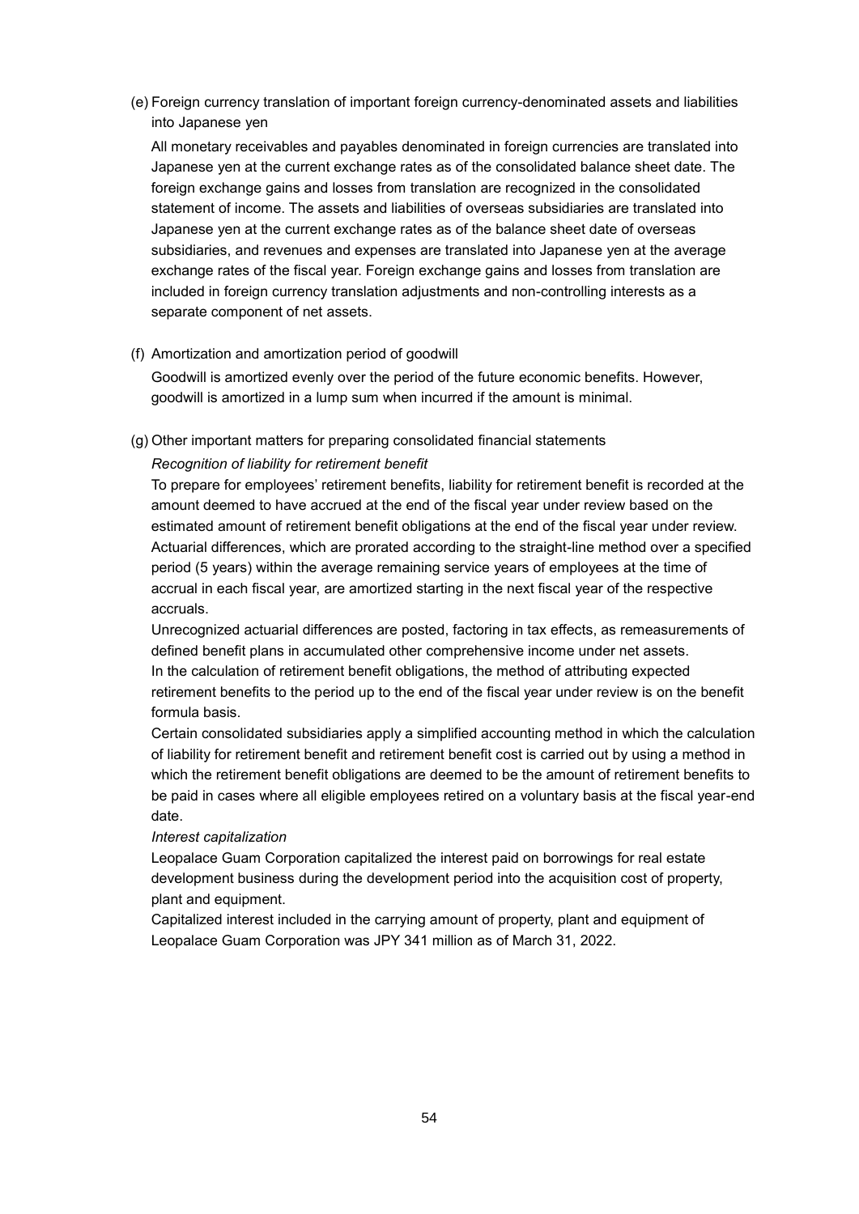(e) Foreign currency translation of important foreign currency-denominated assets and liabilities into Japanese yen

All monetary receivables and payables denominated in foreign currencies are translated into Japanese yen at the current exchange rates as of the consolidated balance sheet date. The foreign exchange gains and losses from translation are recognized in the consolidated statement of income. The assets and liabilities of overseas subsidiaries are translated into Japanese yen at the current exchange rates as of the balance sheet date of overseas subsidiaries, and revenues and expenses are translated into Japanese yen at the average exchange rates of the fiscal year. Foreign exchange gains and losses from translation are included in foreign currency translation adjustments and non-controlling interests as a separate component of net assets.

(f) Amortization and amortization period of goodwill

Goodwill is amortized evenly over the period of the future economic benefits. However, goodwill is amortized in a lump sum when incurred if the amount is minimal.

(g) Other important matters for preparing consolidated financial statements

*Recognition of liability for retirement benefit*

To prepare for employees' retirement benefits, liability for retirement benefit is recorded at the amount deemed to have accrued at the end of the fiscal year under review based on the estimated amount of retirement benefit obligations at the end of the fiscal year under review. Actuarial differences, which are prorated according to the straight-line method over a specified period (5 years) within the average remaining service years of employees at the time of accrual in each fiscal year, are amortized starting in the next fiscal year of the respective accruals.

Unrecognized actuarial differences are posted, factoring in tax effects, as remeasurements of defined benefit plans in accumulated other comprehensive income under net assets.

In the calculation of retirement benefit obligations, the method of attributing expected retirement benefits to the period up to the end of the fiscal year under review is on the benefit formula basis.

Certain consolidated subsidiaries apply a simplified accounting method in which the calculation of liability for retirement benefit and retirement benefit cost is carried out by using a method in which the retirement benefit obligations are deemed to be the amount of retirement benefits to be paid in cases where all eligible employees retired on a voluntary basis at the fiscal year-end date.

*Interest capitalization*

Leopalace Guam Corporation capitalized the interest paid on borrowings for real estate development business during the development period into the acquisition cost of property, plant and equipment.

Capitalized interest included in the carrying amount of property, plant and equipment of Leopalace Guam Corporation was JPY 341 million as of March 31, 2022.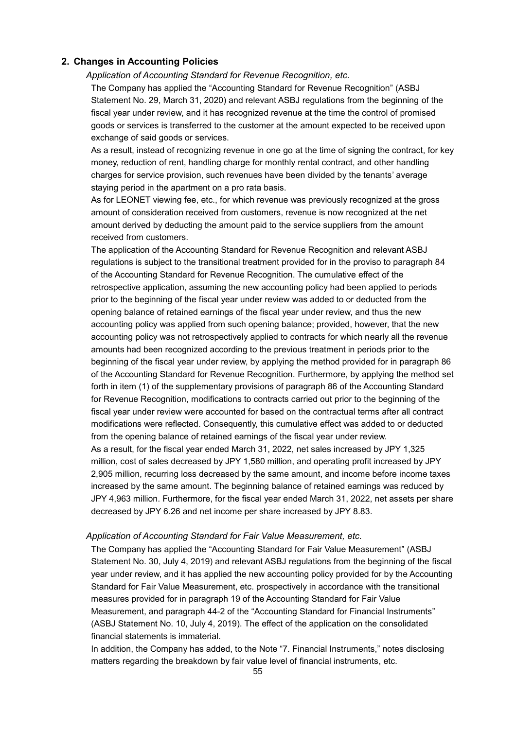## 2. Changes in Accounting Policies

*Application of Accounting Standard for Revenue Recognition, etc.*

The Company has applied the "Accounting Standard for Revenue Recognition" (ASBJ Statement No. 29, March 31, 2020) and relevant ASBJ regulations from the beginning of the fiscal year under review, and it has recognized revenue at the time the control of promised goods or services is transferred to the customer at the amount expected to be received upon exchange of said goods or services.

As a result, instead of recognizing revenue in one go at the time of signing the contract, for key money, reduction of rent, handling charge for monthly rental contract, and other handling charges for service provision, such revenues have been divided by the tenants' average staying period in the apartment on a pro rata basis.

As for LEONET viewing fee, etc., for which revenue was previously recognized at the gross amount of consideration received from customers, revenue is now recognized at the net amount derived by deducting the amount paid to the service suppliers from the amount received from customers.

The application of the Accounting Standard for Revenue Recognition and relevant ASBJ regulations is subject to the transitional treatment provided for in the proviso to paragraph 84 of the Accounting Standard for Revenue Recognition. The cumulative effect of the retrospective application, assuming the new accounting policy had been applied to periods prior to the beginning of the fiscal year under review was added to or deducted from the opening balance of retained earnings of the fiscal year under review, and thus the new accounting policy was applied from such opening balance; provided, however, that the new accounting policy was not retrospectively applied to contracts for which nearly all the revenue amounts had been recognized according to the previous treatment in periods prior to the beginning of the fiscal year under review, by applying the method provided for in paragraph 86 of the Accounting Standard for Revenue Recognition. Furthermore, by applying the method set forth in item (1) of the supplementary provisions of paragraph 86 of the Accounting Standard for Revenue Recognition, modifications to contracts carried out prior to the beginning of the fiscal year under review were accounted for based on the contractual terms after all contract modifications were reflected. Consequently, this cumulative effect was added to or deducted from the opening balance of retained earnings of the fiscal year under review.

As a result, for the fiscal year ended March 31, 2022, net sales increased by JPY 1,325 million, cost of sales decreased by JPY 1,580 million, and operating profit increased by JPY 2,905 million, recurring loss decreased by the same amount, and income before income taxes increased by the same amount. The beginning balance of retained earnings was reduced by JPY 4,963 million. Furthermore, for the fiscal year ended March 31, 2022, net assets per share decreased by JPY 6.26 and net income per share increased by JPY 8.83.

*Application of Accounting Standard for Fair Value Measurement, etc.*

The Company has applied the "Accounting Standard for Fair Value Measurement" (ASBJ Statement No. 30, July 4, 2019) and relevant ASBJ regulations from the beginning of the fiscal year under review, and it has applied the new accounting policy provided for by the Accounting Standard for Fair Value Measurement, etc. prospectively in accordance with the transitional measures provided for in paragraph 19 of the Accounting Standard for Fair Value Measurement, and paragraph 44-2 of the "Accounting Standard for Financial Instruments" (ASBJ Statement No. 10, July 4, 2019). The effect of the application on the consolidated financial statements is immaterial.

In addition, the Company has added, to the Note "7. Financial Instruments," notes disclosing matters regarding the breakdown by fair value level of financial instruments, etc.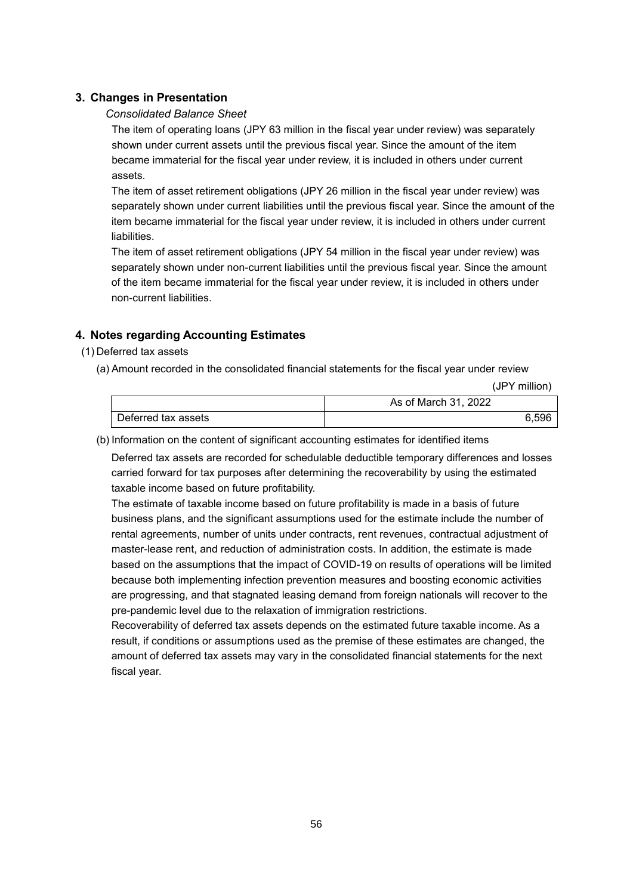## 3. Changes in Presentation

*Consolidated Balance Sheet*

The item of operating loans (JPY 63 million in the fiscal year under review) was separately shown under current assets until the previous fiscal year. Since the amount of the item became immaterial for the fiscal year under review, it is included in others under current assets.

The item of asset retirement obligations (JPY 26 million in the fiscal year under review) was separately shown under current liabilities until the previous fiscal year. Since the amount of the item became immaterial for the fiscal year under review, it is included in others under current liabilities.

The item of asset retirement obligations (JPY 54 million in the fiscal year under review) was separately shown under non-current liabilities until the previous fiscal year. Since the amount of the item became immaterial for the fiscal year under review, it is included in others under non-current liabilities.

## 4. Notes regarding Accounting Estimates

(1) Deferred tax assets

(a) Amount recorded in the consolidated financial statements for the fiscal year under review

(JPY million)

| | As of March 31, 2022 |
|---|---|
| Deferred tax assets | 6,596 |

(b) Information on the content of significant accounting estimates for identified items

Deferred tax assets are recorded for schedulable deductible temporary differences and losses carried forward for tax purposes after determining the recoverability by using the estimated taxable income based on future profitability.

The estimate of taxable income based on future profitability is made in a basis of future business plans, and the significant assumptions used for the estimate include the number of rental agreements, number of units under contracts, rent revenues, contractual adjustment of master-lease rent, and reduction of administration costs. In addition, the estimate is made based on the assumptions that the impact of COVID-19 on results of operations will be limited because both implementing infection prevention measures and boosting economic activities are progressing, and that stagnated leasing demand from foreign nationals will recover to the pre-pandemic level due to the relaxation of immigration restrictions.

Recoverability of deferred tax assets depends on the estimated future taxable income. As a result, if conditions or assumptions used as the premise of these estimates are changed, the amount of deferred tax assets may vary in the consolidated financial statements for the next fiscal year.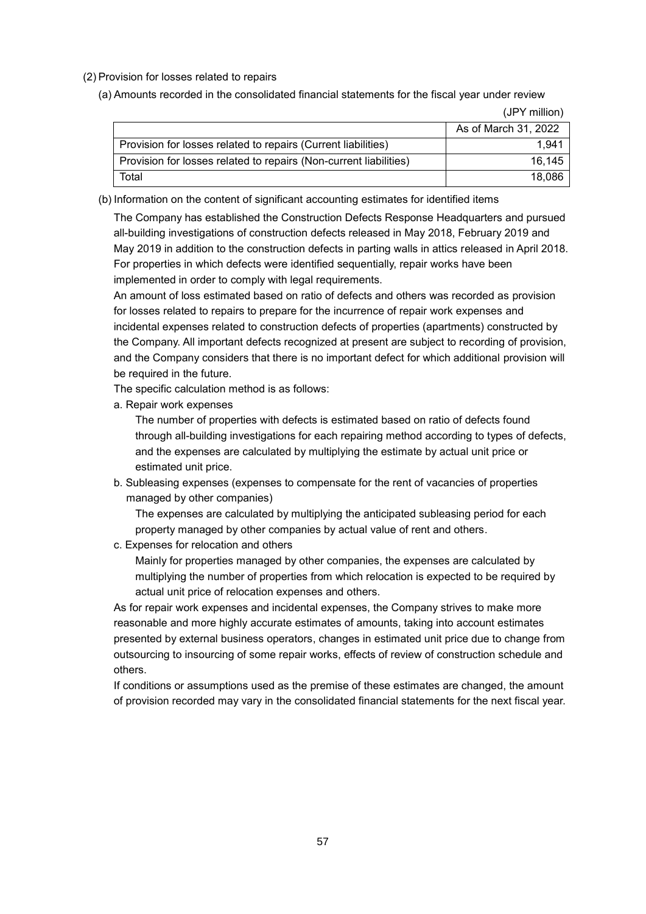(2) Provision for losses related to repairs

(a) Amounts recorded in the consolidated financial statements for the fiscal year under review

(JPY million)

| | As of March 31, 2022 |
|---|---:|
| Provision for losses related to repairs (Current liabilities) | 1,941 |
| Provision for losses related to repairs (Non-current liabilities) | 16,145 |
| Total | 18,086 |

(b) Information on the content of significant accounting estimates for identified items

The Company has established the Construction Defects Response Headquarters and pursued all-building investigations of construction defects released in May 2018, February 2019 and May 2019 in addition to the construction defects in parting walls in attics released in April 2018. For properties in which defects were identified sequentially, repair works have been implemented in order to comply with legal requirements.

An amount of loss estimated based on ratio of defects and others was recorded as provision for losses related to repairs to prepare for the incurrence of repair work expenses and incidental expenses related to construction defects of properties (apartments) constructed by the Company. All important defects recognized at present are subject to recording of provision, and the Company considers that there is no important defect for which additional provision will be required in the future.

The specific calculation method is as follows:

a. Repair work expenses

The number of properties with defects is estimated based on ratio of defects found through all-building investigations for each repairing method according to types of defects, and the expenses are calculated by multiplying the estimate by actual unit price or estimated unit price.

b. Subleasing expenses (expenses to compensate for the rent of vacancies of properties managed by other companies)

The expenses are calculated by multiplying the anticipated subleasing period for each property managed by other companies by actual value of rent and others.

c. Expenses for relocation and others

Mainly for properties managed by other companies, the expenses are calculated by multiplying the number of properties from which relocation is expected to be required by actual unit price of relocation expenses and others.

As for repair work expenses and incidental expenses, the Company strives to make more reasonable and more highly accurate estimates of amounts, taking into account estimates presented by external business operators, changes in estimated unit price due to change from outsourcing to insourcing of some repair works, effects of review of construction schedule and others.

If conditions or assumptions used as the premise of these estimates are changed, the amount of provision recorded may vary in the consolidated financial statements for the next fiscal year.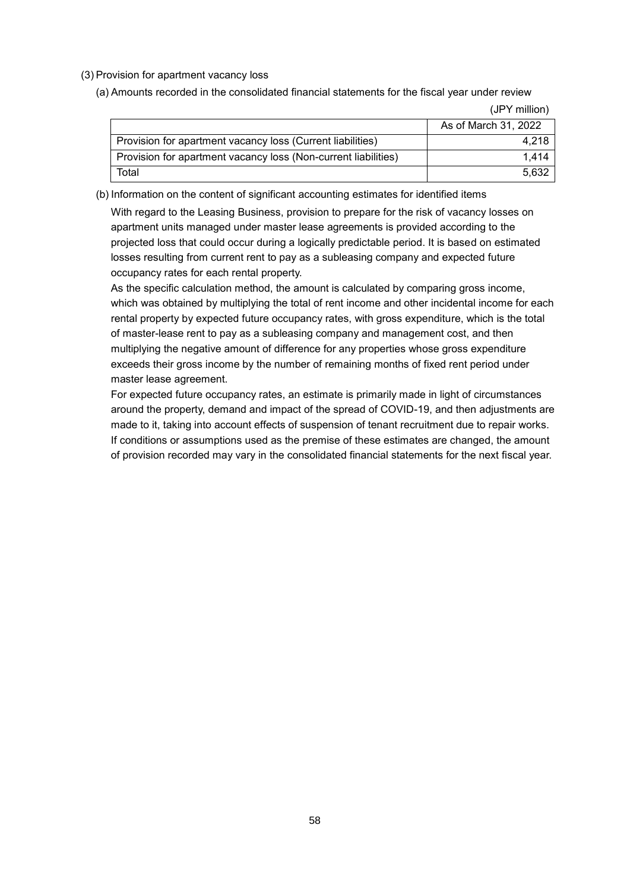### (3) Provision for apartment vacancy loss

(a) Amounts recorded in the consolidated financial statements for the fiscal year under review

(JPY million)

| | As of March 31, 2022 |
|---|---:|
| Provision for apartment vacancy loss (Current liabilities) | 4,218 |
| Provision for apartment vacancy loss (Non-current liabilities) | 1,414 |
| Total | 5,632 |

(b) Information on the content of significant accounting estimates for identified items

With regard to the Leasing Business, provision to prepare for the risk of vacancy losses on apartment units managed under master lease agreements is provided according to the projected loss that could occur during a logically predictable period. It is based on estimated losses resulting from current rent to pay as a subleasing company and expected future occupancy rates for each rental property.

As the specific calculation method, the amount is calculated by comparing gross income, which was obtained by multiplying the total of rent income and other incidental income for each rental property by expected future occupancy rates, with gross expenditure, which is the total of master-lease rent to pay as a subleasing company and management cost, and then multiplying the negative amount of difference for any properties whose gross expenditure exceeds their gross income by the number of remaining months of fixed rent period under master lease agreement.

For expected future occupancy rates, an estimate is primarily made in light of circumstances around the property, demand and impact of the spread of COVID-19, and then adjustments are made to it, taking into account effects of suspension of tenant recruitment due to repair works. If conditions or assumptions used as the premise of these estimates are changed, the amount of provision recorded may vary in the consolidated financial statements for the next fiscal year.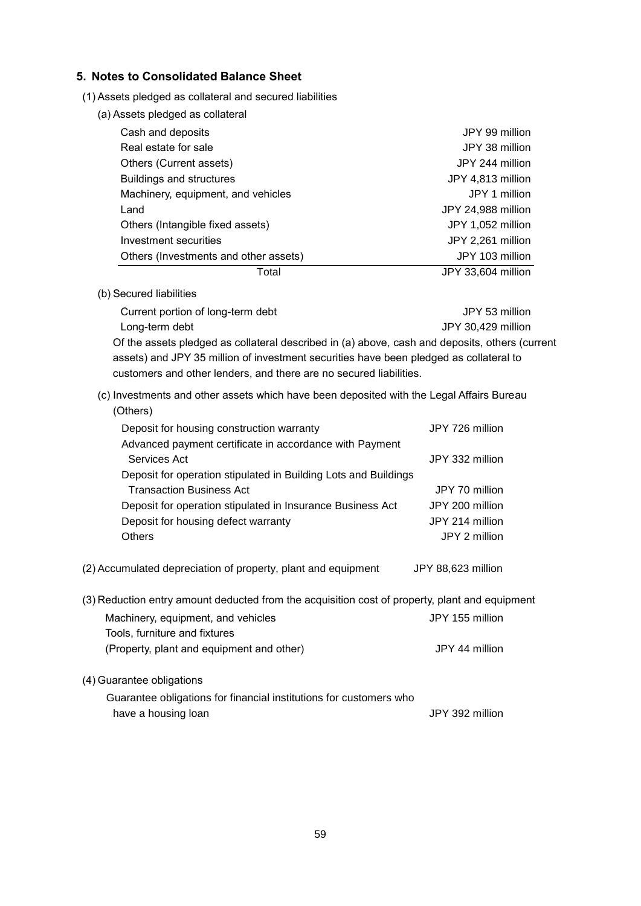## 5. Notes to Consolidated Balance Sheet

(1) Assets pledged as collateral and secured liabilities

(a) Assets pledged as collateral

| | |
|---|---|
| Cash and deposits | JPY 99 million |
| Real estate for sale | JPY 38 million |
| Others (Current assets) | JPY 244 million |
| Buildings and structures | JPY 4,813 million |
| Machinery, equipment, and vehicles | JPY 1 million |
| Land | JPY 24,988 million |
| Others (Intangible fixed assets) | JPY 1,052 million |
| Investment securities | JPY 2,261 million |
| Others (Investments and other assets) | JPY 103 million |
| Total | JPY 33,604 million |

(b) Secured liabilities

| | |
|---|---|
| Current portion of long-term debt | JPY 53 million |
| Long-term debt | JPY 30,429 million |

Of the assets pledged as collateral described in (a) above, cash and deposits, others (current assets) and JPY 35 million of investment securities have been pledged as collateral to customers and other lenders, and there are no secured liabilities.

(c) Investments and other assets which have been deposited with the Legal Affairs Bureau (Others)

| | |
|---|---|
| Deposit for housing construction warranty | JPY 726 million |
| Advanced payment certificate in accordance with Payment Services Act | JPY 332 million |
| Deposit for operation stipulated in Building Lots and Buildings Transaction Business Act | JPY 70 million |
| Deposit for operation stipulated in Insurance Business Act | JPY 200 million |
| Deposit for housing defect warranty | JPY 214 million |
| Others | JPY 2 million |

(2) Accumulated depreciation of property, plant and equipment JPY 88,623 million

(3) Reduction entry amount deducted from the acquisition cost of property, plant and equipment

| | |
|---|---|
| Machinery, equipment, and vehicles | JPY 155 million |
| Tools, furniture and fixtures (Property, plant and equipment and other) | JPY 44 million |

(4) Guarantee obligations

| | |
|---|---|
| Guarantee obligations for financial institutions for customers who have a housing loan | JPY 392 million |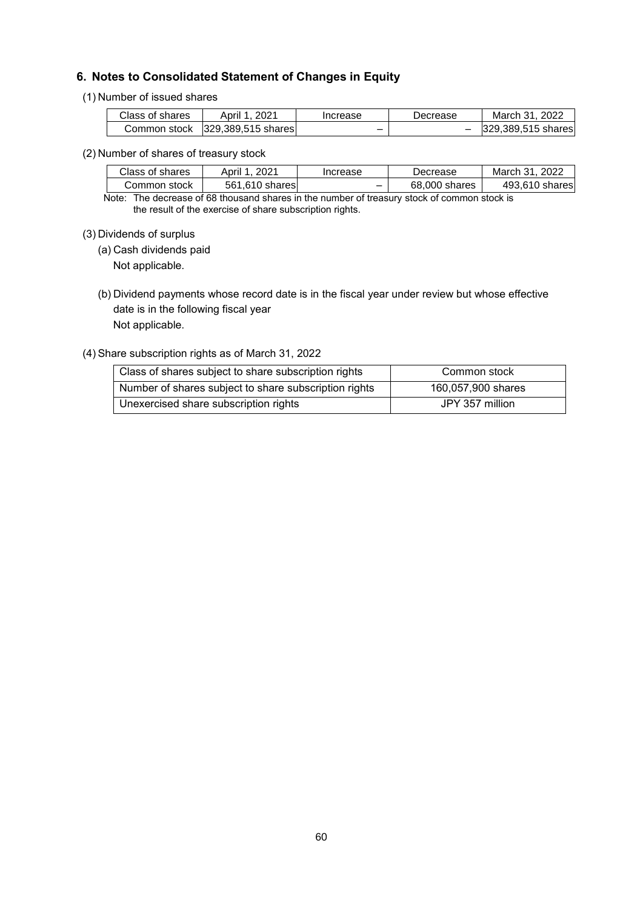## 6. Notes to Consolidated Statement of Changes in Equity

(1) Number of issued shares

| Class of shares | April 1, 2021 | Increase | Decrease | March 31, 2022 |
|---|---|---|---|---|
| Common stock | 329,389,515 shares | – | – | 329,389,515 shares |

(2) Number of shares of treasury stock

| Class of shares | April 1, 2021 | Increase | Decrease | March 31, 2022 |
|---|---|---|---|---|
| Common stock | 561,610 shares | – | 68,000 shares | 493,610 shares |

Note: The decrease of 68 thousand shares in the number of treasury stock of common stock is the result of the exercise of share subscription rights.

(3) Dividends of surplus

(a) Cash dividends paid

Not applicable.

(b) Dividend payments whose record date is in the fiscal year under review but whose effective date is in the following fiscal year

Not applicable.

(4) Share subscription rights as of March 31, 2022

| Class of shares subject to share subscription rights | Common stock |
|---|---|
| Number of shares subject to share subscription rights | 160,057,900 shares |
| Unexercised share subscription rights | JPY 357 million |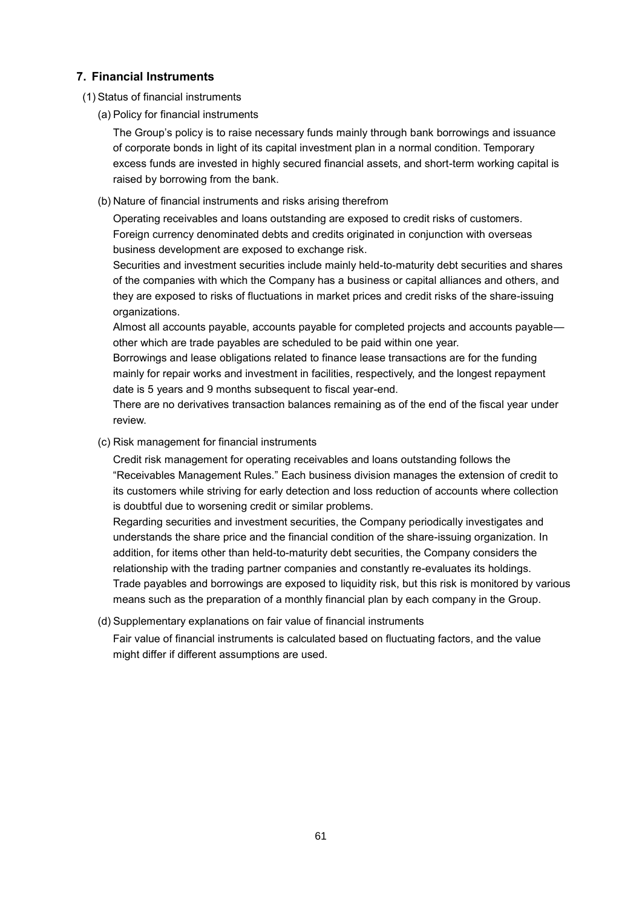## 7. Financial Instruments

(1) Status of financial instruments

(a) Policy for financial instruments

The Group's policy is to raise necessary funds mainly through bank borrowings and issuance of corporate bonds in light of its capital investment plan in a normal condition. Temporary excess funds are invested in highly secured financial assets, and short-term working capital is raised by borrowing from the bank.

(b) Nature of financial instruments and risks arising therefrom

Operating receivables and loans outstanding are exposed to credit risks of customers.
Foreign currency denominated debts and credits originated in conjunction with overseas business development are exposed to exchange risk.
Securities and investment securities include mainly held-to-maturity debt securities and shares of the companies with which the Company has a business or capital alliances and others, and they are exposed to risks of fluctuations in market prices and credit risks of the share-issuing organizations.
Almost all accounts payable, accounts payable for completed projects and accounts payable—other which are trade payables are scheduled to be paid within one year.
Borrowings and lease obligations related to finance lease transactions are for the funding mainly for repair works and investment in facilities, respectively, and the longest repayment date is 5 years and 9 months subsequent to fiscal year-end.
There are no derivatives transaction balances remaining as of the end of the fiscal year under review.

(c) Risk management for financial instruments

Credit risk management for operating receivables and loans outstanding follows the "Receivables Management Rules." Each business division manages the extension of credit to its customers while striving for early detection and loss reduction of accounts where collection is doubtful due to worsening credit or similar problems.
Regarding securities and investment securities, the Company periodically investigates and understands the share price and the financial condition of the share-issuing organization. In addition, for items other than held-to-maturity debt securities, the Company considers the relationship with the trading partner companies and constantly re-evaluates its holdings.
Trade payables and borrowings are exposed to liquidity risk, but this risk is monitored by various means such as the preparation of a monthly financial plan by each company in the Group.

(d) Supplementary explanations on fair value of financial instruments

Fair value of financial instruments is calculated based on fluctuating factors, and the value might differ if different assumptions are used.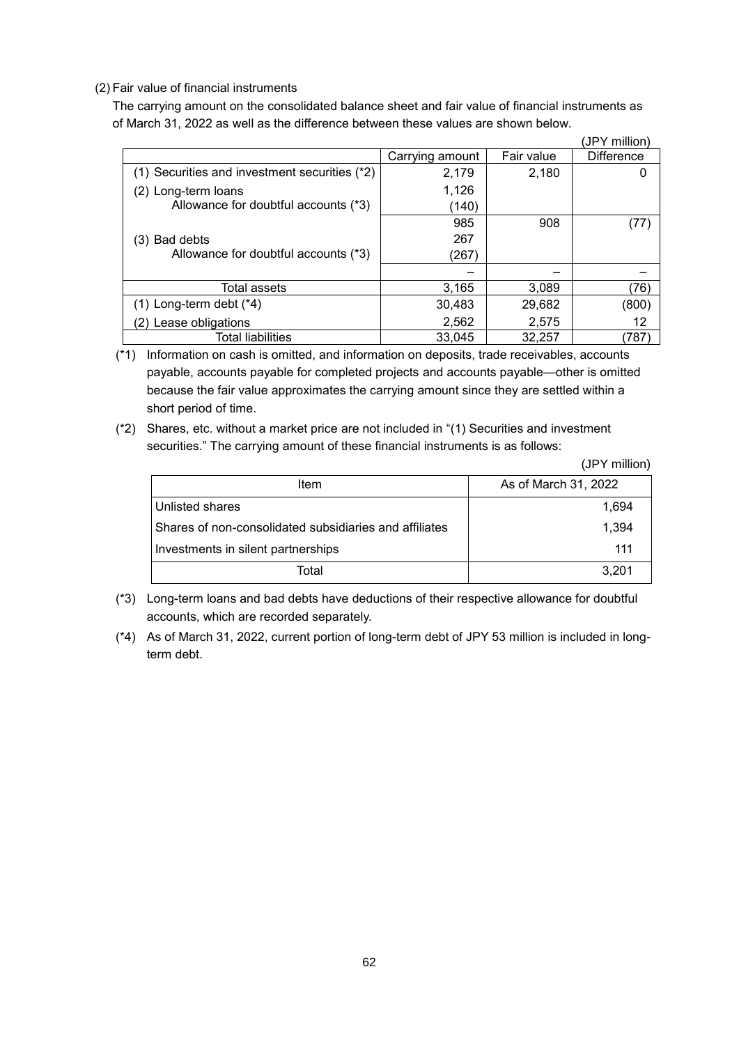(2) Fair value of financial instruments

The carrying amount on the consolidated balance sheet and fair value of financial instruments as of March 31, 2022 as well as the difference between these values are shown below.

(JPY million)

| | Carrying amount | Fair value | Difference |
|---|---|---|---|
| (1) Securities and investment securities (*2) | 2,179 | 2,180 | 0 |
| (2) Long-term loans | 1,126 | | |
| Allowance for doubtful accounts (*3) | (140) | | |
| | 985 | 908 | (77) |
| (3) Bad debts | 267 | | |
| Allowance for doubtful accounts (*3) | (267) | | |
| | – | – | – |
| Total assets | 3,165 | 3,089 | (76) |
| (1) Long-term debt (*4) | 30,483 | 29,682 | (800) |
| (2) Lease obligations | 2,562 | 2,575 | 12 |
| Total liabilities | 33,045 | 32,257 | (787) |

(*1) Information on cash is omitted, and information on deposits, trade receivables, accounts payable, accounts payable for completed projects and accounts payable—other is omitted because the fair value approximates the carrying amount since they are settled within a short period of time.

(*2) Shares, etc. without a market price are not included in "(1) Securities and investment securities." The carrying amount of these financial instruments is as follows:

(JPY million)

| Item | As of March 31, 2022 |
|---|---|
| Unlisted shares | 1,694 |
| Shares of non-consolidated subsidiaries and affiliates | 1,394 |
| Investments in silent partnerships | 111 |
| Total | 3,201 |

(*3) Long-term loans and bad debts have deductions of their respective allowance for doubtful accounts, which are recorded separately.

(*4) As of March 31, 2022, current portion of long-term debt of JPY 53 million is included in long-term debt.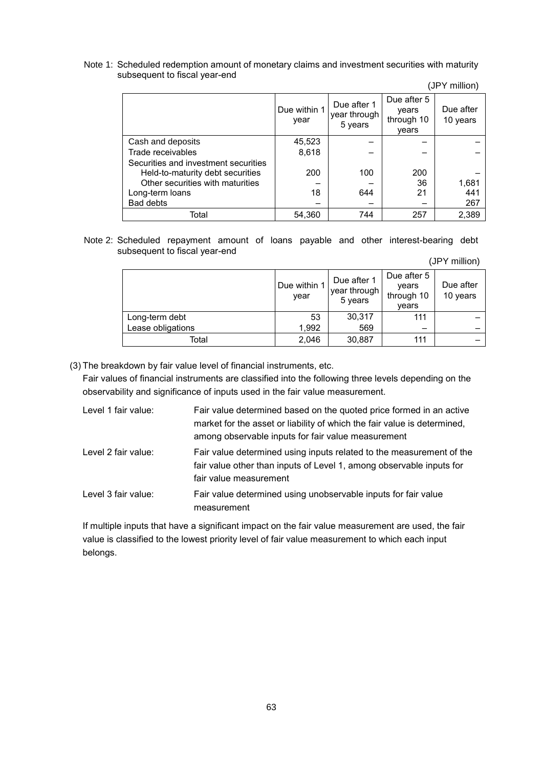Note 1: Scheduled redemption amount of monetary claims and investment securities with maturity subsequent to fiscal year-end

(JPY million)

| | Due within 1 year | Due after 1 year through 5 years | Due after 5 years through 10 years | Due after 10 years |
|---|---|---|---|---|
| Cash and deposits | 45,523 | – | – | – |
| Trade receivables | 8,618 | – | – | – |
| Securities and investment securities | | | | |
| Held-to-maturity debt securities | 200 | 100 | 200 | – |
| Other securities with maturities | – | – | 36 | 1,681 |
| Long-term loans | 18 | 644 | 21 | 441 |
| Bad debts | – | – | – | 267 |
| Total | 54,360 | 744 | 257 | 2,389 |

Note 2: Scheduled repayment amount of loans payable and other interest-bearing debt subsequent to fiscal year-end

(JPY million)

| | Due within 1 year | Due after 1 year through 5 years | Due after 5 years through 10 years | Due after 10 years |
|---|---|---|---|---|
| Long-term debt | 53 | 30,317 | 111 | – |
| Lease obligations | 1,992 | 569 | – | – |
| Total | 2,046 | 30,887 | 111 | – |

(3) The breakdown by fair value level of financial instruments, etc.

Fair values of financial instruments are classified into the following three levels depending on the observability and significance of inputs used in the fair value measurement.

Level 1 fair value: Fair value determined based on the quoted price formed in an active market for the asset or liability of which the fair value is determined, among observable inputs for fair value measurement

Level 2 fair value: Fair value determined using inputs related to the measurement of the fair value other than inputs of Level 1, among observable inputs for fair value measurement

Level 3 fair value: Fair value determined using unobservable inputs for fair value measurement

If multiple inputs that have a significant impact on the fair value measurement are used, the fair value is classified to the lowest priority level of fair value measurement to which each input belongs.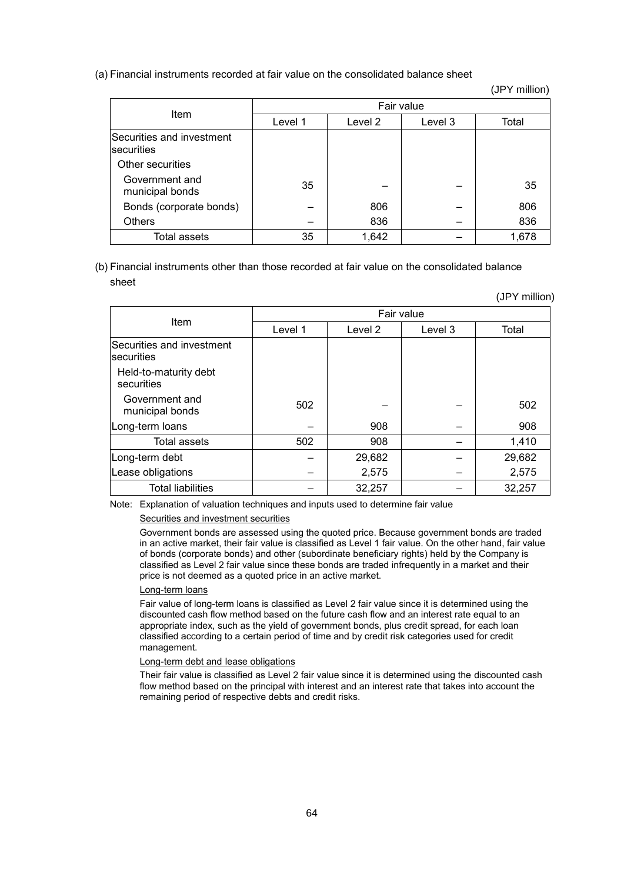(a) Financial instruments recorded at fair value on the consolidated balance sheet

(JPY million)

| Item | Fair value | | | |
|---|---|---|---|---|
| | Level 1 | Level 2 | Level 3 | Total |
| Securities and investment securities | | | | |
| Other securities | | | | |
| Government and municipal bonds | 35 | – | – | 35 |
| Bonds (corporate bonds) | – | 806 | – | 806 |
| Others | – | 836 | – | 836 |
| Total assets | 35 | 1,642 | – | 1,678 |

(b) Financial instruments other than those recorded at fair value on the consolidated balance sheet

(JPY million)

| Item | Fair value | | | |
|---|---|---|---|---|
| | Level 1 | Level 2 | Level 3 | Total |
| Securities and investment securities | | | | |
| Held-to-maturity debt securities | | | | |
| Government and municipal bonds | 502 | – | – | 502 |
| Long-term loans | – | 908 | – | 908 |
| Total assets | 502 | 908 | – | 1,410 |
| Long-term debt | – | 29,682 | – | 29,682 |
| Lease obligations | – | 2,575 | – | 2,575 |
| Total liabilities | – | 32,257 | – | 32,257 |

Note: Explanation of valuation techniques and inputs used to determine fair value

Securities and investment securities

Government bonds are assessed using the quoted price. Because government bonds are traded in an active market, their fair value is classified as Level 1 fair value. On the other hand, fair value of bonds (corporate bonds) and other (subordinate beneficiary rights) held by the Company is classified as Level 2 fair value since these bonds are traded infrequently in a market and their price is not deemed as a quoted price in an active market.

Long-term loans

Fair value of long-term loans is classified as Level 2 fair value since it is determined using the discounted cash flow method based on the future cash flow and an interest rate equal to an appropriate index, such as the yield of government bonds, plus credit spread, for each loan classified according to a certain period of time and by credit risk categories used for credit management.

Long-term debt and lease obligations

Their fair value is classified as Level 2 fair value since it is determined using the discounted cash flow method based on the principal with interest and an interest rate that takes into account the remaining period of respective debts and credit risks.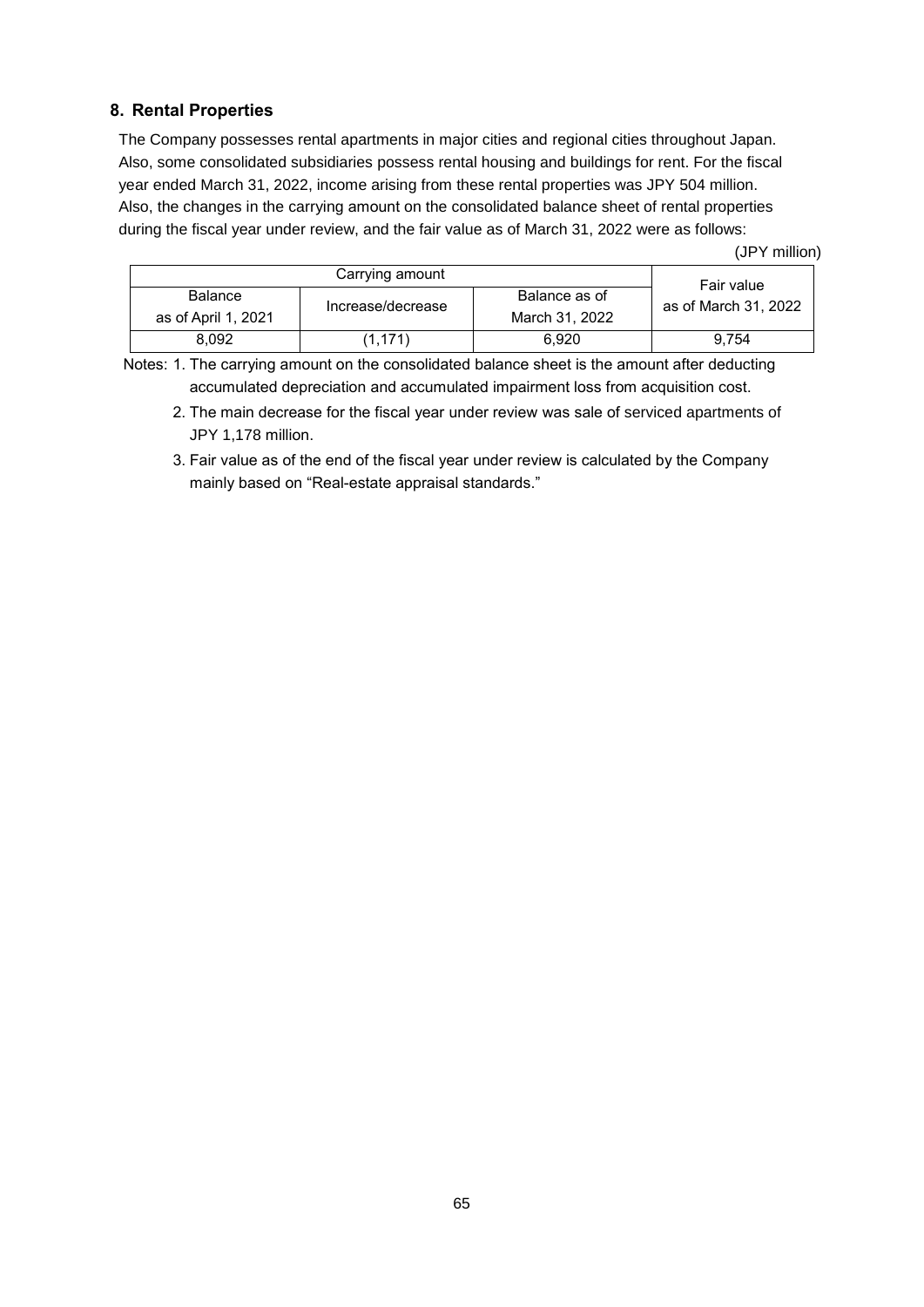## 8. Rental Properties

The Company possesses rental apartments in major cities and regional cities throughout Japan. Also, some consolidated subsidiaries possess rental housing and buildings for rent. For the fiscal year ended March 31, 2022, income arising from these rental properties was JPY 504 million. Also, the changes in the carrying amount on the consolidated balance sheet of rental properties during the fiscal year under review, and the fair value as of March 31, 2022 were as follows:

(JPY million)

| Carrying amount | | | Fair value as of March 31, 2022 |
|---|---|---|---|
| Balance as of April 1, 2021 | Increase/decrease | Balance as of March 31, 2022 | |
| 8,092 | (1,171) | 6,920 | 9,754 |

Notes: 1. The carrying amount on the consolidated balance sheet is the amount after deducting accumulated depreciation and accumulated impairment loss from acquisition cost.

2. The main decrease for the fiscal year under review was sale of serviced apartments of JPY 1,178 million.

3. Fair value as of the end of the fiscal year under review is calculated by the Company mainly based on "Real-estate appraisal standards."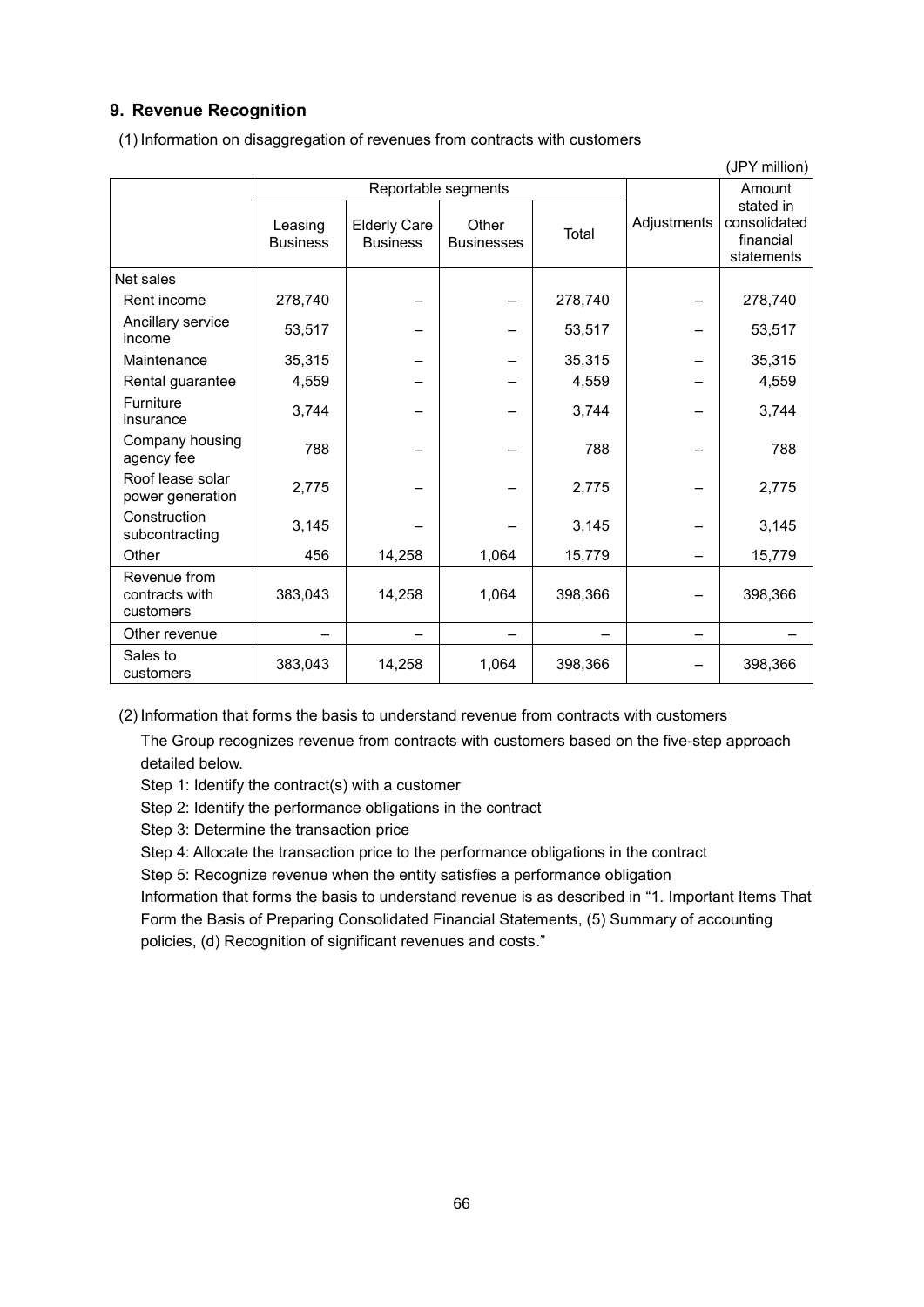## 9. Revenue Recognition

(1) Information on disaggregation of revenues from contracts with customers

(JPY million)

| | Reportable segments | | | | Adjustments | Amount stated in consolidated financial statements |
|---|---|---|---|---|---|---|
| | Leasing Business | Elderly Care Business | Other Businesses | Total | | |
| Net sales | | | | | | |
| Rent income | 278,740 | – | – | 278,740 | – | 278,740 |
| Ancillary service income | 53,517 | – | – | 53,517 | – | 53,517 |
| Maintenance | 35,315 | – | – | 35,315 | – | 35,315 |
| Rental guarantee | 4,559 | – | – | 4,559 | – | 4,559 |
| Furniture insurance | 3,744 | – | – | 3,744 | – | 3,744 |
| Company housing agency fee | 788 | – | – | 788 | – | 788 |
| Roof lease solar power generation | 2,775 | – | – | 2,775 | – | 2,775 |
| Construction subcontracting | 3,145 | – | – | 3,145 | – | 3,145 |
| Other | 456 | 14,258 | 1,064 | 15,779 | – | 15,779 |
| Revenue from contracts with customers | 383,043 | 14,258 | 1,064 | 398,366 | – | 398,366 |
| Other revenue | – | – | – | – | – | – |
| Sales to customers | 383,043 | 14,258 | 1,064 | 398,366 | – | 398,366 |

(2) Information that forms the basis to understand revenue from contracts with customers

The Group recognizes revenue from contracts with customers based on the five-step approach detailed below.

Step 1: Identify the contract(s) with a customer

Step 2: Identify the performance obligations in the contract

Step 3: Determine the transaction price

Step 4: Allocate the transaction price to the performance obligations in the contract

Step 5: Recognize revenue when the entity satisfies a performance obligation

Information that forms the basis to understand revenue is as described in "1. Important Items That Form the Basis of Preparing Consolidated Financial Statements, (5) Summary of accounting policies, (d) Recognition of significant revenues and costs."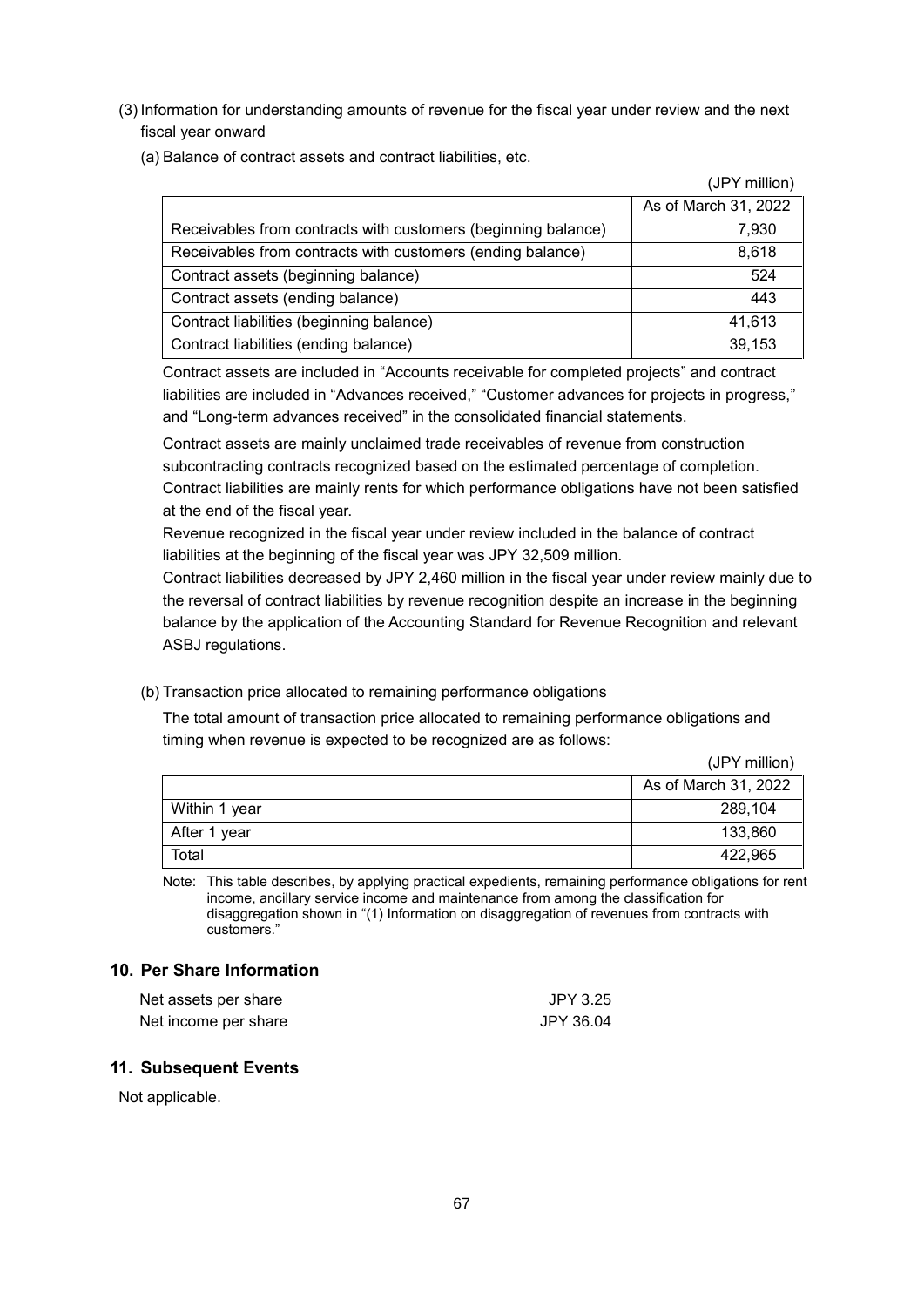(3) Information for understanding amounts of revenue for the fiscal year under review and the next fiscal year onward

(a) Balance of contract assets and contract liabilities, etc.

(JPY million)

| | As of March 31, 2022 |
|---|---:|
| Receivables from contracts with customers (beginning balance) | 7,930 |
| Receivables from contracts with customers (ending balance) | 8,618 |
| Contract assets (beginning balance) | 524 |
| Contract assets (ending balance) | 443 |
| Contract liabilities (beginning balance) | 41,613 |
| Contract liabilities (ending balance) | 39,153 |

Contract assets are included in "Accounts receivable for completed projects" and contract liabilities are included in "Advances received," "Customer advances for projects in progress," and "Long-term advances received" in the consolidated financial statements.

Contract assets are mainly unclaimed trade receivables of revenue from construction subcontracting contracts recognized based on the estimated percentage of completion. Contract liabilities are mainly rents for which performance obligations have not been satisfied at the end of the fiscal year.

Revenue recognized in the fiscal year under review included in the balance of contract liabilities at the beginning of the fiscal year was JPY 32,509 million.

Contract liabilities decreased by JPY 2,460 million in the fiscal year under review mainly due to the reversal of contract liabilities by revenue recognition despite an increase in the beginning balance by the application of the Accounting Standard for Revenue Recognition and relevant ASBJ regulations.

(b) Transaction price allocated to remaining performance obligations

The total amount of transaction price allocated to remaining performance obligations and timing when revenue is expected to be recognized are as follows:

(JPY million)

| | As of March 31, 2022 |
|---|---:|
| Within 1 year | 289,104 |
| After 1 year | 133,860 |
| Total | 422,965 |

Note: This table describes, by applying practical expedients, remaining performance obligations for rent income, ancillary service income and maintenance from among the classification for disaggregation shown in "(1) Information on disaggregation of revenues from contracts with customers."

## 10. Per Share Information

| | |
|---|---|
| Net assets per share | JPY 3.25 |
| Net income per share | JPY 36.04 |

## 11. Subsequent Events

Not applicable.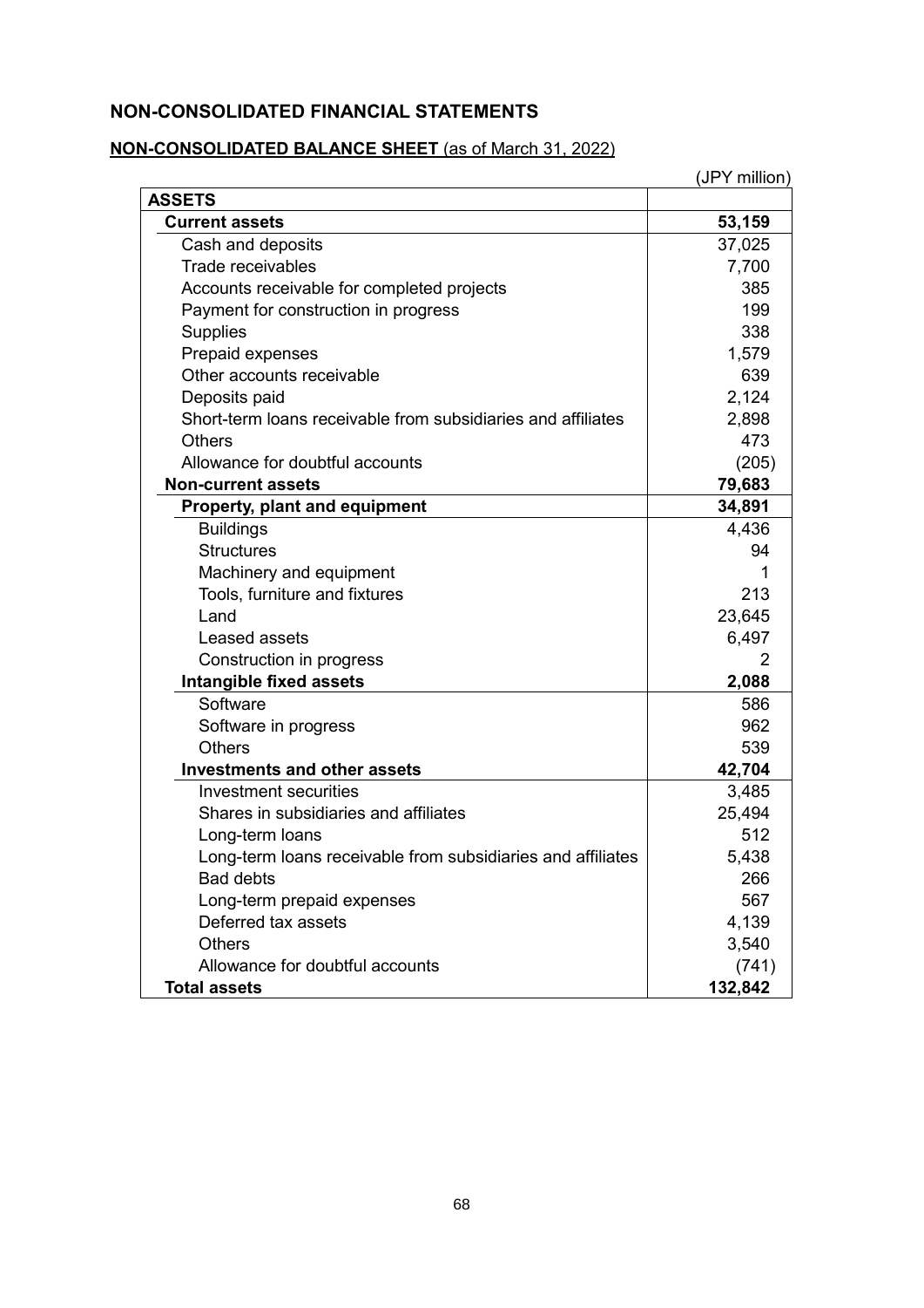# NON-CONSOLIDATED FINANCIAL STATEMENTS

## NON-CONSOLIDATED BALANCE SHEET (as of March 31, 2022)

(JPY million)

| ASSETS | |
|---|---|
| **Current assets** | **53,159** |
| Cash and deposits | 37,025 |
| Trade receivables | 7,700 |
| Accounts receivable for completed projects | 385 |
| Payment for construction in progress | 199 |
| Supplies | 338 |
| Prepaid expenses | 1,579 |
| Other accounts receivable | 639 |
| Deposits paid | 2,124 |
| Short-term loans receivable from subsidiaries and affiliates | 2,898 |
| Others | 473 |
| Allowance for doubtful accounts | (205) |
| **Non-current assets** | **79,683** |
| **Property, plant and equipment** | **34,891** |
| Buildings | 4,436 |
| Structures | 94 |
| Machinery and equipment | 1 |
| Tools, furniture and fixtures | 213 |
| Land | 23,645 |
| Leased assets | 6,497 |
| Construction in progress | 2 |
| **Intangible fixed assets** | **2,088** |
| Software | 586 |
| Software in progress | 962 |
| Others | 539 |
| **Investments and other assets** | **42,704** |
| Investment securities | 3,485 |
| Shares in subsidiaries and affiliates | 25,494 |
| Long-term loans | 512 |
| Long-term loans receivable from subsidiaries and affiliates | 5,438 |
| Bad debts | 266 |
| Long-term prepaid expenses | 567 |
| Deferred tax assets | 4,139 |
| Others | 3,540 |
| Allowance for doubtful accounts | (741) |
| **Total assets** | **132,842** |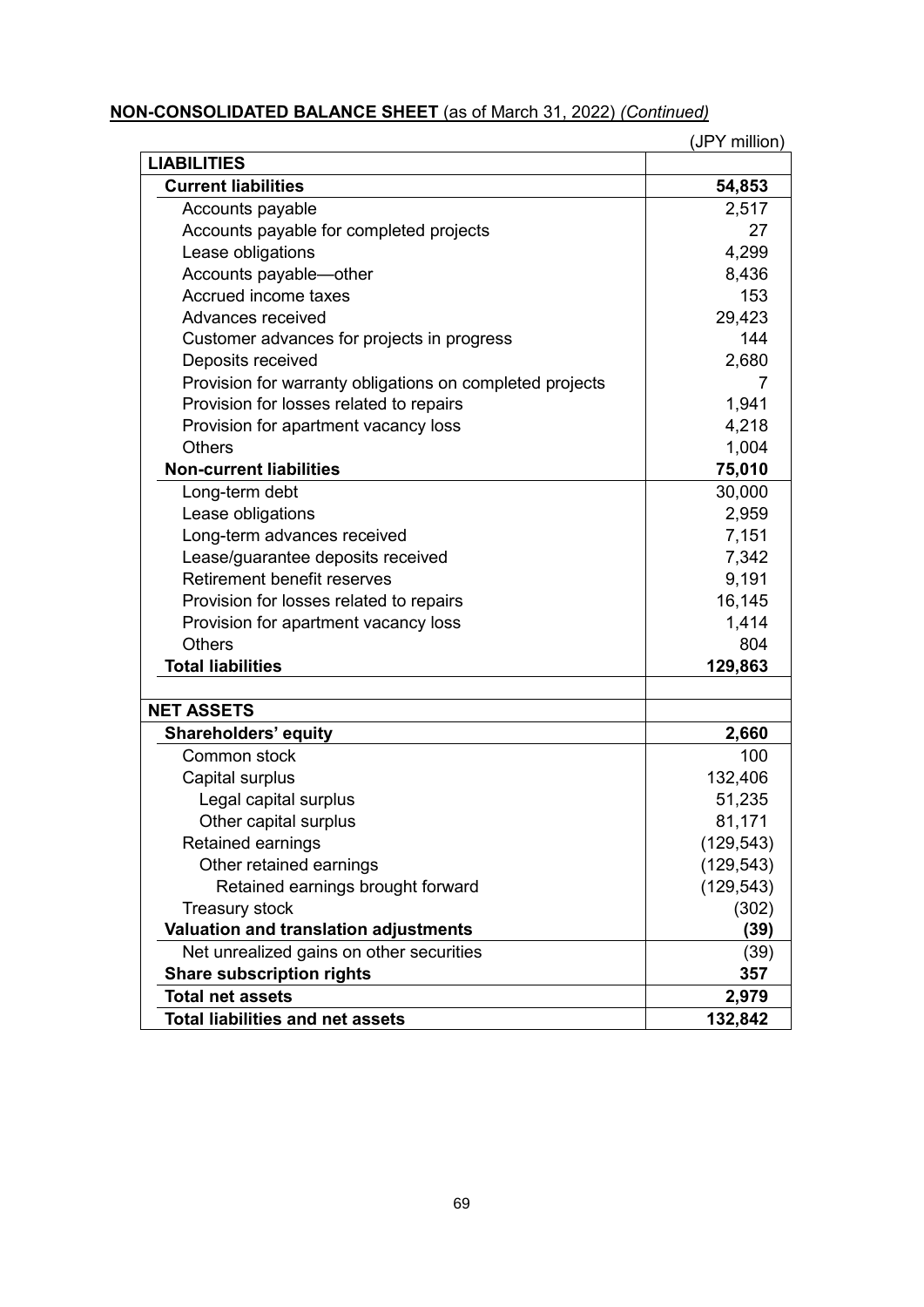**NON-CONSOLIDATED BALANCE SHEET** (as of March 31, 2022) *(Continued)*

(JPY million)

| LIABILITIES | |
|---|---|
| **Current liabilities** | **54,853** |
| Accounts payable | 2,517 |
| Accounts payable for completed projects | 27 |
| Lease obligations | 4,299 |
| Accounts payable—other | 8,436 |
| Accrued income taxes | 153 |
| Advances received | 29,423 |
| Customer advances for projects in progress | 144 |
| Deposits received | 2,680 |
| Provision for warranty obligations on completed projects | 7 |
| Provision for losses related to repairs | 1,941 |
| Provision for apartment vacancy loss | 4,218 |
| Others | 1,004 |
| **Non-current liabilities** | **75,010** |
| Long-term debt | 30,000 |
| Lease obligations | 2,959 |
| Long-term advances received | 7,151 |
| Lease/guarantee deposits received | 7,342 |
| Retirement benefit reserves | 9,191 |
| Provision for losses related to repairs | 16,145 |
| Provision for apartment vacancy loss | 1,414 |
| Others | 804 |
| **Total liabilities** | **129,863** |
| | |
| **NET ASSETS** | |
| **Shareholders' equity** | **2,660** |
| Common stock | 100 |
| Capital surplus | 132,406 |
| Legal capital surplus | 51,235 |
| Other capital surplus | 81,171 |
| Retained earnings | (129,543) |
| Other retained earnings | (129,543) |
| Retained earnings brought forward | (129,543) |
| Treasury stock | (302) |
| **Valuation and translation adjustments** | **(39)** |
| Net unrealized gains on other securities | (39) |
| **Share subscription rights** | **357** |
| **Total net assets** | **2,979** |
| **Total liabilities and net assets** | **132,842** |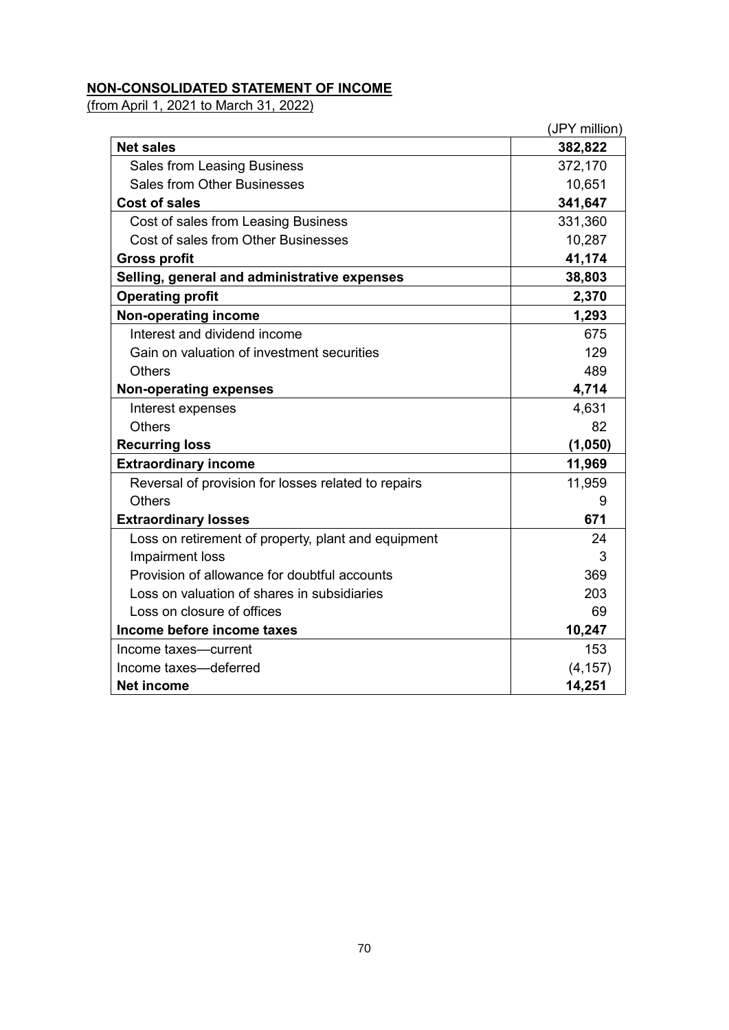**NON-CONSOLIDATED STATEMENT OF INCOME**

(from April 1, 2021 to March 31, 2022)

(JPY million)

| | |
|---|---|
| **Net sales** | **382,822** |
| Sales from Leasing Business | 372,170 |
| Sales from Other Businesses | 10,651 |
| **Cost of sales** | **341,647** |
| Cost of sales from Leasing Business | 331,360 |
| Cost of sales from Other Businesses | 10,287 |
| **Gross profit** | **41,174** |
| **Selling, general and administrative expenses** | **38,803** |
| **Operating profit** | **2,370** |
| **Non-operating income** | **1,293** |
| Interest and dividend income | 675 |
| Gain on valuation of investment securities | 129 |
| Others | 489 |
| **Non-operating expenses** | **4,714** |
| Interest expenses | 4,631 |
| Others | 82 |
| **Recurring loss** | **(1,050)** |
| **Extraordinary income** | **11,969** |
| Reversal of provision for losses related to repairs | 11,959 |
| Others | 9 |
| **Extraordinary losses** | **671** |
| Loss on retirement of property, plant and equipment | 24 |
| Impairment loss | 3 |
| Provision of allowance for doubtful accounts | 369 |
| Loss on valuation of shares in subsidiaries | 203 |
| Loss on closure of offices | 69 |
| **Income before income taxes** | **10,247** |
| Income taxes—current | 153 |
| Income taxes—deferred | (4,157) |
| **Net income** | **14,251** |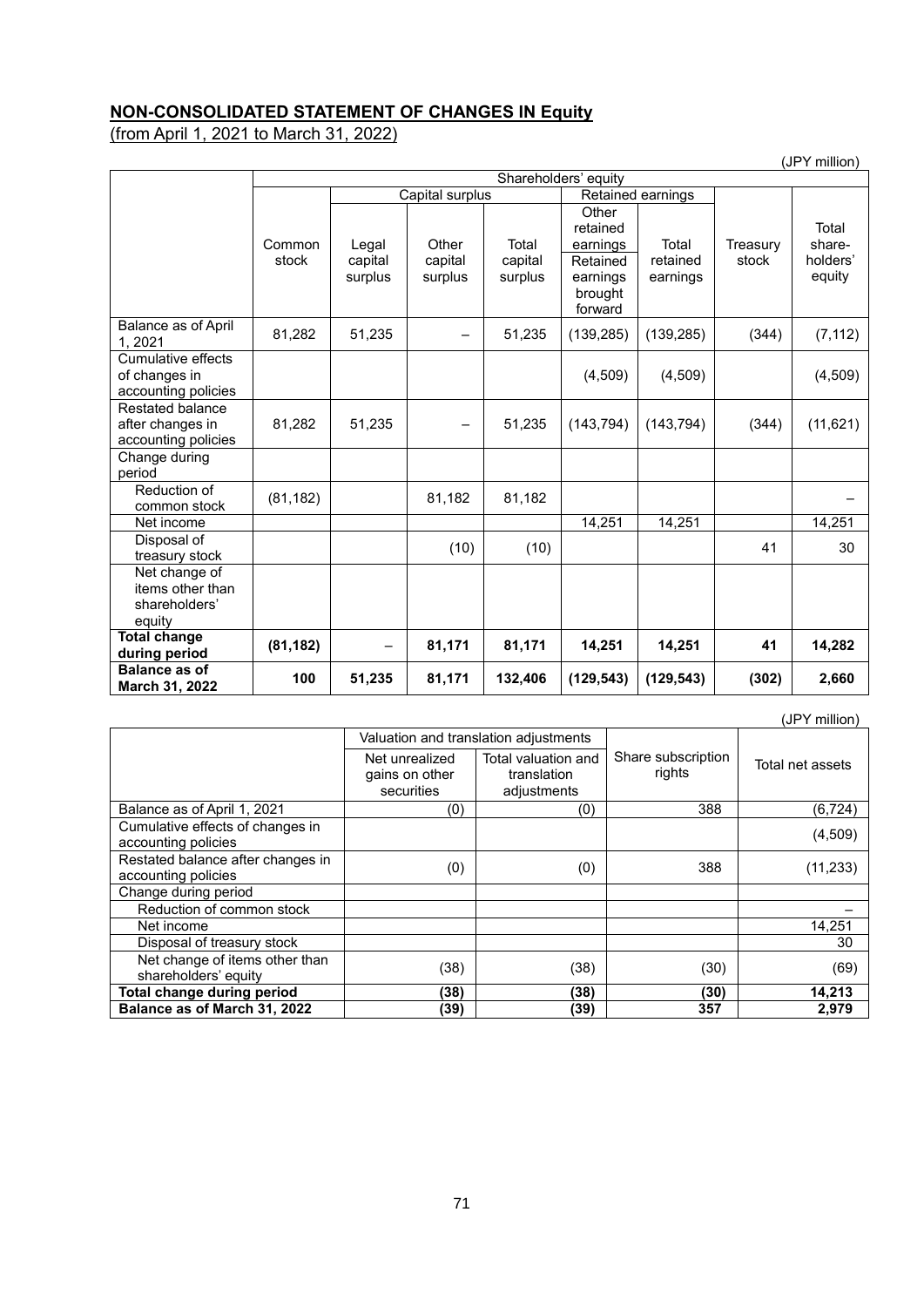# NON-CONSOLIDATED STATEMENT OF CHANGES IN Equity

(from April 1, 2021 to March 31, 2022)

(JPY million)

| | Shareholders' equity | | | | | | | |
|---|---|---|---|---|---|---|---|---|
| | | Capital surplus | | | Retained earnings | | | |
| | Common stock | Legal capital surplus | Other capital surplus | Total capital surplus | Other retained earnings Retained earnings brought forward | Total retained earnings | Treasury stock | Total share-holders' equity |
| Balance as of April 1, 2021 | 81,282 | 51,235 | – | 51,235 | (139,285) | (139,285) | (344) | (7,112) |
| Cumulative effects of changes in accounting policies | | | | | (4,509) | (4,509) | | (4,509) |
| Restated balance after changes in accounting policies | 81,282 | 51,235 | – | 51,235 | (143,794) | (143,794) | (344) | (11,621) |
| Change during period | | | | | | | | |
| Reduction of common stock | (81,182) | | 81,182 | 81,182 | | | | – |
| Net income | | | | | 14,251 | 14,251 | | 14,251 |
| Disposal of treasury stock | | | (10) | (10) | | | 41 | 30 |
| Net change of items other than shareholders' equity | | | | | | | | |
| **Total change during period** | **(81,182)** | – | **81,171** | **81,171** | **14,251** | **14,251** | **41** | **14,282** |
| **Balance as of March 31, 2022** | **100** | **51,235** | **81,171** | **132,406** | **(129,543)** | **(129,543)** | **(302)** | **2,660** |

(JPY million)

| | Valuation and translation adjustments | | Share subscription rights | Total net assets |
|---|---|---|---|---|
| | Net unrealized gains on other securities | Total valuation and translation adjustments | | |
| Balance as of April 1, 2021 | (0) | (0) | 388 | (6,724) |
| Cumulative effects of changes in accounting policies | | | | (4,509) |
| Restated balance after changes in accounting policies | (0) | (0) | 388 | (11,233) |
| Change during period | | | | |
| Reduction of common stock | | | | – |
| Net income | | | | 14,251 |
| Disposal of treasury stock | | | | 30 |
| Net change of items other than shareholders' equity | (38) | (38) | (30) | (69) |
| **Total change during period** | **(38)** | **(38)** | **(30)** | **14,213** |
| **Balance as of March 31, 2022** | **(39)** | **(39)** | **357** | **2,979** |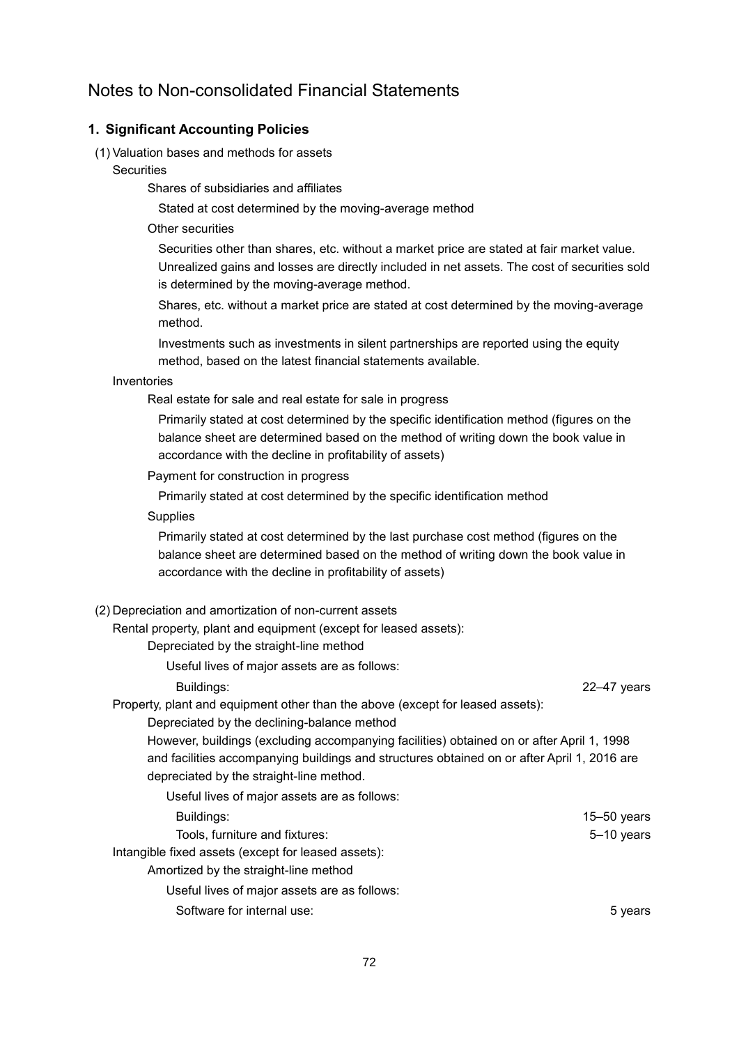# Notes to Non-consolidated Financial Statements

## 1. Significant Accounting Policies

(1) Valuation bases and methods for assets

Securities

Shares of subsidiaries and affiliates

Stated at cost determined by the moving-average method

Other securities

Securities other than shares, etc. without a market price are stated at fair market value. Unrealized gains and losses are directly included in net assets. The cost of securities sold is determined by the moving-average method.

Shares, etc. without a market price are stated at cost determined by the moving-average method.

Investments such as investments in silent partnerships are reported using the equity method, based on the latest financial statements available.

Inventories

Real estate for sale and real estate for sale in progress

Primarily stated at cost determined by the specific identification method (figures on the balance sheet are determined based on the method of writing down the book value in accordance with the decline in profitability of assets)

Payment for construction in progress

Primarily stated at cost determined by the specific identification method

Supplies

Primarily stated at cost determined by the last purchase cost method (figures on the balance sheet are determined based on the method of writing down the book value in accordance with the decline in profitability of assets)

(2) Depreciation and amortization of non-current assets

Rental property, plant and equipment (except for leased assets):

Depreciated by the straight-line method

Useful lives of major assets are as follows:

| | |
|---|---|
| Buildings: | 22–47 years |

Property, plant and equipment other than the above (except for leased assets):

Depreciated by the declining-balance method

However, buildings (excluding accompanying facilities) obtained on or after April 1, 1998 and facilities accompanying buildings and structures obtained on or after April 1, 2016 are depreciated by the straight-line method.

Useful lives of major assets are as follows:

| | |
|---|---|
| Buildings: | 15–50 years |
| Tools, furniture and fixtures: | 5–10 years |

Intangible fixed assets (except for leased assets):

Amortized by the straight-line method

Useful lives of major assets are as follows:

| | |
|---|---|
| Software for internal use: | 5 years |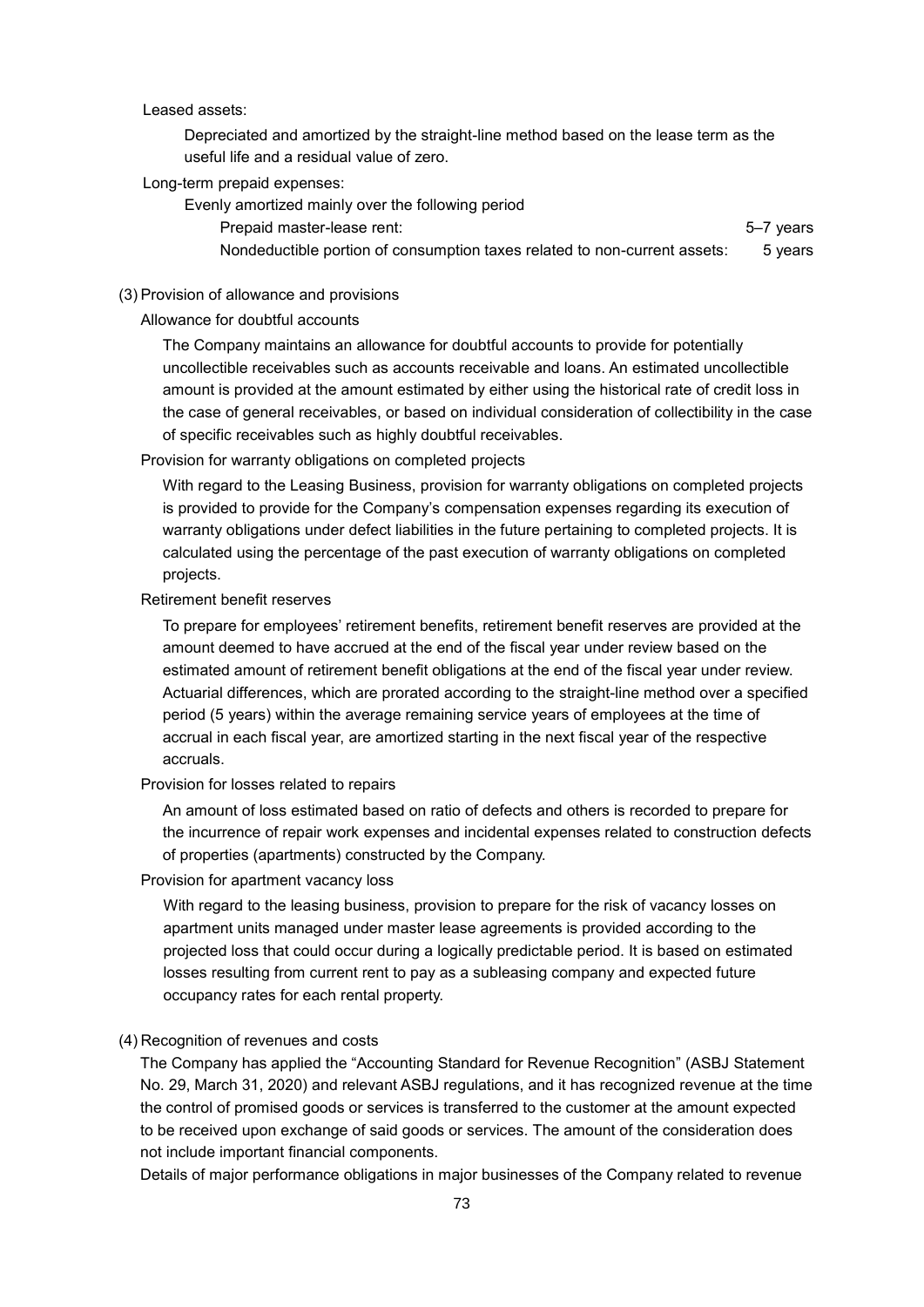Leased assets:

Depreciated and amortized by the straight-line method based on the lease term as the useful life and a residual value of zero.

Long-term prepaid expenses:

Evenly amortized mainly over the following period

| | |
|---|---|
| Prepaid master-lease rent: | 5–7 years |
| Nondeductible portion of consumption taxes related to non-current assets: | 5 years |

(3) Provision of allowance and provisions

Allowance for doubtful accounts

The Company maintains an allowance for doubtful accounts to provide for potentially uncollectible receivables such as accounts receivable and loans. An estimated uncollectible amount is provided at the amount estimated by either using the historical rate of credit loss in the case of general receivables, or based on individual consideration of collectibility in the case of specific receivables such as highly doubtful receivables.

Provision for warranty obligations on completed projects

With regard to the Leasing Business, provision for warranty obligations on completed projects is provided to provide for the Company's compensation expenses regarding its execution of warranty obligations under defect liabilities in the future pertaining to completed projects. It is calculated using the percentage of the past execution of warranty obligations on completed projects.

Retirement benefit reserves

To prepare for employees' retirement benefits, retirement benefit reserves are provided at the amount deemed to have accrued at the end of the fiscal year under review based on the estimated amount of retirement benefit obligations at the end of the fiscal year under review. Actuarial differences, which are prorated according to the straight-line method over a specified period (5 years) within the average remaining service years of employees at the time of accrual in each fiscal year, are amortized starting in the next fiscal year of the respective accruals.

Provision for losses related to repairs

An amount of loss estimated based on ratio of defects and others is recorded to prepare for the incurrence of repair work expenses and incidental expenses related to construction defects of properties (apartments) constructed by the Company.

Provision for apartment vacancy loss

With regard to the leasing business, provision to prepare for the risk of vacancy losses on apartment units managed under master lease agreements is provided according to the projected loss that could occur during a logically predictable period. It is based on estimated losses resulting from current rent to pay as a subleasing company and expected future occupancy rates for each rental property.

(4) Recognition of revenues and costs

The Company has applied the "Accounting Standard for Revenue Recognition" (ASBJ Statement No. 29, March 31, 2020) and relevant ASBJ regulations, and it has recognized revenue at the time the control of promised goods or services is transferred to the customer at the amount expected to be received upon exchange of said goods or services. The amount of the consideration does not include important financial components.

Details of major performance obligations in major businesses of the Company related to revenue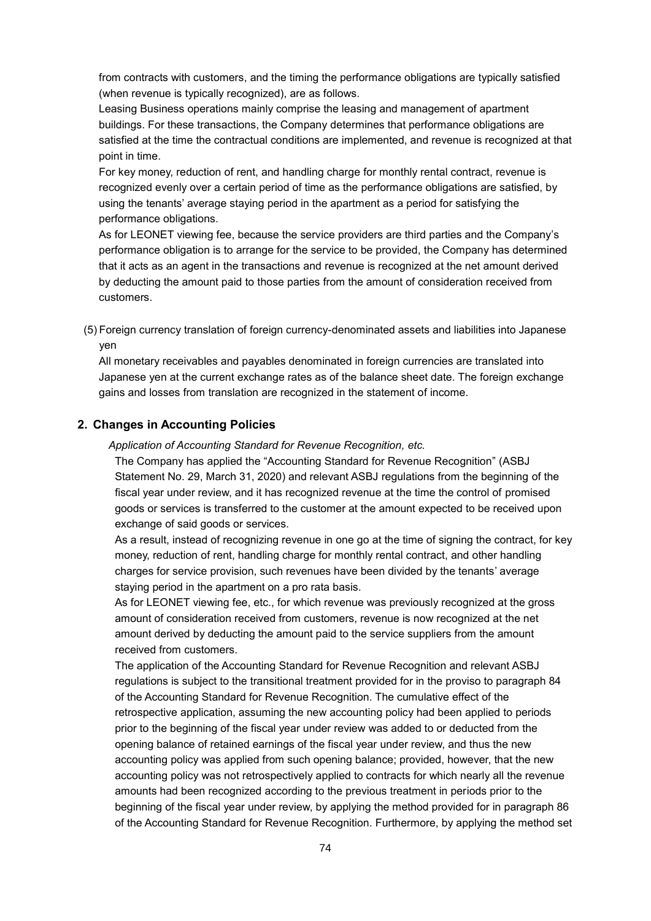from contracts with customers, and the timing the performance obligations are typically satisfied (when revenue is typically recognized), are as follows.

Leasing Business operations mainly comprise the leasing and management of apartment buildings. For these transactions, the Company determines that performance obligations are satisfied at the time the contractual conditions are implemented, and revenue is recognized at that point in time.

For key money, reduction of rent, and handling charge for monthly rental contract, revenue is recognized evenly over a certain period of time as the performance obligations are satisfied, by using the tenants' average staying period in the apartment as a period for satisfying the performance obligations.

As for LEONET viewing fee, because the service providers are third parties and the Company's performance obligation is to arrange for the service to be provided, the Company has determined that it acts as an agent in the transactions and revenue is recognized at the net amount derived by deducting the amount paid to those parties from the amount of consideration received from customers.

(5) Foreign currency translation of foreign currency-denominated assets and liabilities into Japanese yen

All monetary receivables and payables denominated in foreign currencies are translated into Japanese yen at the current exchange rates as of the balance sheet date. The foreign exchange gains and losses from translation are recognized in the statement of income.

## 2. Changes in Accounting Policies

*Application of Accounting Standard for Revenue Recognition, etc.*

The Company has applied the "Accounting Standard for Revenue Recognition" (ASBJ Statement No. 29, March 31, 2020) and relevant ASBJ regulations from the beginning of the fiscal year under review, and it has recognized revenue at the time the control of promised goods or services is transferred to the customer at the amount expected to be received upon exchange of said goods or services.

As a result, instead of recognizing revenue in one go at the time of signing the contract, for key money, reduction of rent, handling charge for monthly rental contract, and other handling charges for service provision, such revenues have been divided by the tenants' average staying period in the apartment on a pro rata basis.

As for LEONET viewing fee, etc., for which revenue was previously recognized at the gross amount of consideration received from customers, revenue is now recognized at the net amount derived by deducting the amount paid to the service suppliers from the amount received from customers.

The application of the Accounting Standard for Revenue Recognition and relevant ASBJ regulations is subject to the transitional treatment provided for in the proviso to paragraph 84 of the Accounting Standard for Revenue Recognition. The cumulative effect of the retrospective application, assuming the new accounting policy had been applied to periods prior to the beginning of the fiscal year under review was added to or deducted from the opening balance of retained earnings of the fiscal year under review, and thus the new accounting policy was applied from such opening balance; provided, however, that the new accounting policy was not retrospectively applied to contracts for which nearly all the revenue amounts had been recognized according to the previous treatment in periods prior to the beginning of the fiscal year under review, by applying the method provided for in paragraph 86 of the Accounting Standard for Revenue Recognition. Furthermore, by applying the method set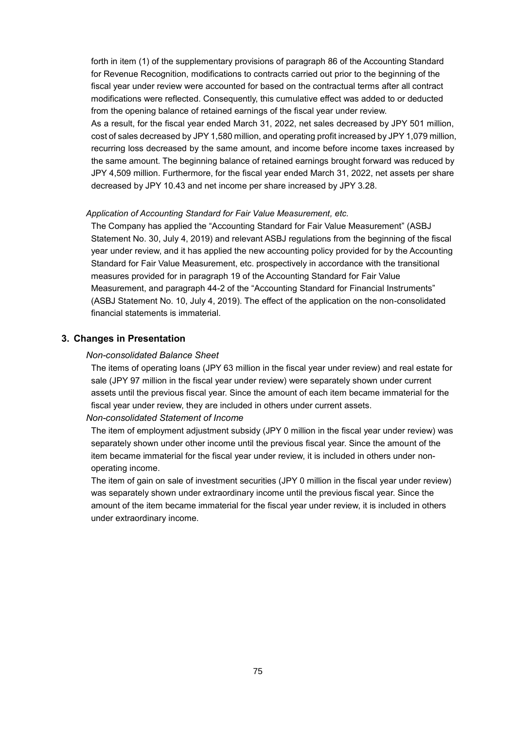forth in item (1) of the supplementary provisions of paragraph 86 of the Accounting Standard for Revenue Recognition, modifications to contracts carried out prior to the beginning of the fiscal year under review were accounted for based on the contractual terms after all contract modifications were reflected. Consequently, this cumulative effect was added to or deducted from the opening balance of retained earnings of the fiscal year under review.

As a result, for the fiscal year ended March 31, 2022, net sales decreased by JPY 501 million, cost of sales decreased by JPY 1,580 million, and operating profit increased by JPY 1,079 million, recurring loss decreased by the same amount, and income before income taxes increased by the same amount. The beginning balance of retained earnings brought forward was reduced by JPY 4,509 million. Furthermore, for the fiscal year ended March 31, 2022, net assets per share decreased by JPY 10.43 and net income per share increased by JPY 3.28.

*Application of Accounting Standard for Fair Value Measurement, etc.*

The Company has applied the "Accounting Standard for Fair Value Measurement" (ASBJ Statement No. 30, July 4, 2019) and relevant ASBJ regulations from the beginning of the fiscal year under review, and it has applied the new accounting policy provided for by the Accounting Standard for Fair Value Measurement, etc. prospectively in accordance with the transitional measures provided for in paragraph 19 of the Accounting Standard for Fair Value Measurement, and paragraph 44-2 of the "Accounting Standard for Financial Instruments" (ASBJ Statement No. 10, July 4, 2019). The effect of the application on the non-consolidated financial statements is immaterial.

## 3. Changes in Presentation

*Non-consolidated Balance Sheet*

The items of operating loans (JPY 63 million in the fiscal year under review) and real estate for sale (JPY 97 million in the fiscal year under review) were separately shown under current assets until the previous fiscal year. Since the amount of each item became immaterial for the fiscal year under review, they are included in others under current assets.

*Non-consolidated Statement of Income*

The item of employment adjustment subsidy (JPY 0 million in the fiscal year under review) was separately shown under other income until the previous fiscal year. Since the amount of the item became immaterial for the fiscal year under review, it is included in others under non-operating income.

The item of gain on sale of investment securities (JPY 0 million in the fiscal year under review) was separately shown under extraordinary income until the previous fiscal year. Since the amount of the item became immaterial for the fiscal year under review, it is included in others under extraordinary income.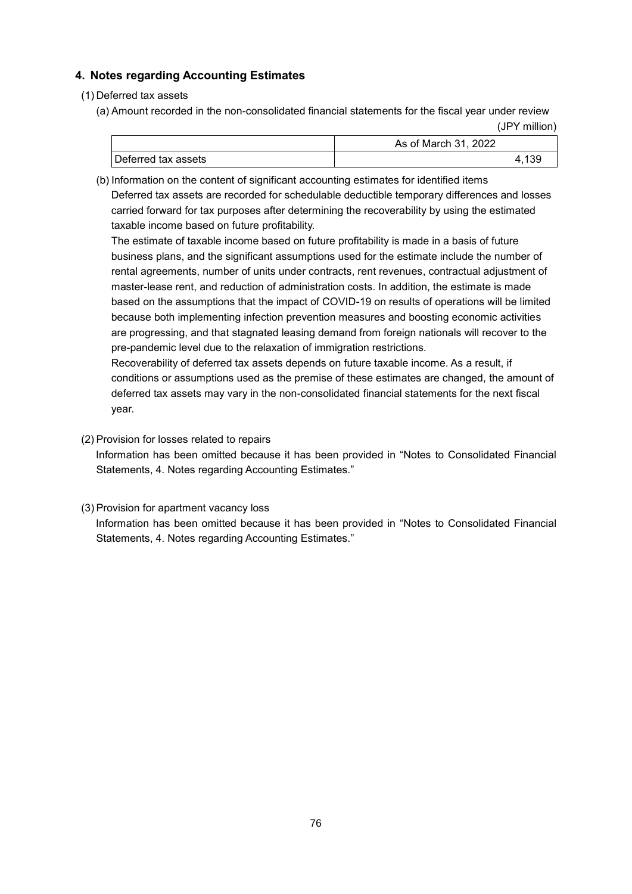## 4. Notes regarding Accounting Estimates

(1) Deferred tax assets

(a) Amount recorded in the non-consolidated financial statements for the fiscal year under review

(JPY million)

| | As of March 31, 2022 |
|---|---|
| Deferred tax assets | 4,139 |

(b) Information on the content of significant accounting estimates for identified items

Deferred tax assets are recorded for schedulable deductible temporary differences and losses carried forward for tax purposes after determining the recoverability by using the estimated taxable income based on future profitability.

The estimate of taxable income based on future profitability is made in a basis of future business plans, and the significant assumptions used for the estimate include the number of rental agreements, number of units under contracts, rent revenues, contractual adjustment of master-lease rent, and reduction of administration costs. In addition, the estimate is made based on the assumptions that the impact of COVID-19 on results of operations will be limited because both implementing infection prevention measures and boosting economic activities are progressing, and that stagnated leasing demand from foreign nationals will recover to the pre-pandemic level due to the relaxation of immigration restrictions.

Recoverability of deferred tax assets depends on future taxable income. As a result, if conditions or assumptions used as the premise of these estimates are changed, the amount of deferred tax assets may vary in the non-consolidated financial statements for the next fiscal year.

(2) Provision for losses related to repairs

Information has been omitted because it has been provided in "Notes to Consolidated Financial Statements, 4. Notes regarding Accounting Estimates."

(3) Provision for apartment vacancy loss

Information has been omitted because it has been provided in "Notes to Consolidated Financial Statements, 4. Notes regarding Accounting Estimates."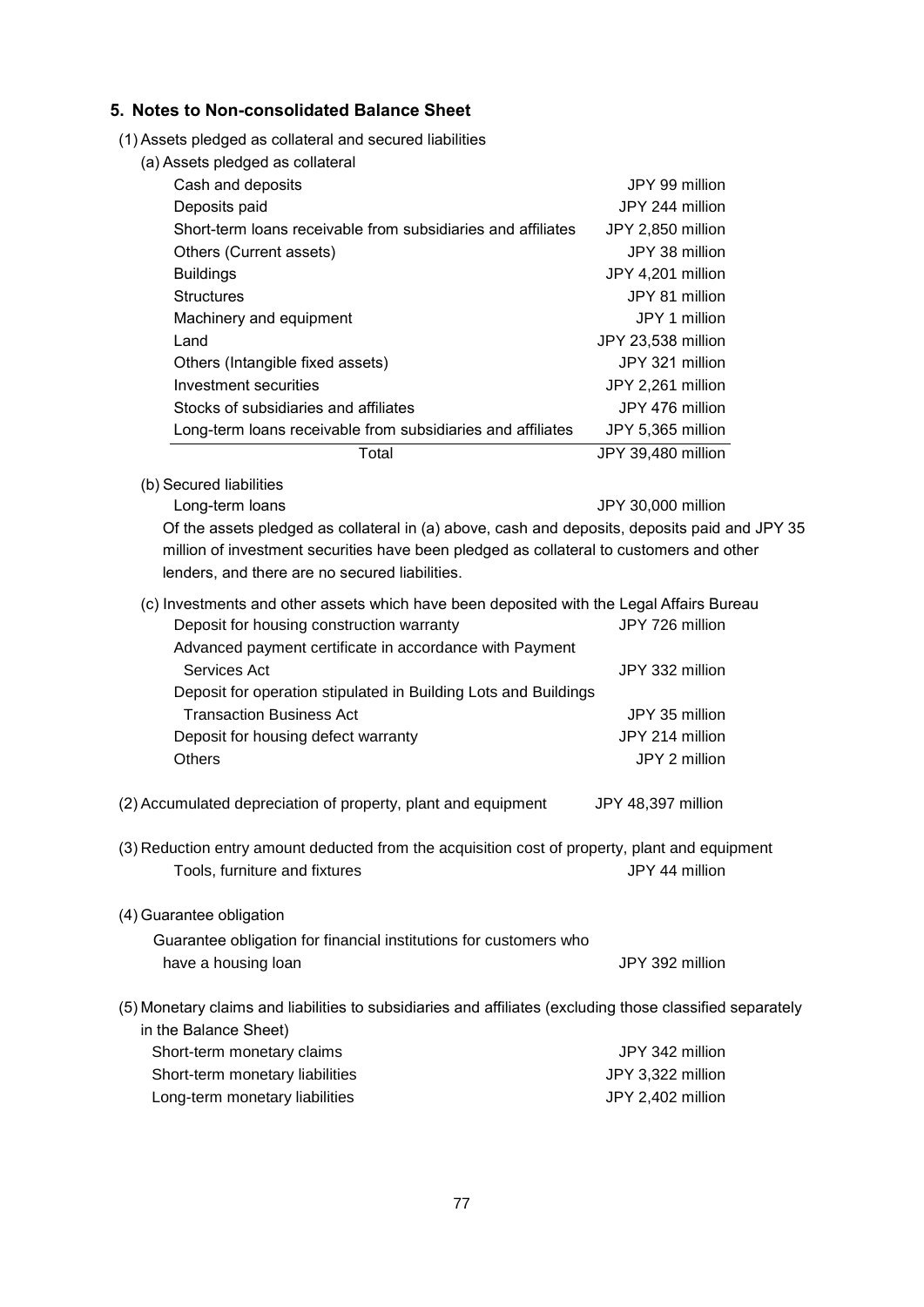## 5. Notes to Non-consolidated Balance Sheet

(1) Assets pledged as collateral and secured liabilities

(a) Assets pledged as collateral

| | |
|---|---|
| Cash and deposits | JPY 99 million |
| Deposits paid | JPY 244 million |
| Short-term loans receivable from subsidiaries and affiliates | JPY 2,850 million |
| Others (Current assets) | JPY 38 million |
| Buildings | JPY 4,201 million |
| Structures | JPY 81 million |
| Machinery and equipment | JPY 1 million |
| Land | JPY 23,538 million |
| Others (Intangible fixed assets) | JPY 321 million |
| Investment securities | JPY 2,261 million |
| Stocks of subsidiaries and affiliates | JPY 476 million |
| Long-term loans receivable from subsidiaries and affiliates | JPY 5,365 million |
| Total | JPY 39,480 million |

(b) Secured liabilities

| | |
|---|---|
| Long-term loans | JPY 30,000 million |

Of the assets pledged as collateral in (a) above, cash and deposits, deposits paid and JPY 35 million of investment securities have been pledged as collateral to customers and other lenders, and there are no secured liabilities.

(c) Investments and other assets which have been deposited with the Legal Affairs Bureau

| | |
|---|---|
| Deposit for housing construction warranty | JPY 726 million |
| Advanced payment certificate in accordance with Payment Services Act | JPY 332 million |
| Deposit for operation stipulated in Building Lots and Buildings Transaction Business Act | JPY 35 million |
| Deposit for housing defect warranty | JPY 214 million |
| Others | JPY 2 million |

(2) Accumulated depreciation of property, plant and equipment JPY 48,397 million

(3) Reduction entry amount deducted from the acquisition cost of property, plant and equipment

| | |
|---|---|
| Tools, furniture and fixtures | JPY 44 million |

(4) Guarantee obligation

| | |
|---|---|
| Guarantee obligation for financial institutions for customers who have a housing loan | JPY 392 million |

(5) Monetary claims and liabilities to subsidiaries and affiliates (excluding those classified separately in the Balance Sheet)

| | |
|---|---|
| Short-term monetary claims | JPY 342 million |
| Short-term monetary liabilities | JPY 3,322 million |
| Long-term monetary liabilities | JPY 2,402 million |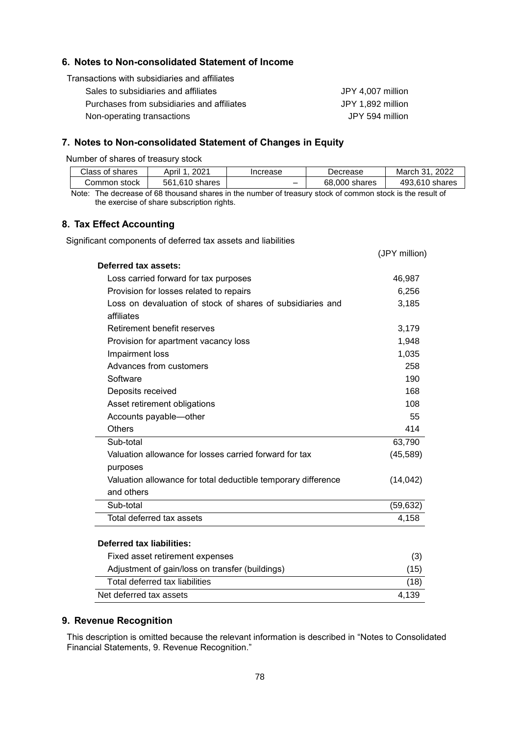## 6. Notes to Non-consolidated Statement of Income

Transactions with subsidiaries and affiliates

| | |
|---|---|
| Sales to subsidiaries and affiliates | JPY 4,007 million |
| Purchases from subsidiaries and affiliates | JPY 1,892 million |
| Non-operating transactions | JPY 594 million |

## 7. Notes to Non-consolidated Statement of Changes in Equity

Number of shares of treasury stock

| Class of shares | April 1, 2021 | Increase | Decrease | March 31, 2022 |
|---|---|---|---|---|
| Common stock | 561,610 shares | – | 68,000 shares | 493,610 shares |

Note: The decrease of 68 thousand shares in the number of treasury stock of common stock is the result of the exercise of share subscription rights.

## 8. Tax Effect Accounting

Significant components of deferred tax assets and liabilities

| | (JPY million) |
|---|---|
| **Deferred tax assets:** | |
| Loss carried forward for tax purposes | 46,987 |
| Provision for losses related to repairs | 6,256 |
| Loss on devaluation of stock of shares of subsidiaries and affiliates | 3,185 |
| Retirement benefit reserves | 3,179 |
| Provision for apartment vacancy loss | 1,948 |
| Impairment loss | 1,035 |
| Advances from customers | 258 |
| Software | 190 |
| Deposits received | 168 |
| Asset retirement obligations | 108 |
| Accounts payable—other | 55 |
| Others | 414 |
| Sub-total | 63,790 |
| Valuation allowance for losses carried forward for tax purposes | (45,589) |
| Valuation allowance for total deductible temporary difference and others | (14,042) |
| Sub-total | (59,632) |
| Total deferred tax assets | 4,158 |
| **Deferred tax liabilities:** | |
| Fixed asset retirement expenses | (3) |
| Adjustment of gain/loss on transfer (buildings) | (15) |
| Total deferred tax liabilities | (18) |
| Net deferred tax assets | 4,139 |

## 9. Revenue Recognition

This description is omitted because the relevant information is described in "Notes to Consolidated Financial Statements, 9. Revenue Recognition."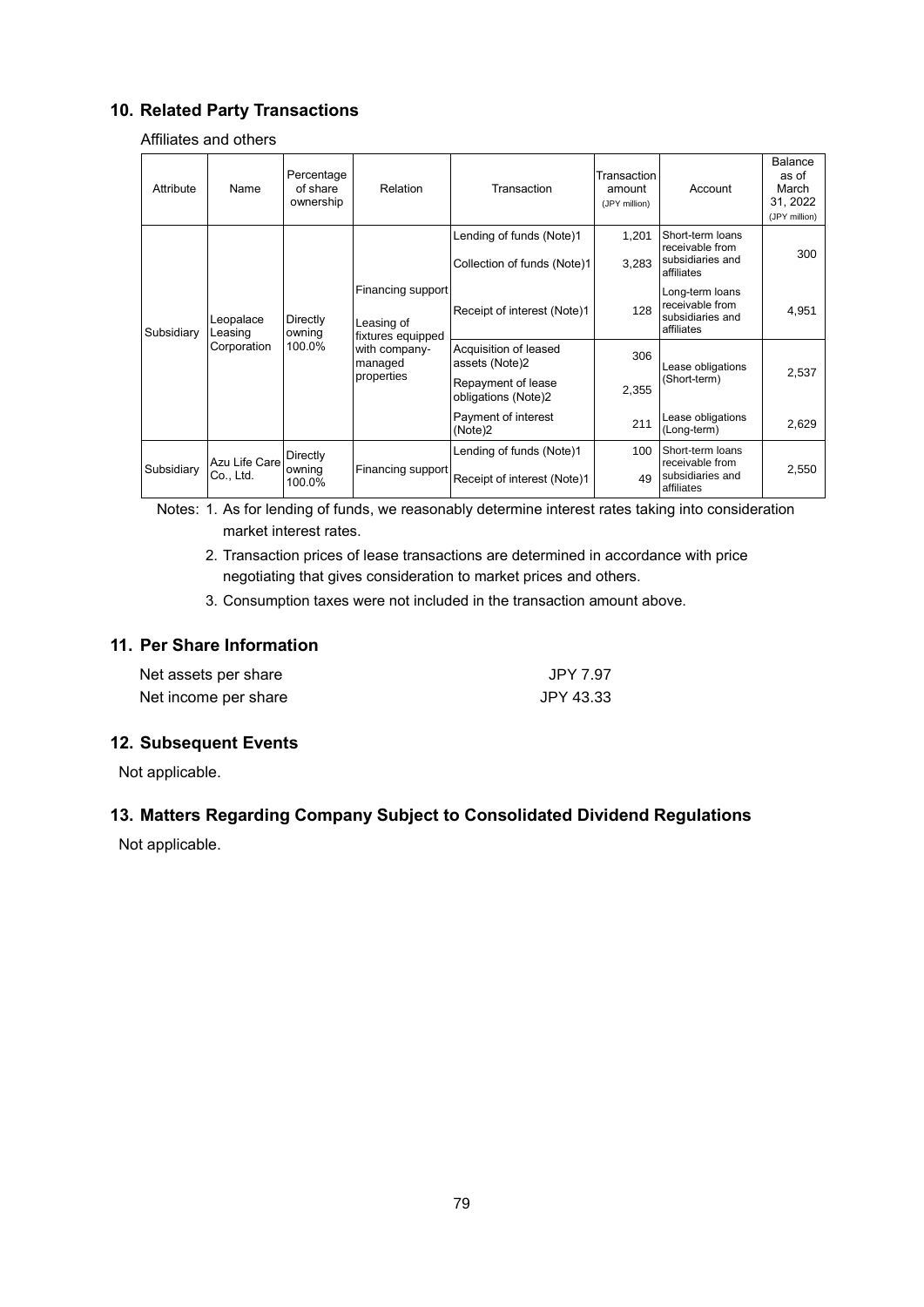## 10. Related Party Transactions

Affiliates and others

| Attribute | Name | Percentage of share ownership | Relation | Transaction | Transaction amount (JPY million) | Account | Balance as of March 31, 2022 (JPY million) |
|---|---|---|---|---|---|---|---|
| Subsidiary | Leopalace Leasing Corporation | Directly owning 100.0% | Financing support<br>Leasing of fixtures equipped with company-managed properties | Lending of funds (Note)1 | 1,201 | Short-term loans receivable from subsidiaries and affiliates | 300 |
| | | | | Collection of funds (Note)1 | 3,283 | | |
| | | | | Receipt of interest (Note)1 | 128 | Long-term loans receivable from subsidiaries and affiliates | 4,951 |
| | | | | Acquisition of leased assets (Note)2 | 306 | Lease obligations (Short-term) | 2,537 |
| | | | | Repayment of lease obligations (Note)2 | 2,355 | | |
| | | | | Payment of interest (Note)2 | 211 | Lease obligations (Long-term) | 2,629 |
| Subsidiary | Azu Life Care Co., Ltd. | Directly owning 100.0% | Financing support | Lending of funds (Note)1 | 100 | Short-term loans receivable from subsidiaries and affiliates | 2,550 |
| | | | | Receipt of interest (Note)1 | 49 | | |

Notes: 1. As for lending of funds, we reasonably determine interest rates taking into consideration market interest rates.

2. Transaction prices of lease transactions are determined in accordance with price negotiating that gives consideration to market prices and others.

3. Consumption taxes were not included in the transaction amount above.

## 11. Per Share Information

| | |
|---|---|
| Net assets per share | JPY 7.97 |
| Net income per share | JPY 43.33 |

## 12. Subsequent Events

Not applicable.

## 13. Matters Regarding Company Subject to Consolidated Dividend Regulations

Not applicable.